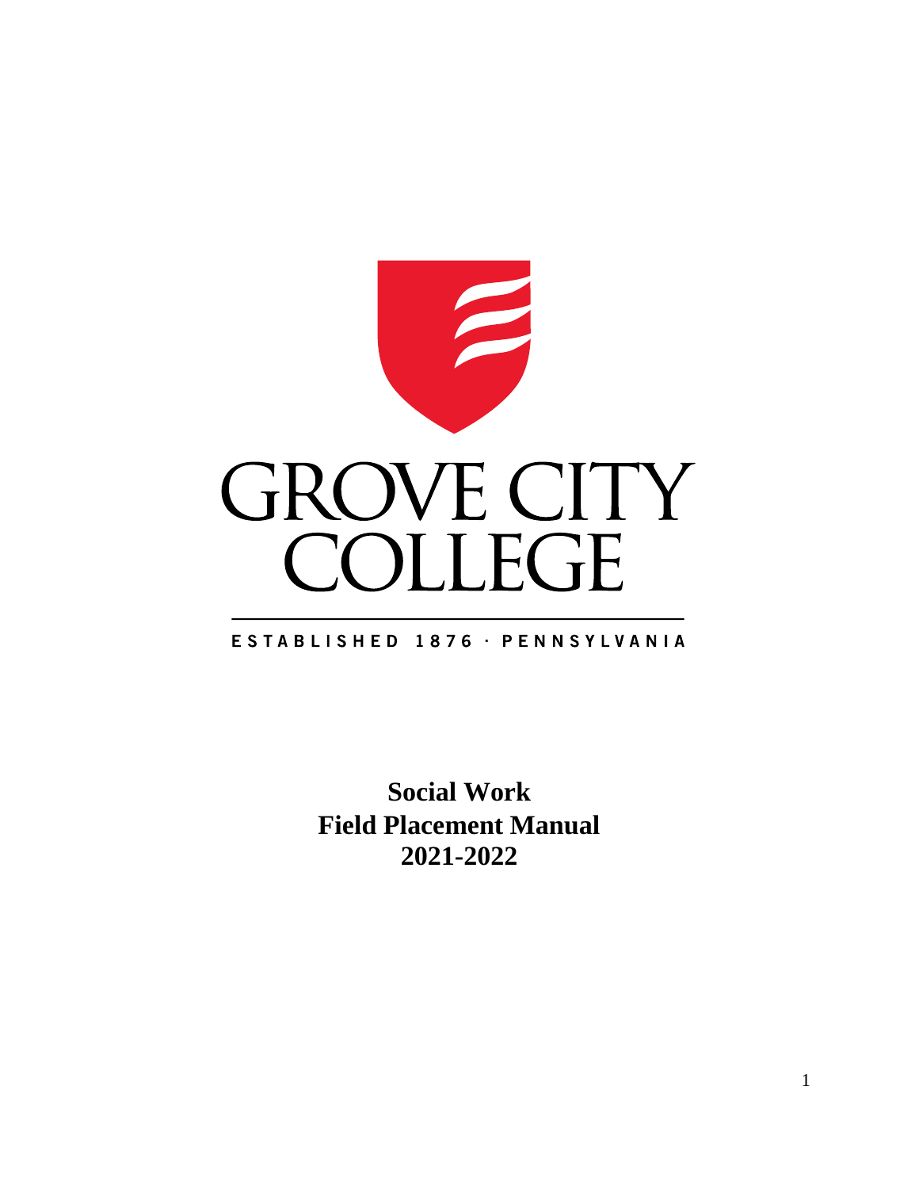GROVE CITY COLLEGE

ESTABLISHED 1876 · PENNSYLVANIA

# Social Work
# Field Placement Manual
# 2021-2022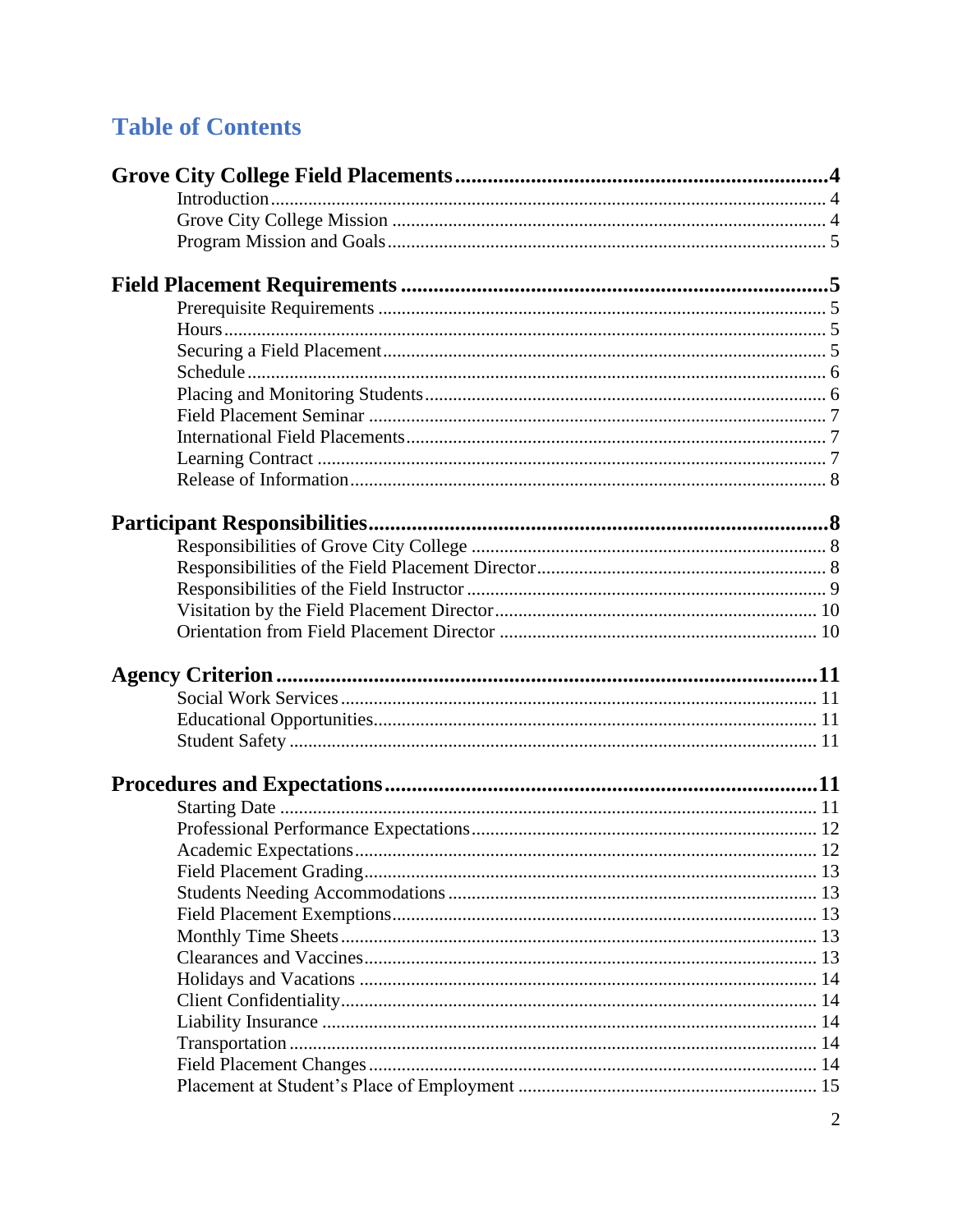# Table of Contents

**Grove City College Field Placements** .......... **4**

- Introduction .......... 4
- Grove City College Mission .......... 4
- Program Mission and Goals .......... 5

**Field Placement Requirements** .......... **5**

- Prerequisite Requirements .......... 5
- Hours .......... 5
- Securing a Field Placement .......... 5
- Schedule .......... 6
- Placing and Monitoring Students .......... 6
- Field Placement Seminar .......... 7
- International Field Placements .......... 7
- Learning Contract .......... 7
- Release of Information .......... 8

**Participant Responsibilities** .......... **8**

- Responsibilities of Grove City College .......... 8
- Responsibilities of the Field Placement Director .......... 8
- Responsibilities of the Field Instructor .......... 9
- Visitation by the Field Placement Director .......... 10
- Orientation from Field Placement Director .......... 10

**Agency Criterion** .......... **11**

- Social Work Services .......... 11
- Educational Opportunities .......... 11
- Student Safety .......... 11

**Procedures and Expectations** .......... **11**

- Starting Date .......... 11
- Professional Performance Expectations .......... 12
- Academic Expectations .......... 12
- Field Placement Grading .......... 13
- Students Needing Accommodations .......... 13
- Field Placement Exemptions .......... 13
- Monthly Time Sheets .......... 13
- Clearances and Vaccines .......... 13
- Holidays and Vacations .......... 14
- Client Confidentiality .......... 14
- Liability Insurance .......... 14
- Transportation .......... 14
- Field Placement Changes .......... 14
- Placement at Student's Place of Employment .......... 15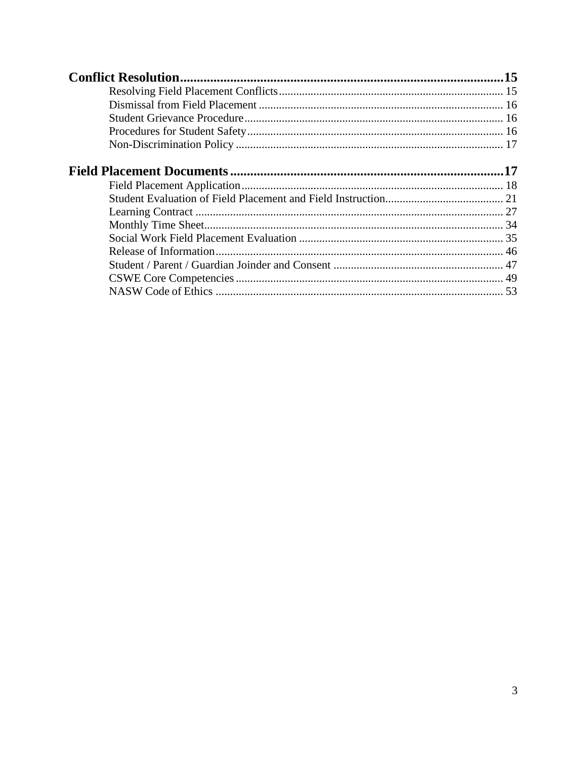**Conflict Resolution** ........................................................................................... **15**

- Resolving Field Placement Conflicts ........................................................................ 15
- Dismissal from Field Placement ............................................................................... 16
- Student Grievance Procedure .................................................................................... 16
- Procedures for Student Safety ................................................................................... 16
- Non-Discrimination Policy ........................................................................................ 17

**Field Placement Documents** ................................................................................. **17**

- Field Placement Application ..................................................................................... 18
- Student Evaluation of Field Placement and Field Instruction ..................................... 21
- Learning Contract ..................................................................................................... 27
- Monthly Time Sheet .................................................................................................. 34
- Social Work Field Placement Evaluation ................................................................... 35
- Release of Information .............................................................................................. 46
- Student / Parent / Guardian Joinder and Consent ...................................................... 47
- CSWE Core Competencies ......................................................................................... 49
- NASW Code of Ethics ................................................................................................ 53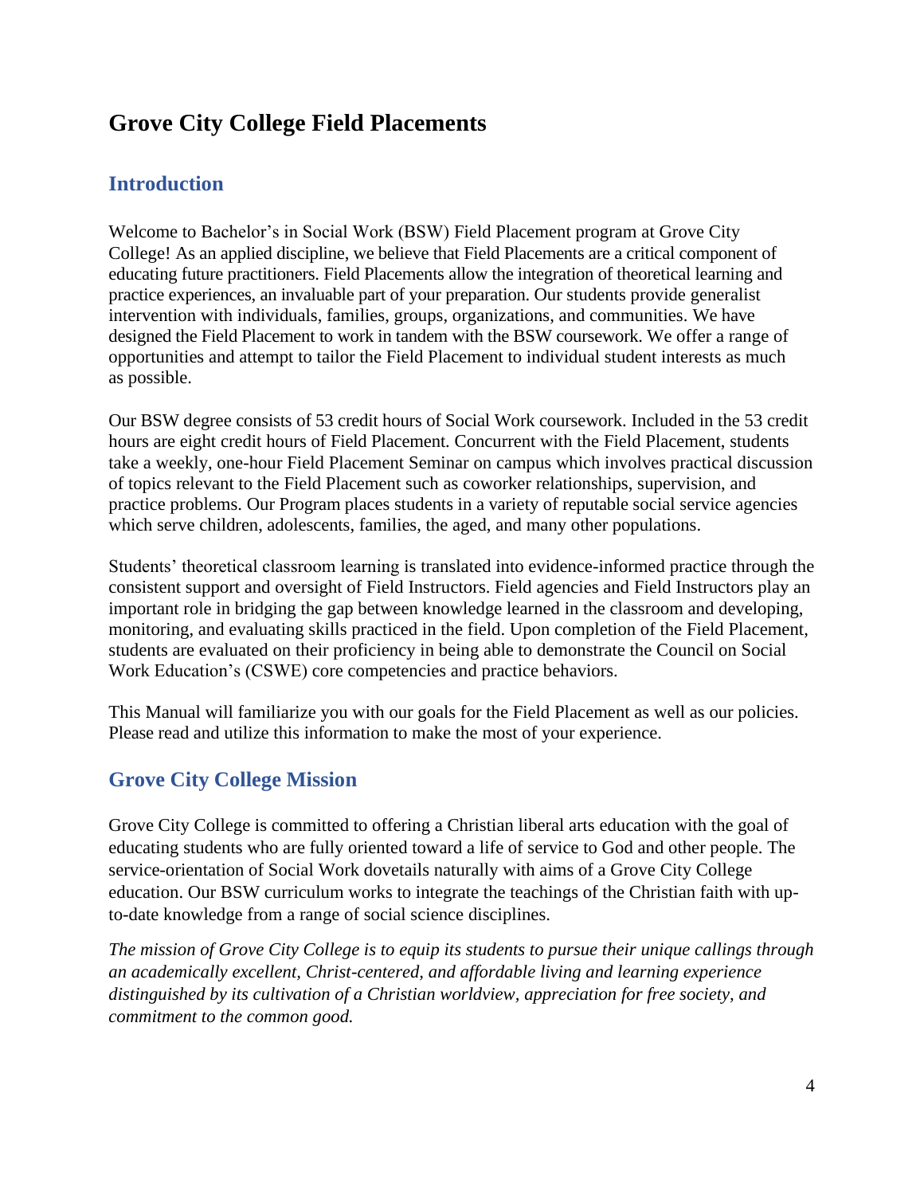# Grove City College Field Placements

## Introduction

Welcome to Bachelor's in Social Work (BSW) Field Placement program at Grove City College! As an applied discipline, we believe that Field Placements are a critical component of educating future practitioners. Field Placements allow the integration of theoretical learning and practice experiences, an invaluable part of your preparation. Our students provide generalist intervention with individuals, families, groups, organizations, and communities. We have designed the Field Placement to work in tandem with the BSW coursework. We offer a range of opportunities and attempt to tailor the Field Placement to individual student interests as much as possible.

Our BSW degree consists of 53 credit hours of Social Work coursework. Included in the 53 credit hours are eight credit hours of Field Placement. Concurrent with the Field Placement, students take a weekly, one-hour Field Placement Seminar on campus which involves practical discussion of topics relevant to the Field Placement such as coworker relationships, supervision, and practice problems. Our Program places students in a variety of reputable social service agencies which serve children, adolescents, families, the aged, and many other populations.

Students' theoretical classroom learning is translated into evidence-informed practice through the consistent support and oversight of Field Instructors. Field agencies and Field Instructors play an important role in bridging the gap between knowledge learned in the classroom and developing, monitoring, and evaluating skills practiced in the field. Upon completion of the Field Placement, students are evaluated on their proficiency in being able to demonstrate the Council on Social Work Education's (CSWE) core competencies and practice behaviors.

This Manual will familiarize you with our goals for the Field Placement as well as our policies. Please read and utilize this information to make the most of your experience.

## Grove City College Mission

Grove City College is committed to offering a Christian liberal arts education with the goal of educating students who are fully oriented toward a life of service to God and other people. The service-orientation of Social Work dovetails naturally with aims of a Grove City College education. Our BSW curriculum works to integrate the teachings of the Christian faith with up-to-date knowledge from a range of social science disciplines.

*The mission of Grove City College is to equip its students to pursue their unique callings through an academically excellent, Christ-centered, and affordable living and learning experience distinguished by its cultivation of a Christian worldview, appreciation for free society, and commitment to the common good.*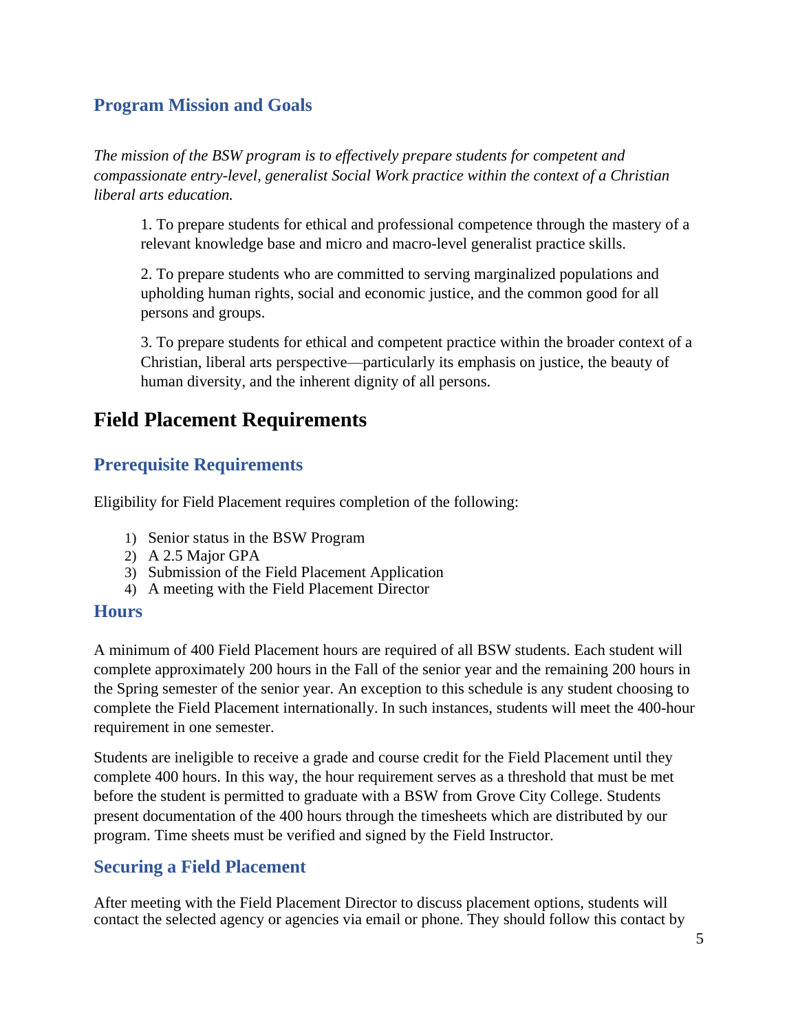### Program Mission and Goals

*The mission of the BSW program is to effectively prepare students for competent and compassionate entry-level, generalist Social Work practice within the context of a Christian liberal arts education.*

> 1. To prepare students for ethical and professional competence through the mastery of a relevant knowledge base and micro and macro-level generalist practice skills.
>
> 2. To prepare students who are committed to serving marginalized populations and upholding human rights, social and economic justice, and the common good for all persons and groups.
>
> 3. To prepare students for ethical and competent practice within the broader context of a Christian, liberal arts perspective—particularly its emphasis on justice, the beauty of human diversity, and the inherent dignity of all persons.

## Field Placement Requirements

### Prerequisite Requirements

Eligibility for Field Placement requires completion of the following:

1) Senior status in the BSW Program
2) A 2.5 Major GPA
3) Submission of the Field Placement Application
4) A meeting with the Field Placement Director

### Hours

A minimum of 400 Field Placement hours are required of all BSW students. Each student will complete approximately 200 hours in the Fall of the senior year and the remaining 200 hours in the Spring semester of the senior year. An exception to this schedule is any student choosing to complete the Field Placement internationally. In such instances, students will meet the 400-hour requirement in one semester.

Students are ineligible to receive a grade and course credit for the Field Placement until they complete 400 hours. In this way, the hour requirement serves as a threshold that must be met before the student is permitted to graduate with a BSW from Grove City College. Students present documentation of the 400 hours through the timesheets which are distributed by our program. Time sheets must be verified and signed by the Field Instructor.

### Securing a Field Placement

After meeting with the Field Placement Director to discuss placement options, students will contact the selected agency or agencies via email or phone. They should follow this contact by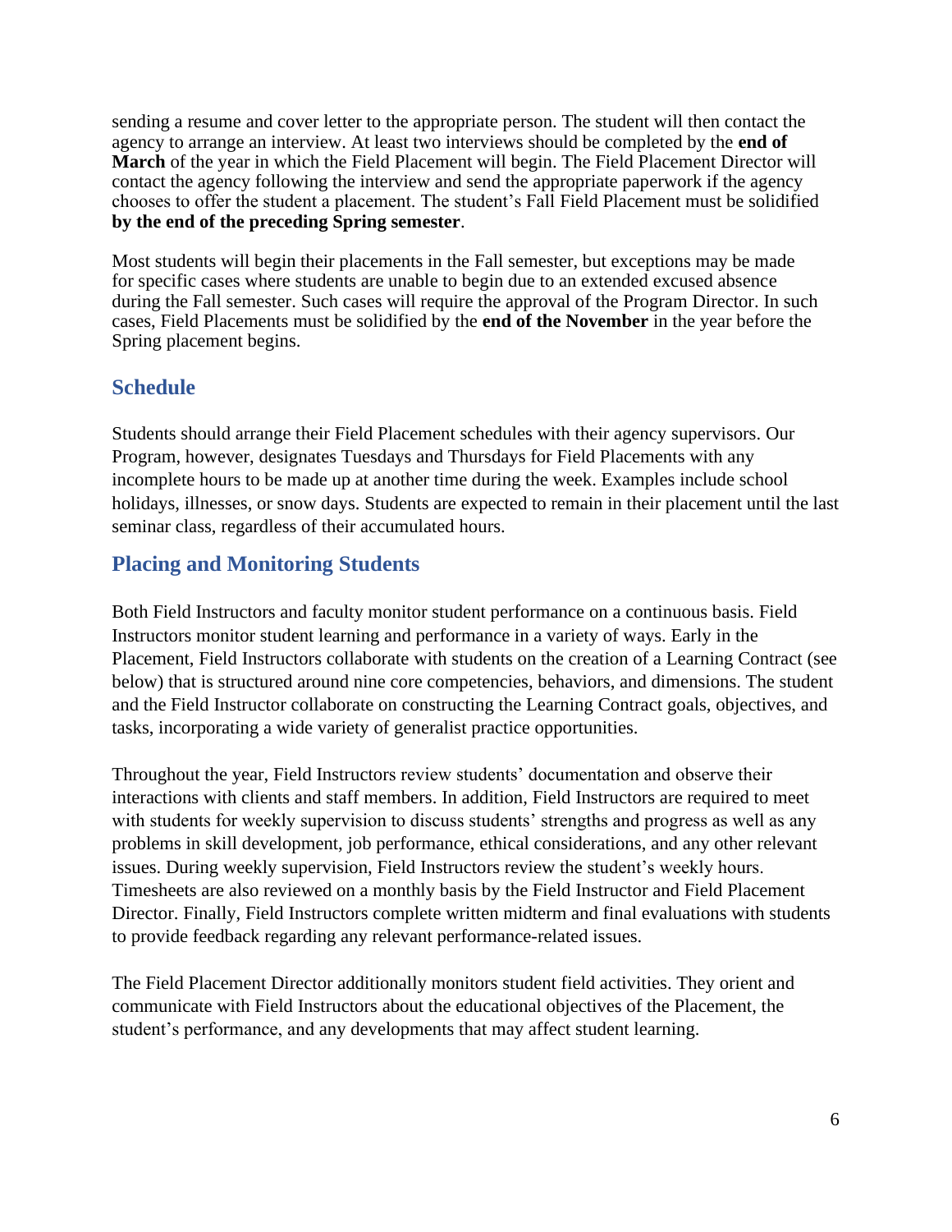sending a resume and cover letter to the appropriate person. The student will then contact the agency to arrange an interview. At least two interviews should be completed by the **end of March** of the year in which the Field Placement will begin. The Field Placement Director will contact the agency following the interview and send the appropriate paperwork if the agency chooses to offer the student a placement. The student's Fall Field Placement must be solidified **by the end of the preceding Spring semester**.

Most students will begin their placements in the Fall semester, but exceptions may be made for specific cases where students are unable to begin due to an extended excused absence during the Fall semester. Such cases will require the approval of the Program Director. In such cases, Field Placements must be solidified by the **end of the November** in the year before the Spring placement begins.

## Schedule

Students should arrange their Field Placement schedules with their agency supervisors. Our Program, however, designates Tuesdays and Thursdays for Field Placements with any incomplete hours to be made up at another time during the week. Examples include school holidays, illnesses, or snow days. Students are expected to remain in their placement until the last seminar class, regardless of their accumulated hours.

## Placing and Monitoring Students

Both Field Instructors and faculty monitor student performance on a continuous basis. Field Instructors monitor student learning and performance in a variety of ways. Early in the Placement, Field Instructors collaborate with students on the creation of a Learning Contract (see below) that is structured around nine core competencies, behaviors, and dimensions. The student and the Field Instructor collaborate on constructing the Learning Contract goals, objectives, and tasks, incorporating a wide variety of generalist practice opportunities.

Throughout the year, Field Instructors review students' documentation and observe their interactions with clients and staff members. In addition, Field Instructors are required to meet with students for weekly supervision to discuss students' strengths and progress as well as any problems in skill development, job performance, ethical considerations, and any other relevant issues. During weekly supervision, Field Instructors review the student's weekly hours. Timesheets are also reviewed on a monthly basis by the Field Instructor and Field Placement Director. Finally, Field Instructors complete written midterm and final evaluations with students to provide feedback regarding any relevant performance-related issues.

The Field Placement Director additionally monitors student field activities. They orient and communicate with Field Instructors about the educational objectives of the Placement, the student's performance, and any developments that may affect student learning.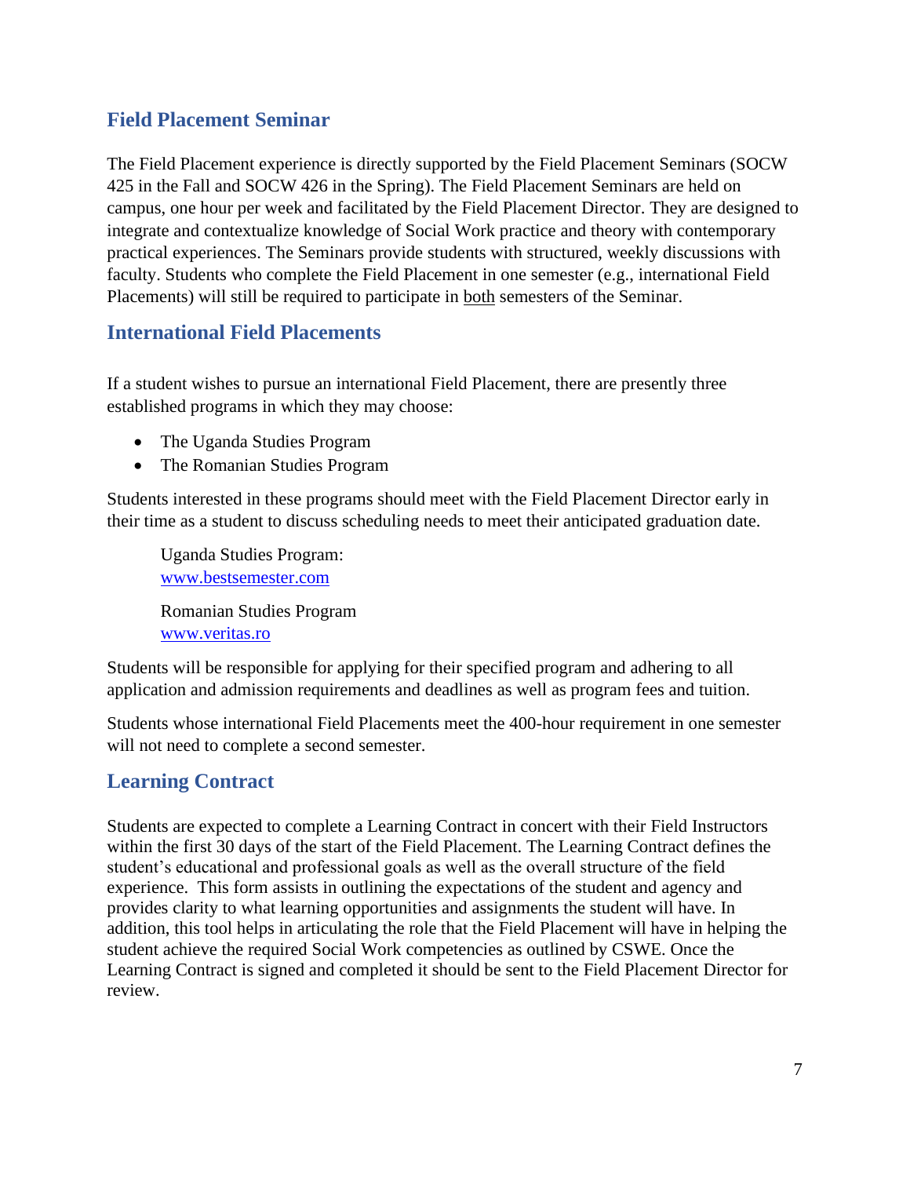## Field Placement Seminar

The Field Placement experience is directly supported by the Field Placement Seminars (SOCW 425 in the Fall and SOCW 426 in the Spring). The Field Placement Seminars are held on campus, one hour per week and facilitated by the Field Placement Director. They are designed to integrate and contextualize knowledge of Social Work practice and theory with contemporary practical experiences. The Seminars provide students with structured, weekly discussions with faculty. Students who complete the Field Placement in one semester (e.g., international Field Placements) will still be required to participate in <u>both</u> semesters of the Seminar.

## International Field Placements

If a student wishes to pursue an international Field Placement, there are presently three established programs in which they may choose:

- The Uganda Studies Program
- The Romanian Studies Program

Students interested in these programs should meet with the Field Placement Director early in their time as a student to discuss scheduling needs to meet their anticipated graduation date.

> Uganda Studies Program:
> [www.bestsemester.com](http://www.bestsemester.com)
>
> Romanian Studies Program
> [www.veritas.ro](http://www.veritas.ro)

Students will be responsible for applying for their specified program and adhering to all application and admission requirements and deadlines as well as program fees and tuition.

Students whose international Field Placements meet the 400-hour requirement in one semester will not need to complete a second semester.

## Learning Contract

Students are expected to complete a Learning Contract in concert with their Field Instructors within the first 30 days of the start of the Field Placement. The Learning Contract defines the student's educational and professional goals as well as the overall structure of the field experience. This form assists in outlining the expectations of the student and agency and provides clarity to what learning opportunities and assignments the student will have. In addition, this tool helps in articulating the role that the Field Placement will have in helping the student achieve the required Social Work competencies as outlined by CSWE. Once the Learning Contract is signed and completed it should be sent to the Field Placement Director for review.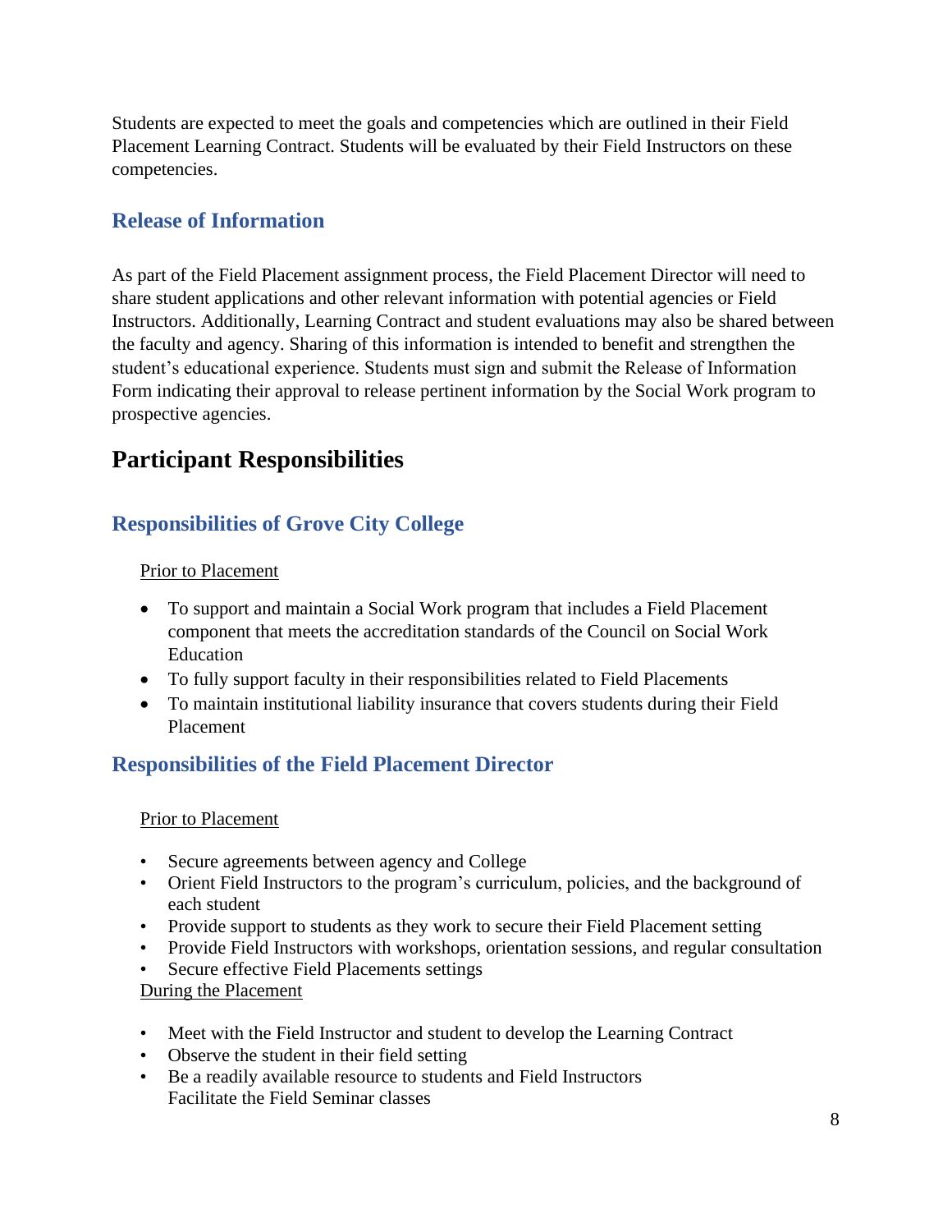Students are expected to meet the goals and competencies which are outlined in their Field Placement Learning Contract. Students will be evaluated by their Field Instructors on these competencies.

### Release of Information

As part of the Field Placement assignment process, the Field Placement Director will need to share student applications and other relevant information with potential agencies or Field Instructors. Additionally, Learning Contract and student evaluations may also be shared between the faculty and agency. Sharing of this information is intended to benefit and strengthen the student's educational experience. Students must sign and submit the Release of Information Form indicating their approval to release pertinent information by the Social Work program to prospective agencies.

## Participant Responsibilities

### Responsibilities of Grove City College

Prior to Placement

- To support and maintain a Social Work program that includes a Field Placement component that meets the accreditation standards of the Council on Social Work Education
- To fully support faculty in their responsibilities related to Field Placements
- To maintain institutional liability insurance that covers students during their Field Placement

### Responsibilities of the Field Placement Director

Prior to Placement

- Secure agreements between agency and College
- Orient Field Instructors to the program's curriculum, policies, and the background of each student
- Provide support to students as they work to secure their Field Placement setting
- Provide Field Instructors with workshops, orientation sessions, and regular consultation
- Secure effective Field Placements settings

During the Placement

- Meet with the Field Instructor and student to develop the Learning Contract
- Observe the student in their field setting
- Be a readily available resource to students and Field Instructors
  Facilitate the Field Seminar classes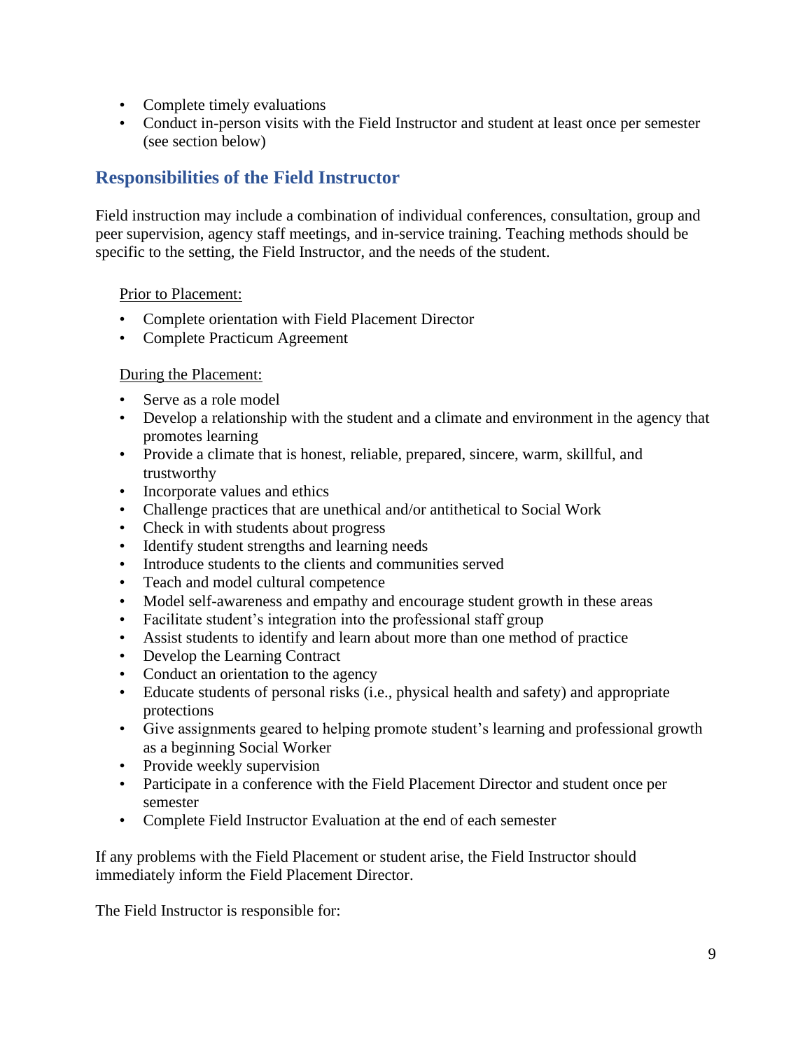- Complete timely evaluations
- Conduct in-person visits with the Field Instructor and student at least once per semester (see section below)

## Responsibilities of the Field Instructor

Field instruction may include a combination of individual conferences, consultation, group and peer supervision, agency staff meetings, and in-service training. Teaching methods should be specific to the setting, the Field Instructor, and the needs of the student.

<u>Prior to Placement:</u>

- Complete orientation with Field Placement Director
- Complete Practicum Agreement

<u>During the Placement:</u>

- Serve as a role model
- Develop a relationship with the student and a climate and environment in the agency that promotes learning
- Provide a climate that is honest, reliable, prepared, sincere, warm, skillful, and trustworthy
- Incorporate values and ethics
- Challenge practices that are unethical and/or antithetical to Social Work
- Check in with students about progress
- Identify student strengths and learning needs
- Introduce students to the clients and communities served
- Teach and model cultural competence
- Model self-awareness and empathy and encourage student growth in these areas
- Facilitate student's integration into the professional staff group
- Assist students to identify and learn about more than one method of practice
- Develop the Learning Contract
- Conduct an orientation to the agency
- Educate students of personal risks (i.e., physical health and safety) and appropriate protections
- Give assignments geared to helping promote student's learning and professional growth as a beginning Social Worker
- Provide weekly supervision
- Participate in a conference with the Field Placement Director and student once per semester
- Complete Field Instructor Evaluation at the end of each semester

If any problems with the Field Placement or student arise, the Field Instructor should immediately inform the Field Placement Director.

The Field Instructor is responsible for: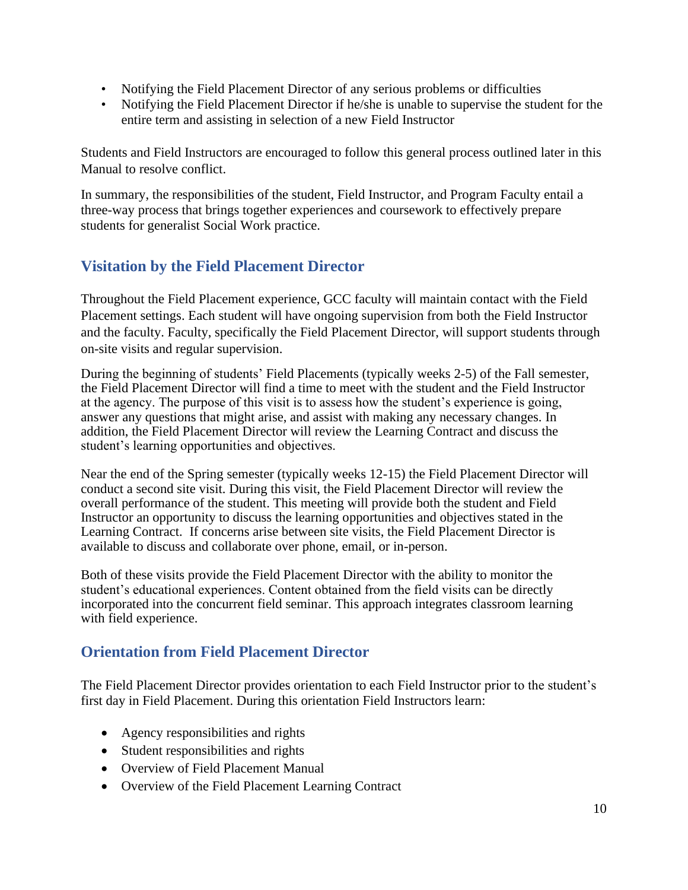- Notifying the Field Placement Director of any serious problems or difficulties
- Notifying the Field Placement Director if he/she is unable to supervise the student for the entire term and assisting in selection of a new Field Instructor

Students and Field Instructors are encouraged to follow this general process outlined later in this Manual to resolve conflict.

In summary, the responsibilities of the student, Field Instructor, and Program Faculty entail a three-way process that brings together experiences and coursework to effectively prepare students for generalist Social Work practice.

## Visitation by the Field Placement Director

Throughout the Field Placement experience, GCC faculty will maintain contact with the Field Placement settings. Each student will have ongoing supervision from both the Field Instructor and the faculty. Faculty, specifically the Field Placement Director, will support students through on-site visits and regular supervision.

During the beginning of students' Field Placements (typically weeks 2-5) of the Fall semester, the Field Placement Director will find a time to meet with the student and the Field Instructor at the agency. The purpose of this visit is to assess how the student's experience is going, answer any questions that might arise, and assist with making any necessary changes. In addition, the Field Placement Director will review the Learning Contract and discuss the student's learning opportunities and objectives.

Near the end of the Spring semester (typically weeks 12-15) the Field Placement Director will conduct a second site visit. During this visit, the Field Placement Director will review the overall performance of the student. This meeting will provide both the student and Field Instructor an opportunity to discuss the learning opportunities and objectives stated in the Learning Contract. If concerns arise between site visits, the Field Placement Director is available to discuss and collaborate over phone, email, or in-person.

Both of these visits provide the Field Placement Director with the ability to monitor the student's educational experiences. Content obtained from the field visits can be directly incorporated into the concurrent field seminar. This approach integrates classroom learning with field experience.

## Orientation from Field Placement Director

The Field Placement Director provides orientation to each Field Instructor prior to the student's first day in Field Placement. During this orientation Field Instructors learn:

- Agency responsibilities and rights
- Student responsibilities and rights
- Overview of Field Placement Manual
- Overview of the Field Placement Learning Contract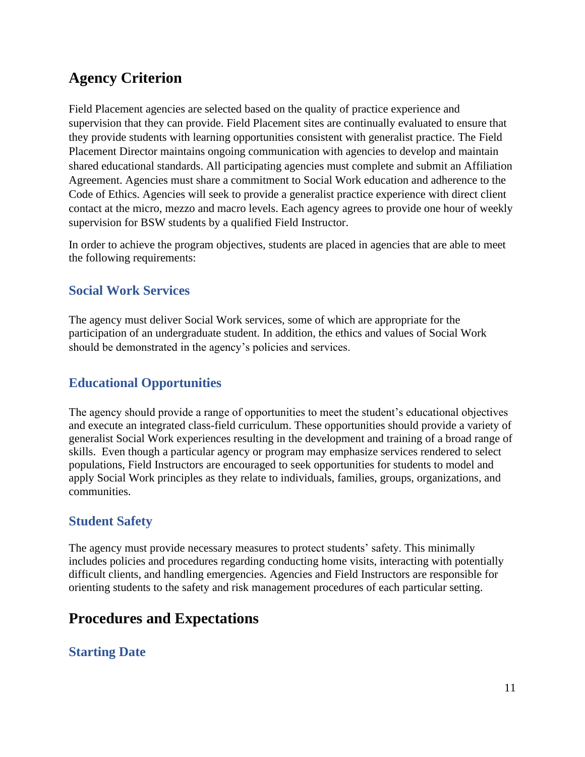## Agency Criterion

Field Placement agencies are selected based on the quality of practice experience and supervision that they can provide. Field Placement sites are continually evaluated to ensure that they provide students with learning opportunities consistent with generalist practice. The Field Placement Director maintains ongoing communication with agencies to develop and maintain shared educational standards. All participating agencies must complete and submit an Affiliation Agreement. Agencies must share a commitment to Social Work education and adherence to the Code of Ethics. Agencies will seek to provide a generalist practice experience with direct client contact at the micro, mezzo and macro levels. Each agency agrees to provide one hour of weekly supervision for BSW students by a qualified Field Instructor.

In order to achieve the program objectives, students are placed in agencies that are able to meet the following requirements:

### Social Work Services

The agency must deliver Social Work services, some of which are appropriate for the participation of an undergraduate student. In addition, the ethics and values of Social Work should be demonstrated in the agency's policies and services.

### Educational Opportunities

The agency should provide a range of opportunities to meet the student's educational objectives and execute an integrated class-field curriculum. These opportunities should provide a variety of generalist Social Work experiences resulting in the development and training of a broad range of skills. Even though a particular agency or program may emphasize services rendered to select populations, Field Instructors are encouraged to seek opportunities for students to model and apply Social Work principles as they relate to individuals, families, groups, organizations, and communities.

### Student Safety

The agency must provide necessary measures to protect students' safety. This minimally includes policies and procedures regarding conducting home visits, interacting with potentially difficult clients, and handling emergencies. Agencies and Field Instructors are responsible for orienting students to the safety and risk management procedures of each particular setting.

## Procedures and Expectations

### Starting Date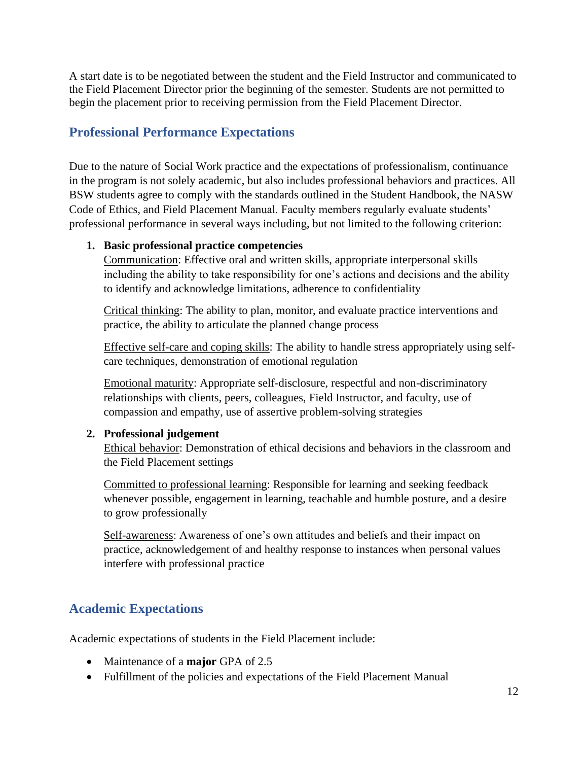A start date is to be negotiated between the student and the Field Instructor and communicated to the Field Placement Director prior the beginning of the semester. Students are not permitted to begin the placement prior to receiving permission from the Field Placement Director.

## Professional Performance Expectations

Due to the nature of Social Work practice and the expectations of professionalism, continuance in the program is not solely academic, but also includes professional behaviors and practices. All BSW students agree to comply with the standards outlined in the Student Handbook, the NASW Code of Ethics, and Field Placement Manual. Faculty members regularly evaluate students' professional performance in several ways including, but not limited to the following criterion:

1. **Basic professional practice competencies**

   <u>Communication</u>: Effective oral and written skills, appropriate interpersonal skills including the ability to take responsibility for one's actions and decisions and the ability to identify and acknowledge limitations, adherence to confidentiality

   <u>Critical thinking</u>: The ability to plan, monitor, and evaluate practice interventions and practice, the ability to articulate the planned change process

   <u>Effective self-care and coping skills</u>: The ability to handle stress appropriately using self-care techniques, demonstration of emotional regulation

   <u>Emotional maturity</u>: Appropriate self-disclosure, respectful and non-discriminatory relationships with clients, peers, colleagues, Field Instructor, and faculty, use of compassion and empathy, use of assertive problem-solving strategies

2. **Professional judgement**

   <u>Ethical behavior</u>: Demonstration of ethical decisions and behaviors in the classroom and the Field Placement settings

   <u>Committed to professional learning</u>: Responsible for learning and seeking feedback whenever possible, engagement in learning, teachable and humble posture, and a desire to grow professionally

   <u>Self-awareness</u>: Awareness of one's own attitudes and beliefs and their impact on practice, acknowledgement of and healthy response to instances when personal values interfere with professional practice

## Academic Expectations

Academic expectations of students in the Field Placement include:

- Maintenance of a **major** GPA of 2.5
- Fulfillment of the policies and expectations of the Field Placement Manual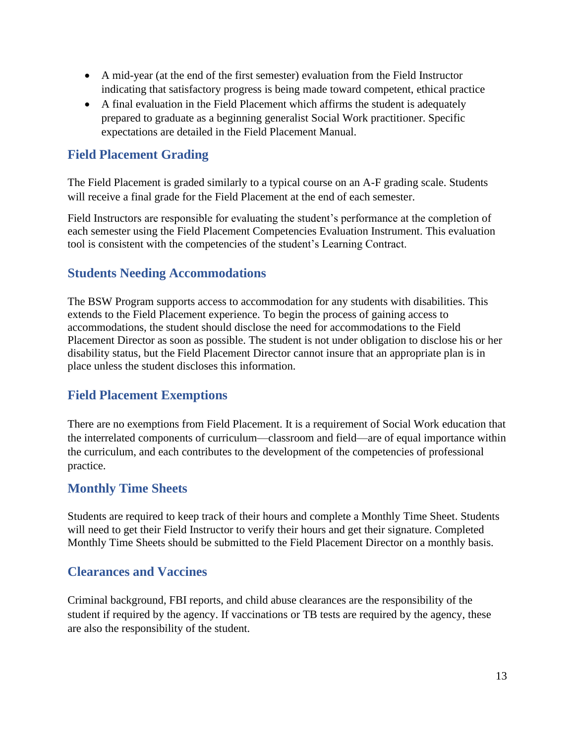- A mid-year (at the end of the first semester) evaluation from the Field Instructor indicating that satisfactory progress is being made toward competent, ethical practice
- A final evaluation in the Field Placement which affirms the student is adequately prepared to graduate as a beginning generalist Social Work practitioner. Specific expectations are detailed in the Field Placement Manual.

## Field Placement Grading

The Field Placement is graded similarly to a typical course on an A-F grading scale. Students will receive a final grade for the Field Placement at the end of each semester.

Field Instructors are responsible for evaluating the student's performance at the completion of each semester using the Field Placement Competencies Evaluation Instrument. This evaluation tool is consistent with the competencies of the student's Learning Contract.

## Students Needing Accommodations

The BSW Program supports access to accommodation for any students with disabilities. This extends to the Field Placement experience. To begin the process of gaining access to accommodations, the student should disclose the need for accommodations to the Field Placement Director as soon as possible. The student is not under obligation to disclose his or her disability status, but the Field Placement Director cannot insure that an appropriate plan is in place unless the student discloses this information.

## Field Placement Exemptions

There are no exemptions from Field Placement. It is a requirement of Social Work education that the interrelated components of curriculum—classroom and field—are of equal importance within the curriculum, and each contributes to the development of the competencies of professional practice.

## Monthly Time Sheets

Students are required to keep track of their hours and complete a Monthly Time Sheet. Students will need to get their Field Instructor to verify their hours and get their signature. Completed Monthly Time Sheets should be submitted to the Field Placement Director on a monthly basis.

## Clearances and Vaccines

Criminal background, FBI reports, and child abuse clearances are the responsibility of the student if required by the agency. If vaccinations or TB tests are required by the agency, these are also the responsibility of the student.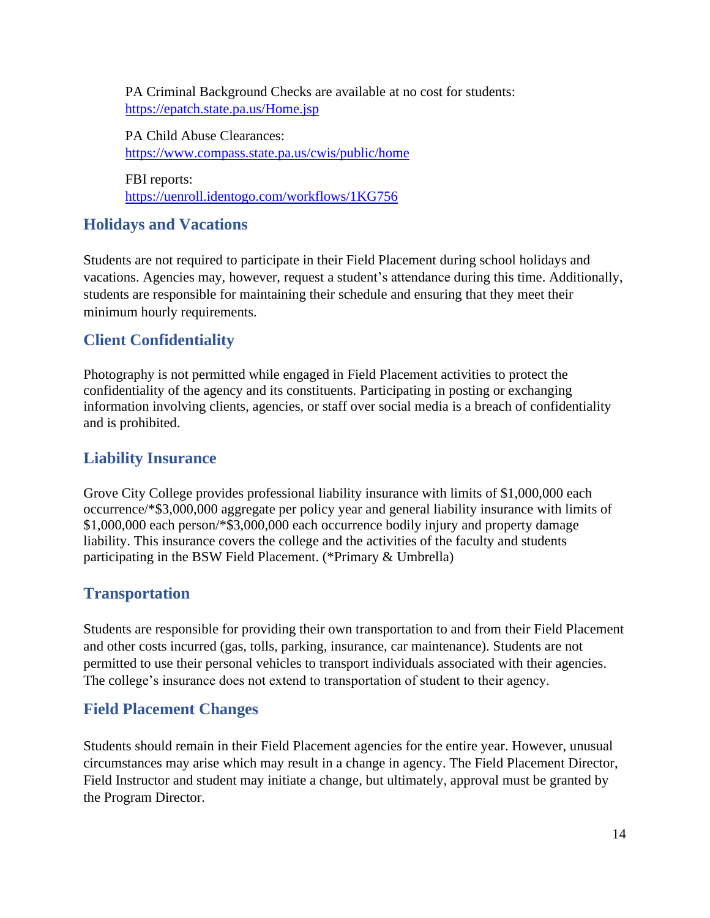PA Criminal Background Checks are available at no cost for students:
https://epatch.state.pa.us/Home.jsp

PA Child Abuse Clearances:
https://www.compass.state.pa.us/cwis/public/home

FBI reports:
https://uenroll.identogo.com/workflows/1KG756

## Holidays and Vacations

Students are not required to participate in their Field Placement during school holidays and vacations. Agencies may, however, request a student's attendance during this time. Additionally, students are responsible for maintaining their schedule and ensuring that they meet their minimum hourly requirements.

## Client Confidentiality

Photography is not permitted while engaged in Field Placement activities to protect the confidentiality of the agency and its constituents. Participating in posting or exchanging information involving clients, agencies, or staff over social media is a breach of confidentiality and is prohibited.

## Liability Insurance

Grove City College provides professional liability insurance with limits of $1,000,000 each occurrence/*$3,000,000 aggregate per policy year and general liability insurance with limits of $1,000,000 each person/*$3,000,000 each occurrence bodily injury and property damage liability. This insurance covers the college and the activities of the faculty and students participating in the BSW Field Placement. (*Primary & Umbrella)

## Transportation

Students are responsible for providing their own transportation to and from their Field Placement and other costs incurred (gas, tolls, parking, insurance, car maintenance). Students are not permitted to use their personal vehicles to transport individuals associated with their agencies. The college's insurance does not extend to transportation of student to their agency.

## Field Placement Changes

Students should remain in their Field Placement agencies for the entire year. However, unusual circumstances may arise which may result in a change in agency. The Field Placement Director, Field Instructor and student may initiate a change, but ultimately, approval must be granted by the Program Director.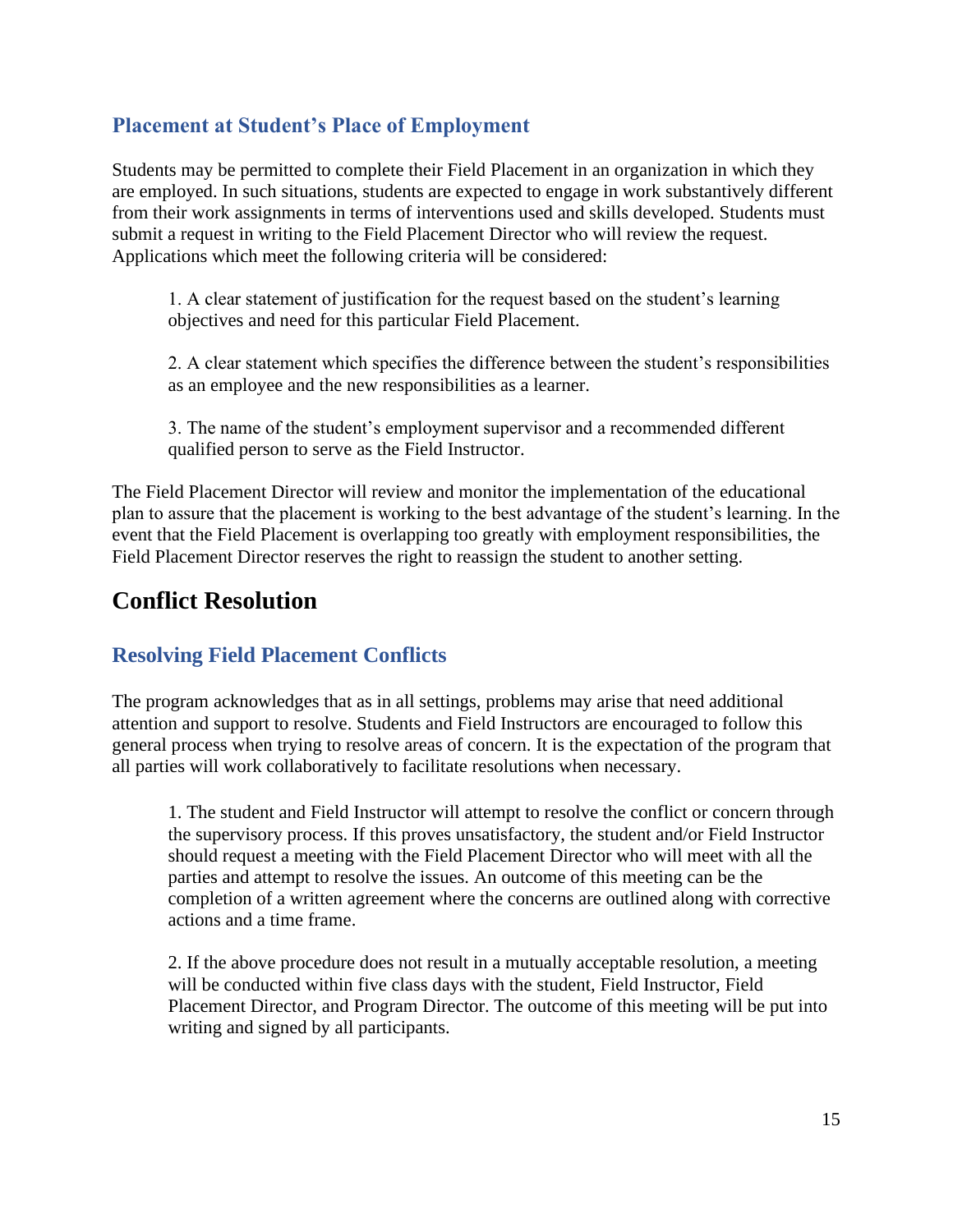### Placement at Student's Place of Employment

Students may be permitted to complete their Field Placement in an organization in which they are employed. In such situations, students are expected to engage in work substantively different from their work assignments in terms of interventions used and skills developed. Students must submit a request in writing to the Field Placement Director who will review the request. Applications which meet the following criteria will be considered:

1. A clear statement of justification for the request based on the student's learning objectives and need for this particular Field Placement.

2. A clear statement which specifies the difference between the student's responsibilities as an employee and the new responsibilities as a learner.

3. The name of the student's employment supervisor and a recommended different qualified person to serve as the Field Instructor.

The Field Placement Director will review and monitor the implementation of the educational plan to assure that the placement is working to the best advantage of the student's learning. In the event that the Field Placement is overlapping too greatly with employment responsibilities, the Field Placement Director reserves the right to reassign the student to another setting.

## Conflict Resolution

### Resolving Field Placement Conflicts

The program acknowledges that as in all settings, problems may arise that need additional attention and support to resolve. Students and Field Instructors are encouraged to follow this general process when trying to resolve areas of concern. It is the expectation of the program that all parties will work collaboratively to facilitate resolutions when necessary.

1. The student and Field Instructor will attempt to resolve the conflict or concern through the supervisory process. If this proves unsatisfactory, the student and/or Field Instructor should request a meeting with the Field Placement Director who will meet with all the parties and attempt to resolve the issues. An outcome of this meeting can be the completion of a written agreement where the concerns are outlined along with corrective actions and a time frame.

2. If the above procedure does not result in a mutually acceptable resolution, a meeting will be conducted within five class days with the student, Field Instructor, Field Placement Director, and Program Director. The outcome of this meeting will be put into writing and signed by all participants.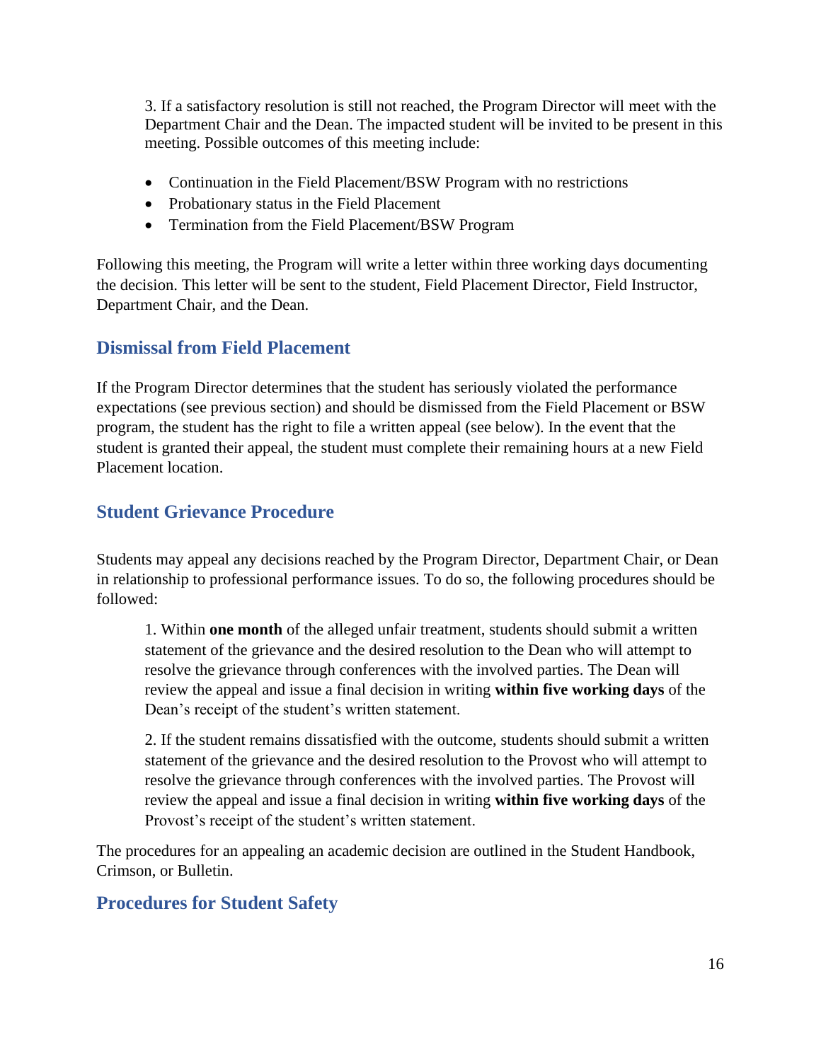3. If a satisfactory resolution is still not reached, the Program Director will meet with the Department Chair and the Dean. The impacted student will be invited to be present in this meeting. Possible outcomes of this meeting include:

- Continuation in the Field Placement/BSW Program with no restrictions
- Probationary status in the Field Placement
- Termination from the Field Placement/BSW Program

Following this meeting, the Program will write a letter within three working days documenting the decision. This letter will be sent to the student, Field Placement Director, Field Instructor, Department Chair, and the Dean.

## Dismissal from Field Placement

If the Program Director determines that the student has seriously violated the performance expectations (see previous section) and should be dismissed from the Field Placement or BSW program, the student has the right to file a written appeal (see below). In the event that the student is granted their appeal, the student must complete their remaining hours at a new Field Placement location.

## Student Grievance Procedure

Students may appeal any decisions reached by the Program Director, Department Chair, or Dean in relationship to professional performance issues. To do so, the following procedures should be followed:

1. Within **one month** of the alleged unfair treatment, students should submit a written statement of the grievance and the desired resolution to the Dean who will attempt to resolve the grievance through conferences with the involved parties. The Dean will review the appeal and issue a final decision in writing **within five working days** of the Dean's receipt of the student's written statement.

2. If the student remains dissatisfied with the outcome, students should submit a written statement of the grievance and the desired resolution to the Provost who will attempt to resolve the grievance through conferences with the involved parties. The Provost will review the appeal and issue a final decision in writing **within five working days** of the Provost's receipt of the student's written statement.

The procedures for an appealing an academic decision are outlined in the Student Handbook, Crimson, or Bulletin.

## Procedures for Student Safety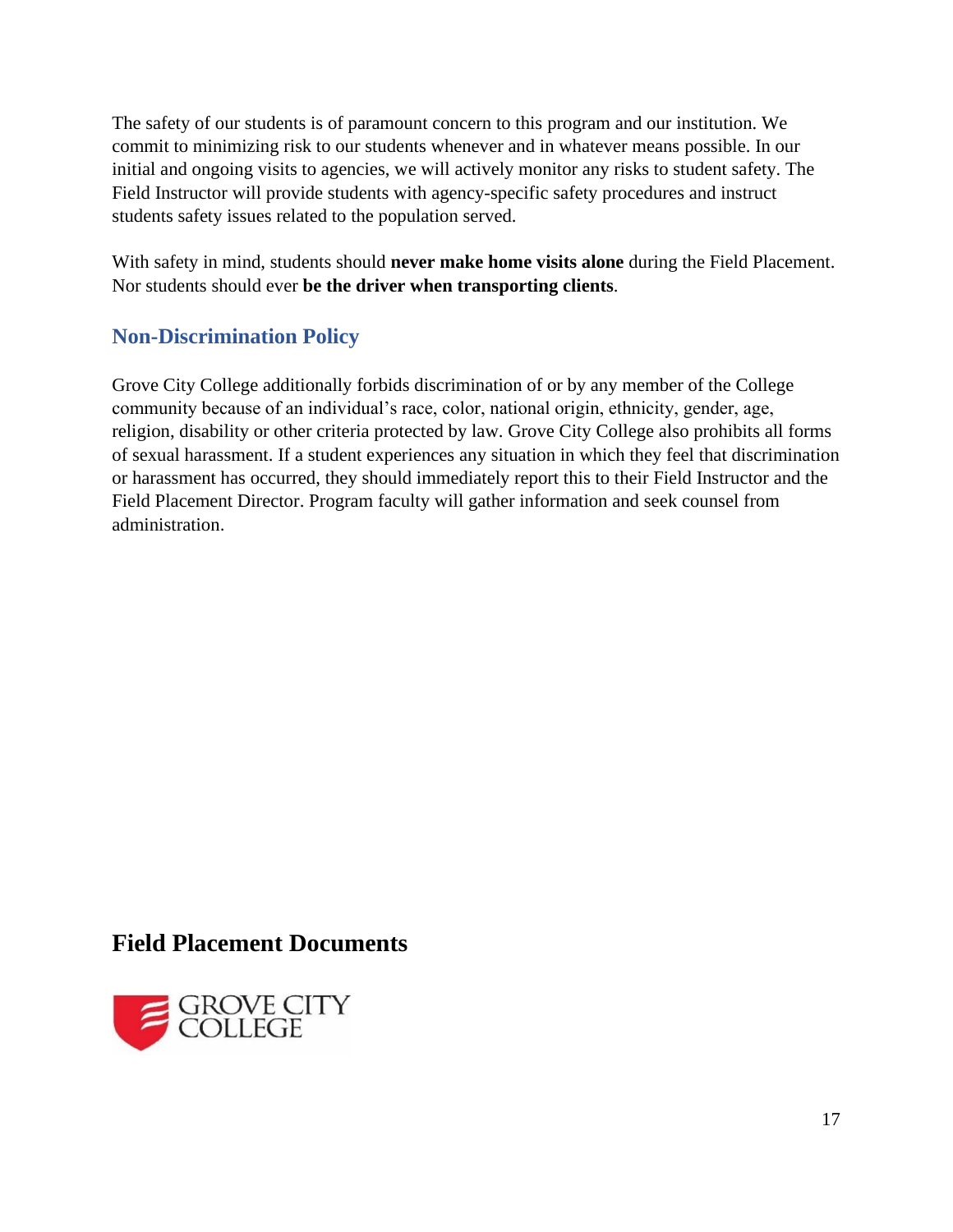The safety of our students is of paramount concern to this program and our institution. We commit to minimizing risk to our students whenever and in whatever means possible. In our initial and ongoing visits to agencies, we will actively monitor any risks to student safety. The Field Instructor will provide students with agency-specific safety procedures and instruct students safety issues related to the population served.

With safety in mind, students should **never make home visits alone** during the Field Placement. Nor students should ever **be the driver when transporting clients**.

### Non-Discrimination Policy

Grove City College additionally forbids discrimination of or by any member of the College community because of an individual's race, color, national origin, ethnicity, gender, age, religion, disability or other criteria protected by law. Grove City College also prohibits all forms of sexual harassment. If a student experiences any situation in which they feel that discrimination or harassment has occurred, they should immediately report this to their Field Instructor and the Field Placement Director. Program faculty will gather information and seek counsel from administration.

## Field Placement Documents

GROVE CITY COLLEGE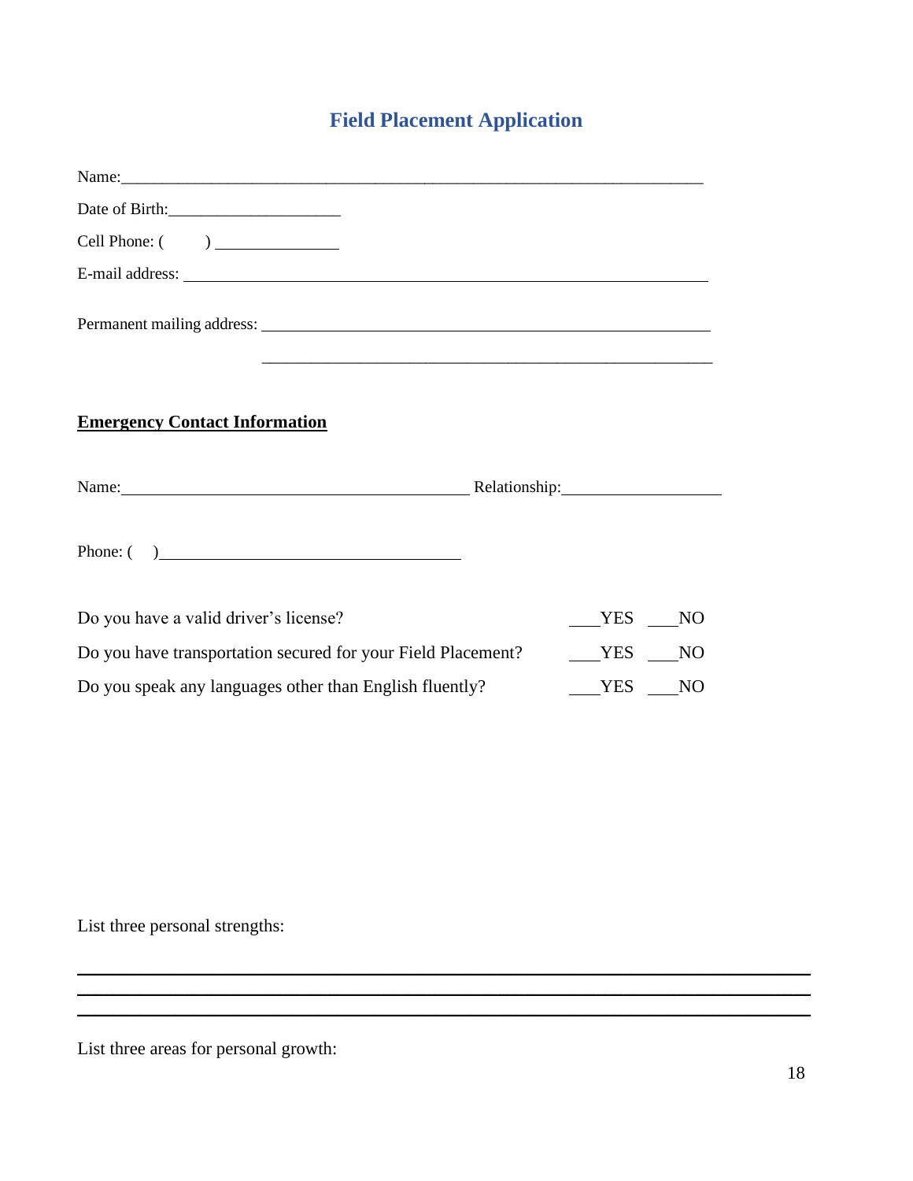# Field Placement Application

Name:_______________________________________________________________

Date of Birth:____________________

Cell Phone: (        ) ______________

E-mail address: ____________________________________________________________

Permanent mailing address: ____________________________________________________

____________________________________________________

**Emergency Contact Information**

Name:________________________________________ Relationship:__________________

Phone: (    )__________________________________

Do you have a valid driver's license? ___YES ___NO

Do you have transportation secured for your Field Placement? ___YES ___NO

Do you speak any languages other than English fluently? ___YES ___NO

List three personal strengths:

_____________________________________________________________________________

_____________________________________________________________________________

_____________________________________________________________________________

List three areas for personal growth: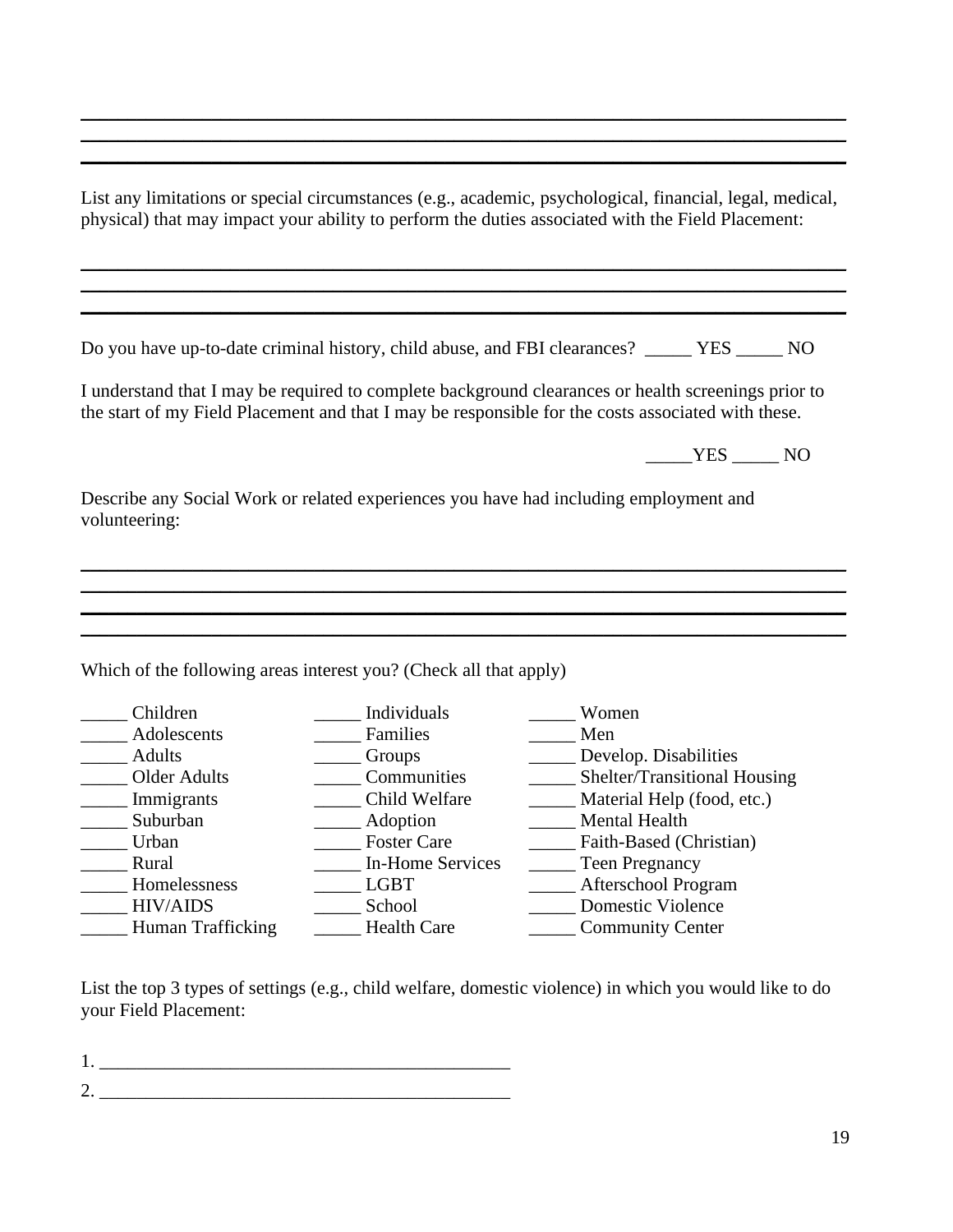_____________________________________________________________________________
_____________________________________________________________________________
_____________________________________________________________________________

List any limitations or special circumstances (e.g., academic, psychological, financial, legal, medical, physical) that may impact your ability to perform the duties associated with the Field Placement:

_____________________________________________________________________________
_____________________________________________________________________________
_____________________________________________________________________________

Do you have up-to-date criminal history, child abuse, and FBI clearances? _____ YES _____ NO

I understand that I may be required to complete background clearances or health screenings prior to the start of my Field Placement and that I may be responsible for the costs associated with these.

_____YES _____ NO

Describe any Social Work or related experiences you have had including employment and volunteering:

_____________________________________________________________________________
_____________________________________________________________________________
_____________________________________________________________________________
_____________________________________________________________________________

Which of the following areas interest you? (Check all that apply)

| | | |
|---|---|---|
| _____ Children | _____ Individuals | _____ Women |
| _____ Adolescents | _____ Families | _____ Men |
| _____ Adults | _____ Groups | _____ Develop. Disabilities |
| _____ Older Adults | _____ Communities | _____ Shelter/Transitional Housing |
| _____ Immigrants | _____ Child Welfare | _____ Material Help (food, etc.) |
| _____ Suburban | _____ Adoption | _____ Mental Health |
| _____ Urban | _____ Foster Care | _____ Faith-Based (Christian) |
| _____ Rural | _____ In-Home Services | _____ Teen Pregnancy |
| _____ Homelessness | _____ LGBT | _____ Afterschool Program |
| _____ HIV/AIDS | _____ School | _____ Domestic Violence |
| _____ Human Trafficking | _____ Health Care | _____ Community Center |

List the top 3 types of settings (e.g., child welfare, domestic violence) in which you would like to do your Field Placement:

1. ___________________________________________

2. ___________________________________________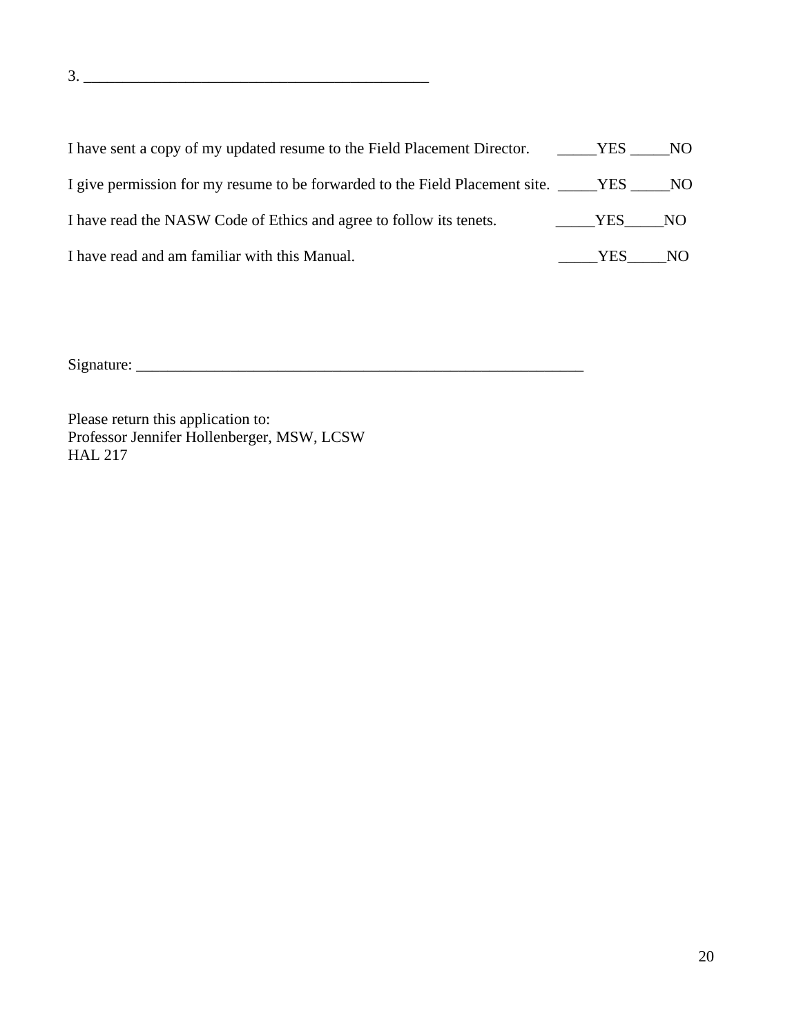3. ____________________________________________

I have sent a copy of my updated resume to the Field Placement Director. _____YES _____NO

I give permission for my resume to be forwarded to the Field Placement site. _____YES _____NO

I have read the NASW Code of Ethics and agree to follow its tenets. _____YES_____NO

I have read and am familiar with this Manual. _____YES_____NO

Signature: ___________________________________________________________

Please return this application to:
Professor Jennifer Hollenberger, MSW, LCSW
HAL 217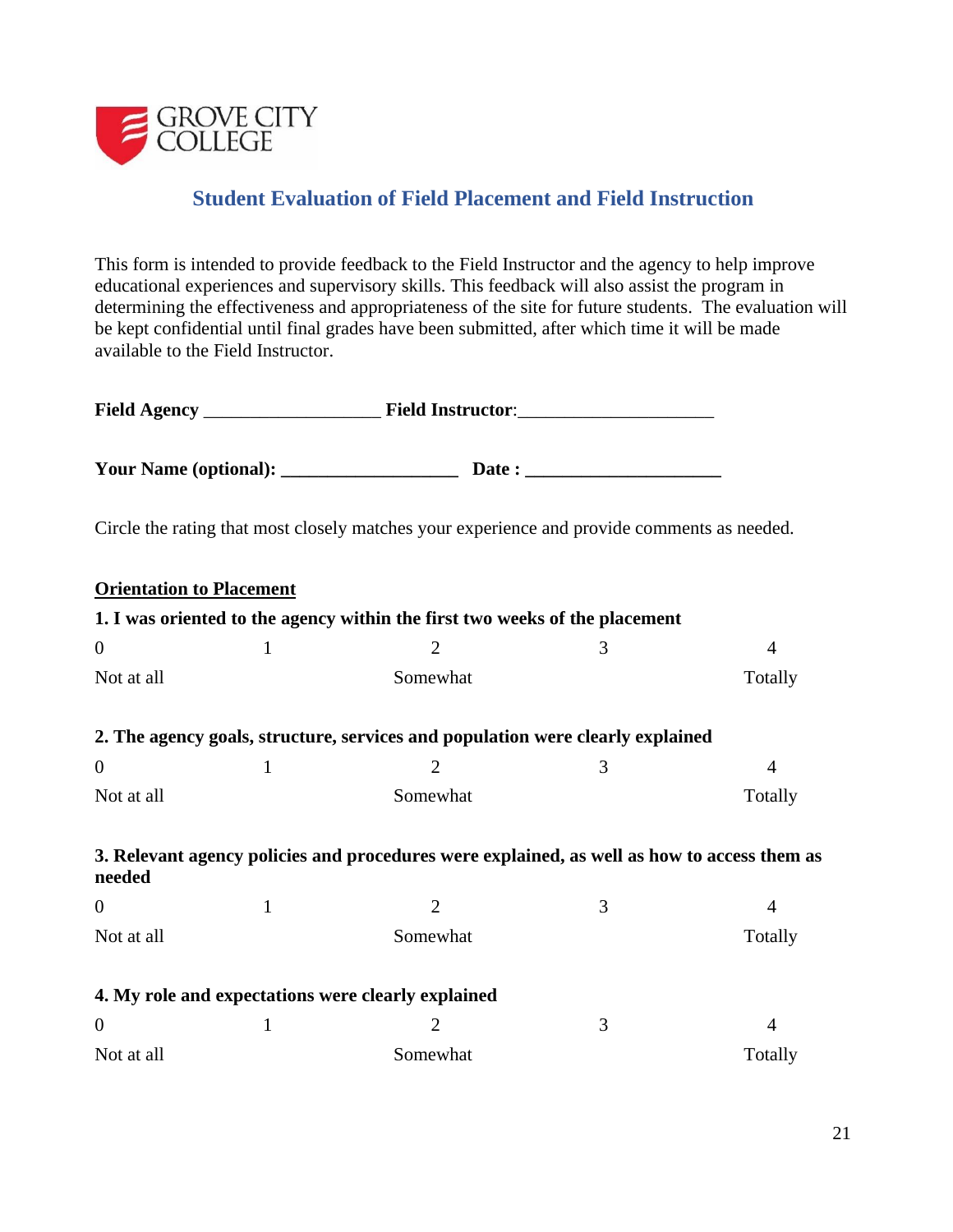## Student Evaluation of Field Placement and Field Instruction

This form is intended to provide feedback to the Field Instructor and the agency to help improve educational experiences and supervisory skills. This feedback will also assist the program in determining the effectiveness and appropriateness of the site for future students. The evaluation will be kept confidential until final grades have been submitted, after which time it will be made available to the Field Instructor.

**Field Agency** ___________________ **Field Instructor**:_____________________

**Your Name (optional): ___________________ Date : _____________________**

Circle the rating that most closely matches your experience and provide comments as needed.

**Orientation to Placement**

**1. I was oriented to the agency within the first two weeks of the placement**

| 0 | 1 | 2 | 3 | 4 |
|---|---|---|---|---|
| Not at all | | Somewhat | | Totally |

**2. The agency goals, structure, services and population were clearly explained**

| 0 | 1 | 2 | 3 | 4 |
|---|---|---|---|---|
| Not at all | | Somewhat | | Totally |

**3. Relevant agency policies and procedures were explained, as well as how to access them as needed**

| 0 | 1 | 2 | 3 | 4 |
|---|---|---|---|---|
| Not at all | | Somewhat | | Totally |

**4. My role and expectations were clearly explained**

| 0 | 1 | 2 | 3 | 4 |
|---|---|---|---|---|
| Not at all | | Somewhat | | Totally |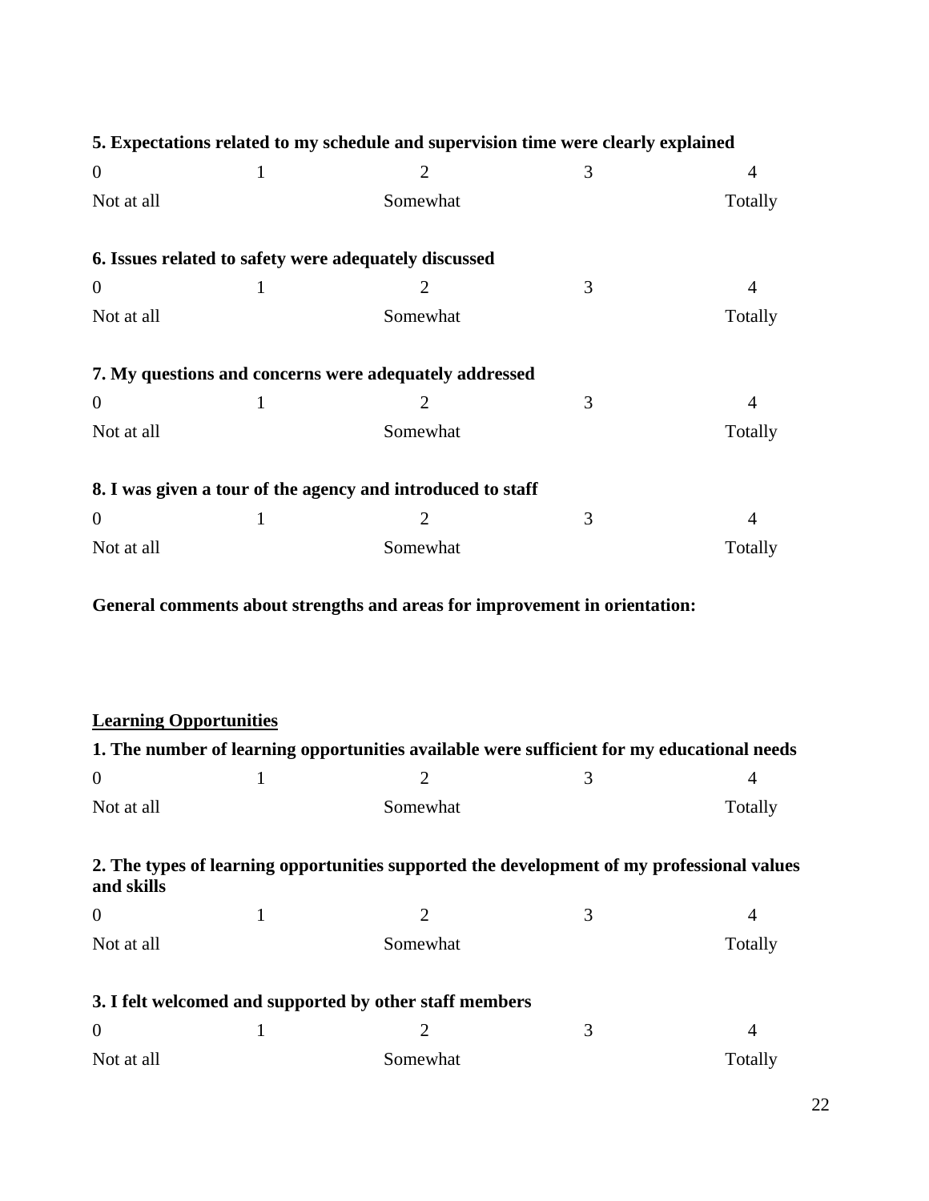**5. Expectations related to my schedule and supervision time were clearly explained**

| 0 | 1 | 2 | 3 | 4 |
|---|---|---|---|---|
| Not at all | | Somewhat | | Totally |

**6. Issues related to safety were adequately discussed**

| 0 | 1 | 2 | 3 | 4 |
|---|---|---|---|---|
| Not at all | | Somewhat | | Totally |

**7. My questions and concerns were adequately addressed**

| 0 | 1 | 2 | 3 | 4 |
|---|---|---|---|---|
| Not at all | | Somewhat | | Totally |

**8. I was given a tour of the agency and introduced to staff**

| 0 | 1 | 2 | 3 | 4 |
|---|---|---|---|---|
| Not at all | | Somewhat | | Totally |

**General comments about strengths and areas for improvement in orientation:**

**<u>Learning Opportunities</u>**

**1. The number of learning opportunities available were sufficient for my educational needs**

| 0 | 1 | 2 | 3 | 4 |
|---|---|---|---|---|
| Not at all | | Somewhat | | Totally |

**2. The types of learning opportunities supported the development of my professional values and skills**

| 0 | 1 | 2 | 3 | 4 |
|---|---|---|---|---|
| Not at all | | Somewhat | | Totally |

**3. I felt welcomed and supported by other staff members**

| 0 | 1 | 2 | 3 | 4 |
|---|---|---|---|---|
| Not at all | | Somewhat | | Totally |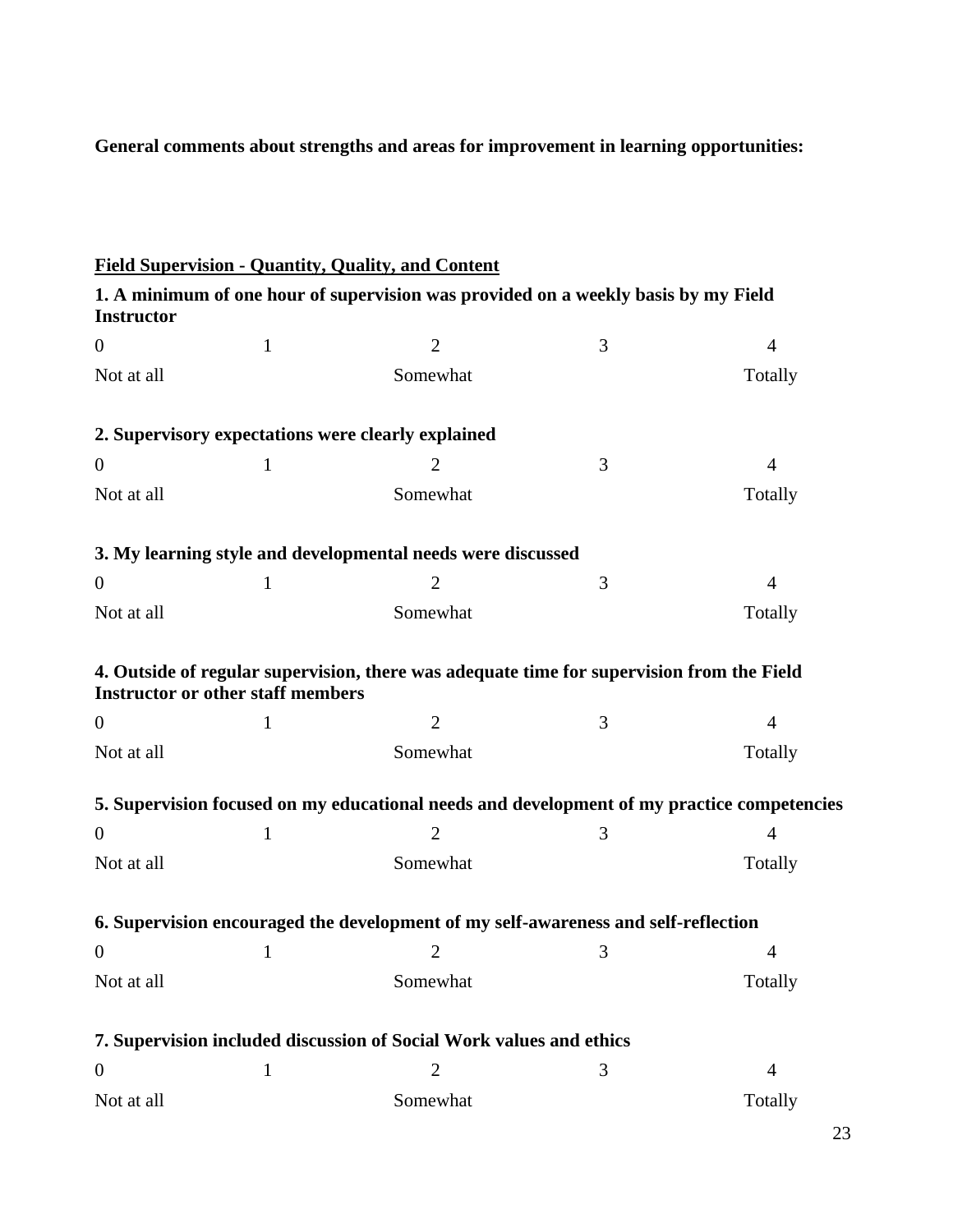**General comments about strengths and areas for improvement in learning opportunities:**

**<u>Field Supervision - Quantity, Quality, and Content</u>**

**1. A minimum of one hour of supervision was provided on a weekly basis by my Field Instructor**

| 0 | 1 | 2 | 3 | 4 |
|---|---|---|---|---|
| Not at all | | Somewhat | | Totally |

**2. Supervisory expectations were clearly explained**

| 0 | 1 | 2 | 3 | 4 |
|---|---|---|---|---|
| Not at all | | Somewhat | | Totally |

**3. My learning style and developmental needs were discussed**

| 0 | 1 | 2 | 3 | 4 |
|---|---|---|---|---|
| Not at all | | Somewhat | | Totally |

**4. Outside of regular supervision, there was adequate time for supervision from the Field Instructor or other staff members**

| 0 | 1 | 2 | 3 | 4 |
|---|---|---|---|---|
| Not at all | | Somewhat | | Totally |

**5. Supervision focused on my educational needs and development of my practice competencies**

| 0 | 1 | 2 | 3 | 4 |
|---|---|---|---|---|
| Not at all | | Somewhat | | Totally |

**6. Supervision encouraged the development of my self-awareness and self-reflection**

| 0 | 1 | 2 | 3 | 4 |
|---|---|---|---|---|
| Not at all | | Somewhat | | Totally |

**7. Supervision included discussion of Social Work values and ethics**

| 0 | 1 | 2 | 3 | 4 |
|---|---|---|---|---|
| Not at all | | Somewhat | | Totally |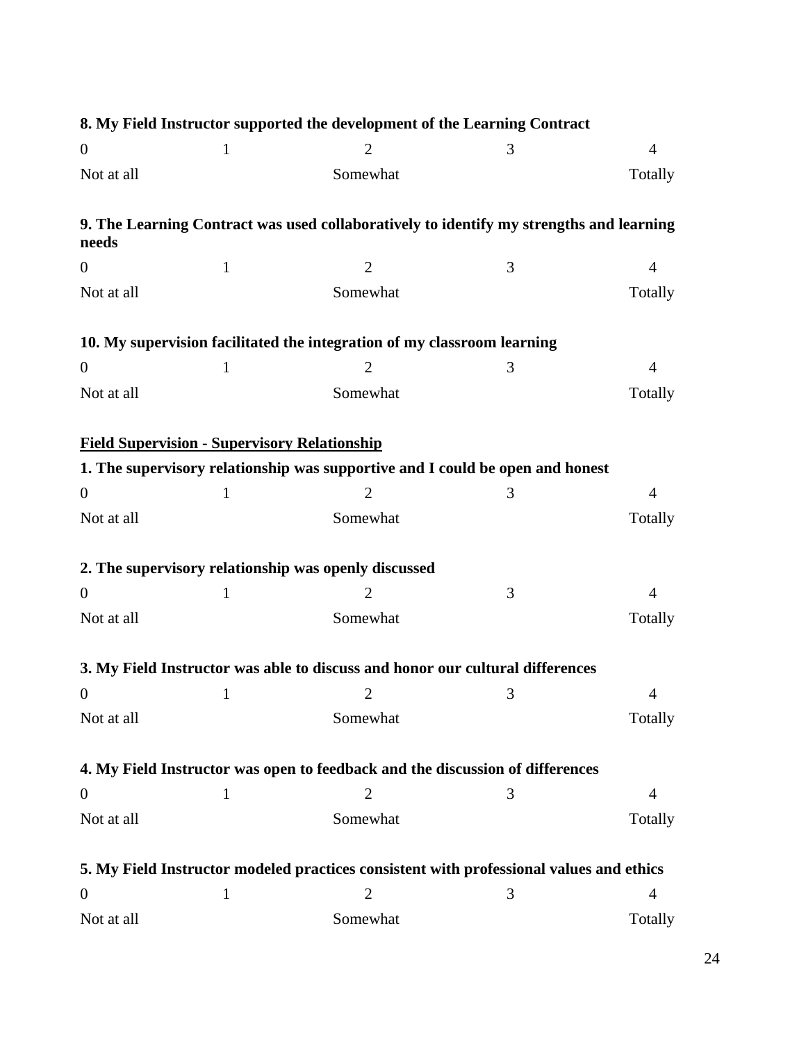**8. My Field Instructor supported the development of the Learning Contract**

| 0 | 1 | 2 | 3 | 4 |
|---|---|---|---|---|
| Not at all | | Somewhat | | Totally |

**9. The Learning Contract was used collaboratively to identify my strengths and learning needs**

| 0 | 1 | 2 | 3 | 4 |
|---|---|---|---|---|
| Not at all | | Somewhat | | Totally |

**10. My supervision facilitated the integration of my classroom learning**

| 0 | 1 | 2 | 3 | 4 |
|---|---|---|---|---|
| Not at all | | Somewhat | | Totally |

**<u>Field Supervision - Supervisory Relationship</u>**

**1. The supervisory relationship was supportive and I could be open and honest**

| 0 | 1 | 2 | 3 | 4 |
|---|---|---|---|---|
| Not at all | | Somewhat | | Totally |

**2. The supervisory relationship was openly discussed**

| 0 | 1 | 2 | 3 | 4 |
|---|---|---|---|---|
| Not at all | | Somewhat | | Totally |

**3. My Field Instructor was able to discuss and honor our cultural differences**

| 0 | 1 | 2 | 3 | 4 |
|---|---|---|---|---|
| Not at all | | Somewhat | | Totally |

**4. My Field Instructor was open to feedback and the discussion of differences**

| 0 | 1 | 2 | 3 | 4 |
|---|---|---|---|---|
| Not at all | | Somewhat | | Totally |

**5. My Field Instructor modeled practices consistent with professional values and ethics**

| 0 | 1 | 2 | 3 | 4 |
|---|---|---|---|---|
| Not at all | | Somewhat | | Totally |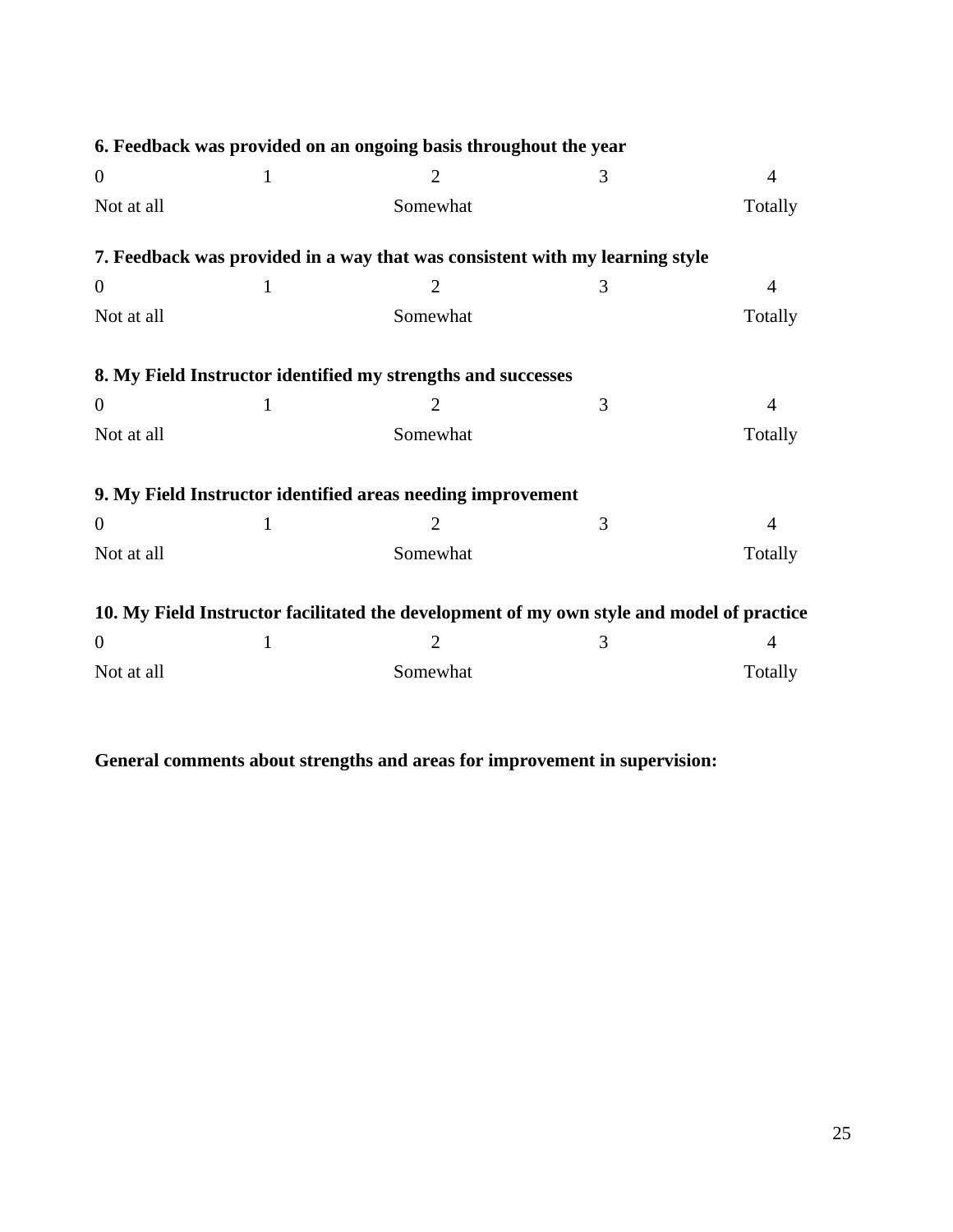**6. Feedback was provided on an ongoing basis throughout the year**

| 0 | 1 | 2 | 3 | 4 |
|---|---|---|---|---|
| Not at all | | Somewhat | | Totally |

**7. Feedback was provided in a way that was consistent with my learning style**

| 0 | 1 | 2 | 3 | 4 |
|---|---|---|---|---|
| Not at all | | Somewhat | | Totally |

**8. My Field Instructor identified my strengths and successes**

| 0 | 1 | 2 | 3 | 4 |
|---|---|---|---|---|
| Not at all | | Somewhat | | Totally |

**9. My Field Instructor identified areas needing improvement**

| 0 | 1 | 2 | 3 | 4 |
|---|---|---|---|---|
| Not at all | | Somewhat | | Totally |

**10. My Field Instructor facilitated the development of my own style and model of practice**

| 0 | 1 | 2 | 3 | 4 |
|---|---|---|---|---|
| Not at all | | Somewhat | | Totally |

**General comments about strengths and areas for improvement in supervision:**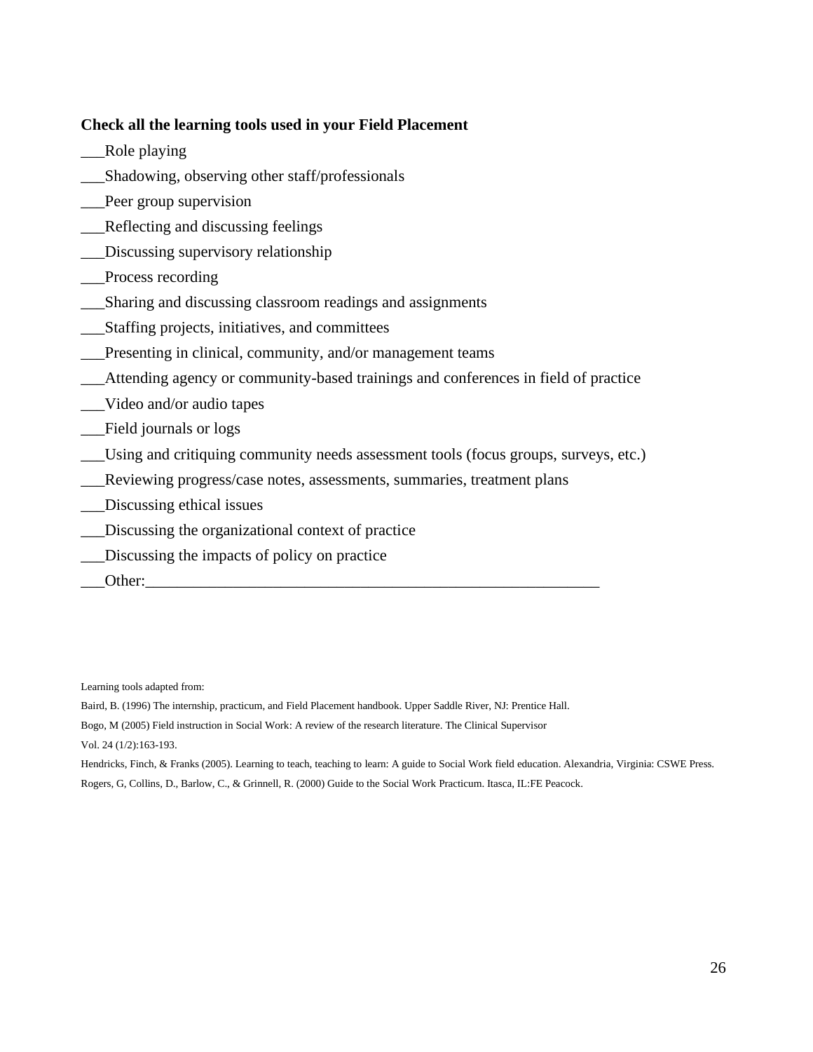**Check all the learning tools used in your Field Placement**

___Role playing

___Shadowing, observing other staff/professionals

___Peer group supervision

___Reflecting and discussing feelings

___Discussing supervisory relationship

___Process recording

___Sharing and discussing classroom readings and assignments

___Staffing projects, initiatives, and committees

___Presenting in clinical, community, and/or management teams

___Attending agency or community-based trainings and conferences in field of practice

___Video and/or audio tapes

___Field journals or logs

___Using and critiquing community needs assessment tools (focus groups, surveys, etc.)

___Reviewing progress/case notes, assessments, summaries, treatment plans

___Discussing ethical issues

___Discussing the organizational context of practice

___Discussing the impacts of policy on practice

___Other:____________________________________________________________

Learning tools adapted from:

Baird, B. (1996) The internship, practicum, and Field Placement handbook. Upper Saddle River, NJ: Prentice Hall.

Bogo, M (2005) Field instruction in Social Work: A review of the research literature. The Clinical Supervisor Vol. 24 (1/2):163-193.

Hendricks, Finch, & Franks (2005). Learning to teach, teaching to learn: A guide to Social Work field education. Alexandria, Virginia: CSWE Press.

Rogers, G, Collins, D., Barlow, C., & Grinnell, R. (2000) Guide to the Social Work Practicum. Itasca, IL:FE Peacock.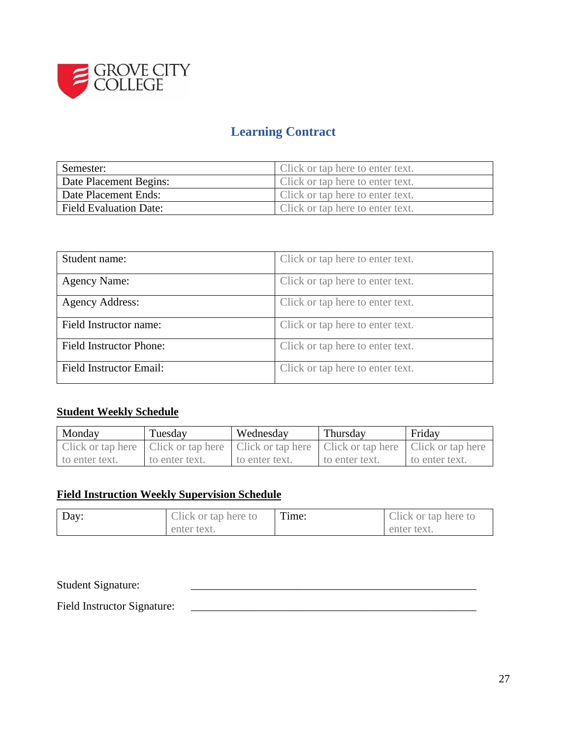GROVE CITY COLLEGE

## Learning Contract

| Semester: | Click or tap here to enter text. |
|---|---|
| Date Placement Begins: | Click or tap here to enter text. |
| Date Placement Ends: | Click or tap here to enter text. |
| Field Evaluation Date: | Click or tap here to enter text. |

| Student name: | Click or tap here to enter text. |
|---|---|
| Agency Name: | Click or tap here to enter text. |
| Agency Address: | Click or tap here to enter text. |
| Field Instructor name: | Click or tap here to enter text. |
| Field Instructor Phone: | Click or tap here to enter text. |
| Field Instructor Email: | Click or tap here to enter text. |

**Student Weekly Schedule**

| Monday | Tuesday | Wednesday | Thursday | Friday |
|---|---|---|---|---|
| Click or tap here to enter text. | Click or tap here to enter text. | Click or tap here to enter text. | Click or tap here to enter text. | Click or tap here to enter text. |

**Field Instruction Weekly Supervision Schedule**

| Day: | Click or tap here to enter text. | Time: | Click or tap here to enter text. |
|---|---|---|---|

Student Signature: \_\_\_\_\_\_\_\_\_\_\_\_\_\_\_\_\_\_\_\_\_\_\_\_\_\_\_\_\_\_\_\_\_\_\_\_\_\_\_\_\_\_\_\_\_\_\_\_\_\_

Field Instructor Signature: \_\_\_\_\_\_\_\_\_\_\_\_\_\_\_\_\_\_\_\_\_\_\_\_\_\_\_\_\_\_\_\_\_\_\_\_\_\_\_\_\_\_\_\_\_\_\_\_\_\_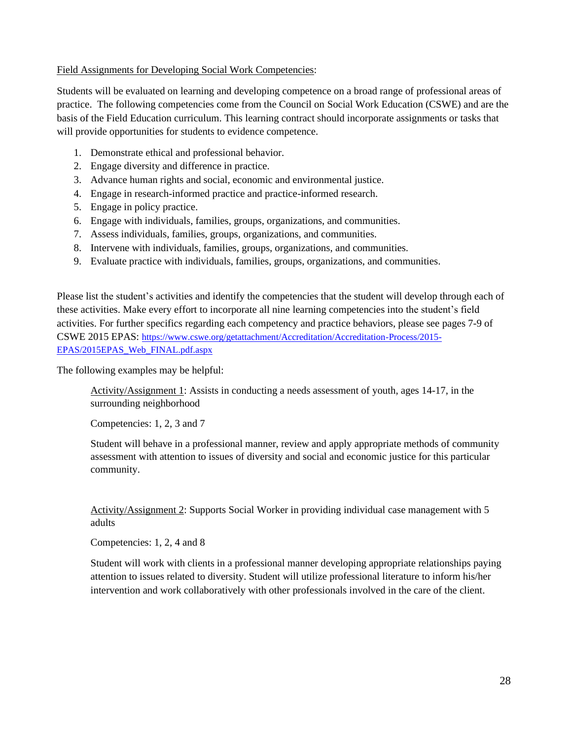<u>Field Assignments for Developing Social Work Competencies</u>:

Students will be evaluated on learning and developing competence on a broad range of professional areas of practice. The following competencies come from the Council on Social Work Education (CSWE) and are the basis of the Field Education curriculum. This learning contract should incorporate assignments or tasks that will provide opportunities for students to evidence competence.

1. Demonstrate ethical and professional behavior.
2. Engage diversity and difference in practice.
3. Advance human rights and social, economic and environmental justice.
4. Engage in research-informed practice and practice-informed research.
5. Engage in policy practice.
6. Engage with individuals, families, groups, organizations, and communities.
7. Assess individuals, families, groups, organizations, and communities.
8. Intervene with individuals, families, groups, organizations, and communities.
9. Evaluate practice with individuals, families, groups, organizations, and communities.

Please list the student's activities and identify the competencies that the student will develop through each of these activities. Make every effort to incorporate all nine learning competencies into the student's field activities. For further specifics regarding each competency and practice behaviors, please see pages 7-9 of CSWE 2015 EPAS: [https://www.cswe.org/getattachment/Accreditation/Accreditation-Process/2015-EPAS/2015EPAS_Web_FINAL.pdf.aspx](https://www.cswe.org/getattachment/Accreditation/Accreditation-Process/2015-EPAS/2015EPAS_Web_FINAL.pdf.aspx)

The following examples may be helpful:

> <u>Activity/Assignment 1</u>: Assists in conducting a needs assessment of youth, ages 14-17, in the surrounding neighborhood
>
> Competencies: 1, 2, 3 and 7
>
> Student will behave in a professional manner, review and apply appropriate methods of community assessment with attention to issues of diversity and social and economic justice for this particular community.
>
> <u>Activity/Assignment 2</u>: Supports Social Worker in providing individual case management with 5 adults
>
> Competencies: 1, 2, 4 and 8
>
> Student will work with clients in a professional manner developing appropriate relationships paying attention to issues related to diversity. Student will utilize professional literature to inform his/her intervention and work collaboratively with other professionals involved in the care of the client.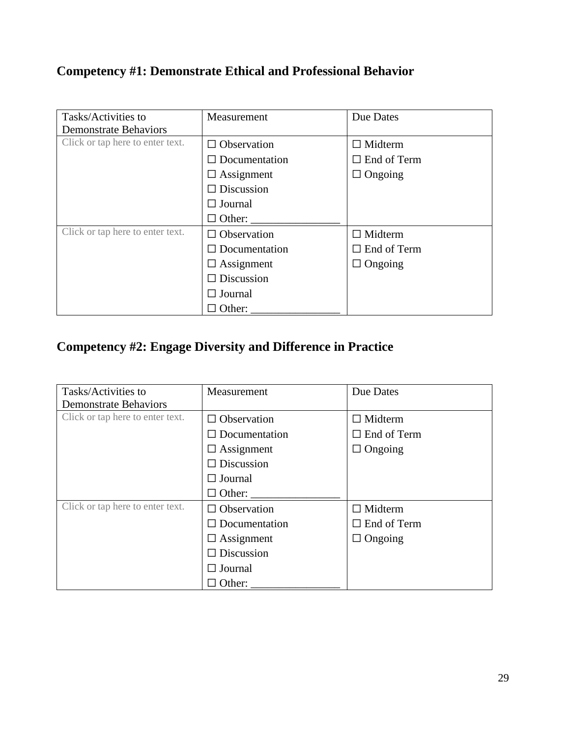## Competency #1: Demonstrate Ethical and Professional Behavior

| Tasks/Activities to Demonstrate Behaviors | Measurement | Due Dates |
| --- | --- | --- |
| Click or tap here to enter text. | ☐ Observation<br>☐ Documentation<br>☐ Assignment<br>☐ Discussion<br>☐ Journal<br>☐ Other: ________________ | ☐ Midterm<br>☐ End of Term<br>☐ Ongoing |
| Click or tap here to enter text. | ☐ Observation<br>☐ Documentation<br>☐ Assignment<br>☐ Discussion<br>☐ Journal<br>☐ Other: ________________ | ☐ Midterm<br>☐ End of Term<br>☐ Ongoing |

## Competency #2: Engage Diversity and Difference in Practice

| Tasks/Activities to Demonstrate Behaviors | Measurement | Due Dates |
| --- | --- | --- |
| Click or tap here to enter text. | ☐ Observation<br>☐ Documentation<br>☐ Assignment<br>☐ Discussion<br>☐ Journal<br>☐ Other: ________________ | ☐ Midterm<br>☐ End of Term<br>☐ Ongoing |
| Click or tap here to enter text. | ☐ Observation<br>☐ Documentation<br>☐ Assignment<br>☐ Discussion<br>☐ Journal<br>☐ Other: ________________ | ☐ Midterm<br>☐ End of Term<br>☐ Ongoing |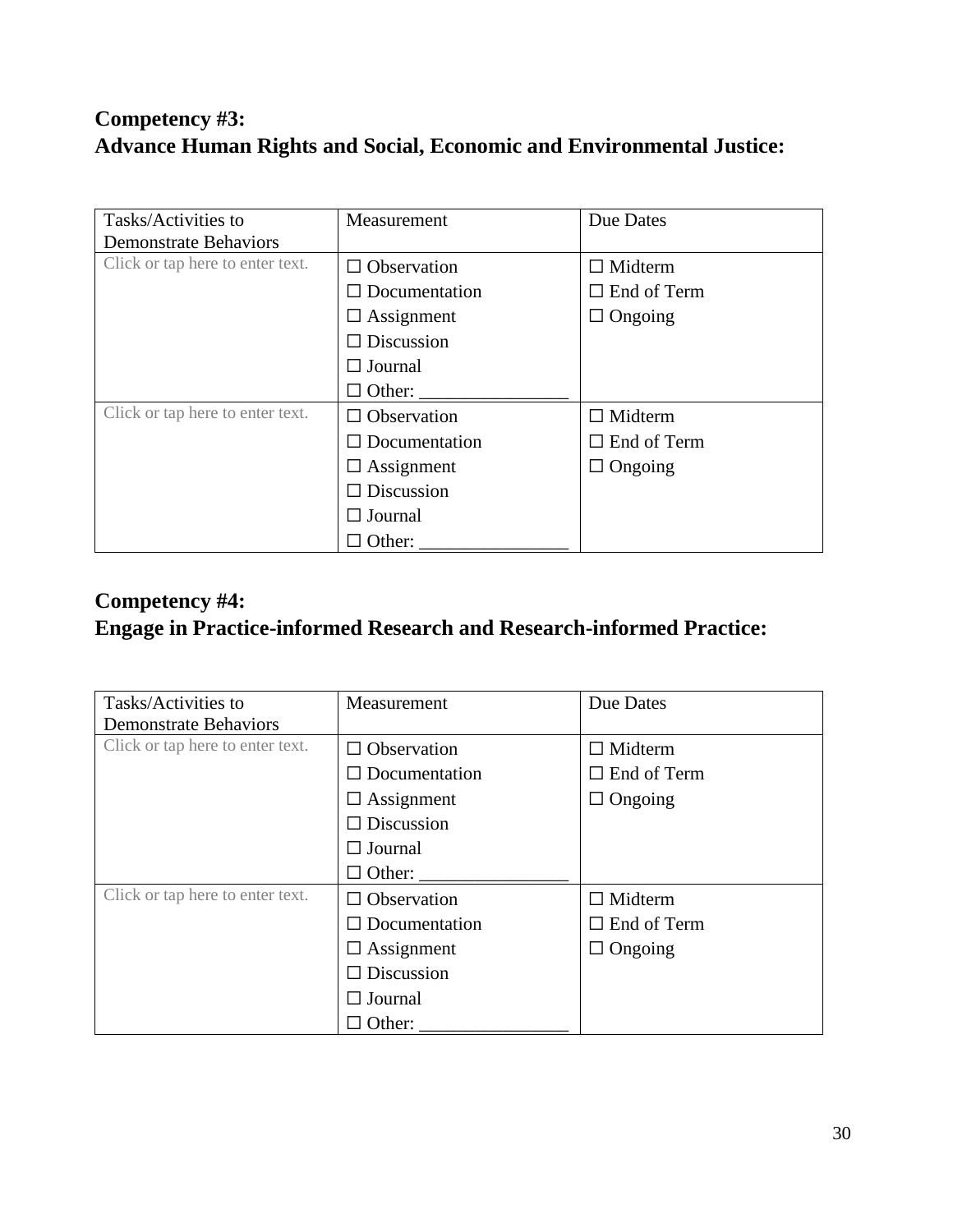**Competency #3:**
**Advance Human Rights and Social, Economic and Environmental Justice:**

| Tasks/Activities to Demonstrate Behaviors | Measurement | Due Dates |
|---|---|---|
| Click or tap here to enter text. | ☐ Observation<br>☐ Documentation<br>☐ Assignment<br>☐ Discussion<br>☐ Journal<br>☐ Other: ________________ | ☐ Midterm<br>☐ End of Term<br>☐ Ongoing |
| Click or tap here to enter text. | ☐ Observation<br>☐ Documentation<br>☐ Assignment<br>☐ Discussion<br>☐ Journal<br>☐ Other: ________________ | ☐ Midterm<br>☐ End of Term<br>☐ Ongoing |

**Competency #4:**
**Engage in Practice-informed Research and Research-informed Practice:**

| Tasks/Activities to Demonstrate Behaviors | Measurement | Due Dates |
|---|---|---|
| Click or tap here to enter text. | ☐ Observation<br>☐ Documentation<br>☐ Assignment<br>☐ Discussion<br>☐ Journal<br>☐ Other: ________________ | ☐ Midterm<br>☐ End of Term<br>☐ Ongoing |
| Click or tap here to enter text. | ☐ Observation<br>☐ Documentation<br>☐ Assignment<br>☐ Discussion<br>☐ Journal<br>☐ Other: ________________ | ☐ Midterm<br>☐ End of Term<br>☐ Ongoing |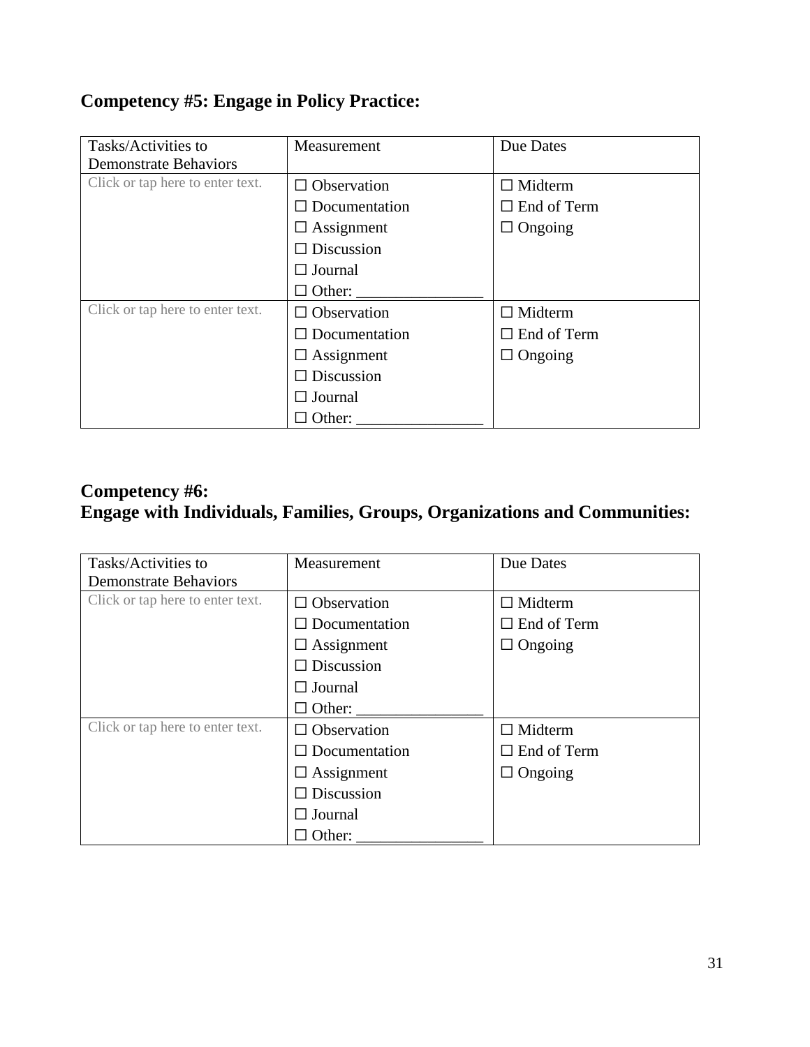**Competency #5: Engage in Policy Practice:**

| Tasks/Activities to Demonstrate Behaviors | Measurement | Due Dates |
| --- | --- | --- |
| Click or tap here to enter text. | ☐ Observation<br>☐ Documentation<br>☐ Assignment<br>☐ Discussion<br>☐ Journal<br>☐ Other: ________________ | ☐ Midterm<br>☐ End of Term<br>☐ Ongoing |
| Click or tap here to enter text. | ☐ Observation<br>☐ Documentation<br>☐ Assignment<br>☐ Discussion<br>☐ Journal<br>☐ Other: ________________ | ☐ Midterm<br>☐ End of Term<br>☐ Ongoing |

**Competency #6:**
**Engage with Individuals, Families, Groups, Organizations and Communities:**

| Tasks/Activities to Demonstrate Behaviors | Measurement | Due Dates |
| --- | --- | --- |
| Click or tap here to enter text. | ☐ Observation<br>☐ Documentation<br>☐ Assignment<br>☐ Discussion<br>☐ Journal<br>☐ Other: ________________ | ☐ Midterm<br>☐ End of Term<br>☐ Ongoing |
| Click or tap here to enter text. | ☐ Observation<br>☐ Documentation<br>☐ Assignment<br>☐ Discussion<br>☐ Journal<br>☐ Other: ________________ | ☐ Midterm<br>☐ End of Term<br>☐ Ongoing |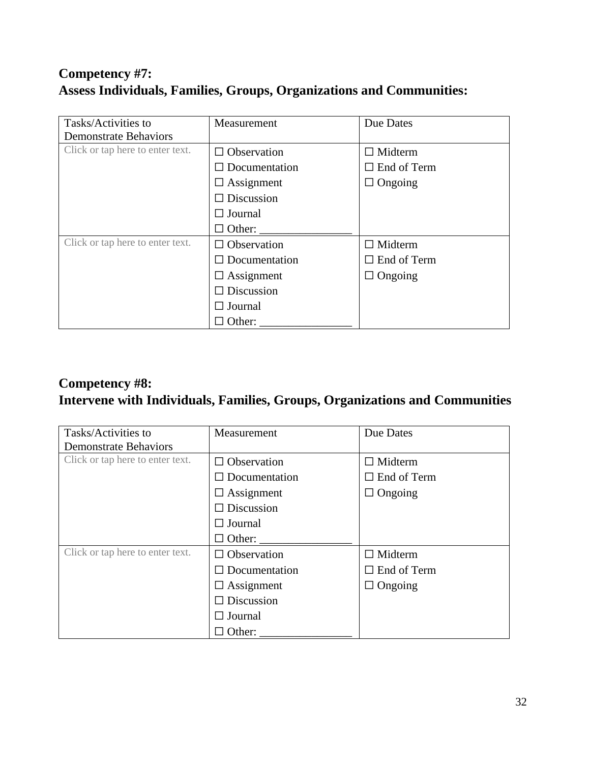## Competency #7:
## Assess Individuals, Families, Groups, Organizations and Communities:

| Tasks/Activities to Demonstrate Behaviors | Measurement | Due Dates |
|---|---|---|
| Click or tap here to enter text. | ☐ Observation<br>☐ Documentation<br>☐ Assignment<br>☐ Discussion<br>☐ Journal<br>☐ Other: ________________ | ☐ Midterm<br>☐ End of Term<br>☐ Ongoing |
| Click or tap here to enter text. | ☐ Observation<br>☐ Documentation<br>☐ Assignment<br>☐ Discussion<br>☐ Journal<br>☐ Other: ________________ | ☐ Midterm<br>☐ End of Term<br>☐ Ongoing |

## Competency #8:
## Intervene with Individuals, Families, Groups, Organizations and Communities

| Tasks/Activities to Demonstrate Behaviors | Measurement | Due Dates |
|---|---|---|
| Click or tap here to enter text. | ☐ Observation<br>☐ Documentation<br>☐ Assignment<br>☐ Discussion<br>☐ Journal<br>☐ Other: ________________ | ☐ Midterm<br>☐ End of Term<br>☐ Ongoing |
| Click or tap here to enter text. | ☐ Observation<br>☐ Documentation<br>☐ Assignment<br>☐ Discussion<br>☐ Journal<br>☐ Other: ________________ | ☐ Midterm<br>☐ End of Term<br>☐ Ongoing |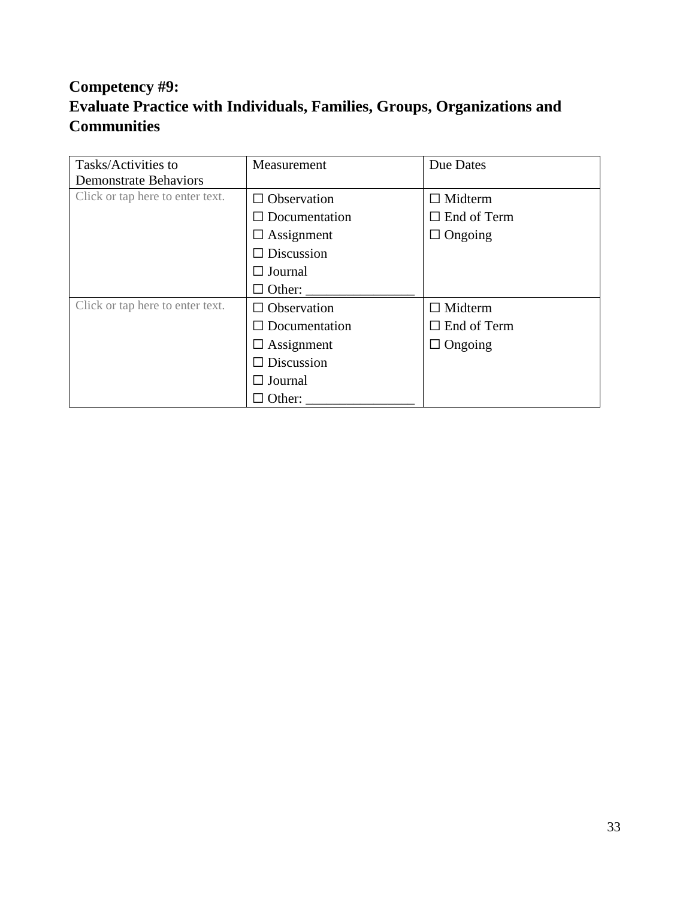## Competency #9:
## Evaluate Practice with Individuals, Families, Groups, Organizations and Communities

| Tasks/Activities to Demonstrate Behaviors | Measurement | Due Dates |
|---|---|---|
| Click or tap here to enter text. | ☐ Observation<br>☐ Documentation<br>☐ Assignment<br>☐ Discussion<br>☐ Journal<br>☐ Other: ________________ | ☐ Midterm<br>☐ End of Term<br>☐ Ongoing |
| Click or tap here to enter text. | ☐ Observation<br>☐ Documentation<br>☐ Assignment<br>☐ Discussion<br>☐ Journal<br>☐ Other: ________________ | ☐ Midterm<br>☐ End of Term<br>☐ Ongoing |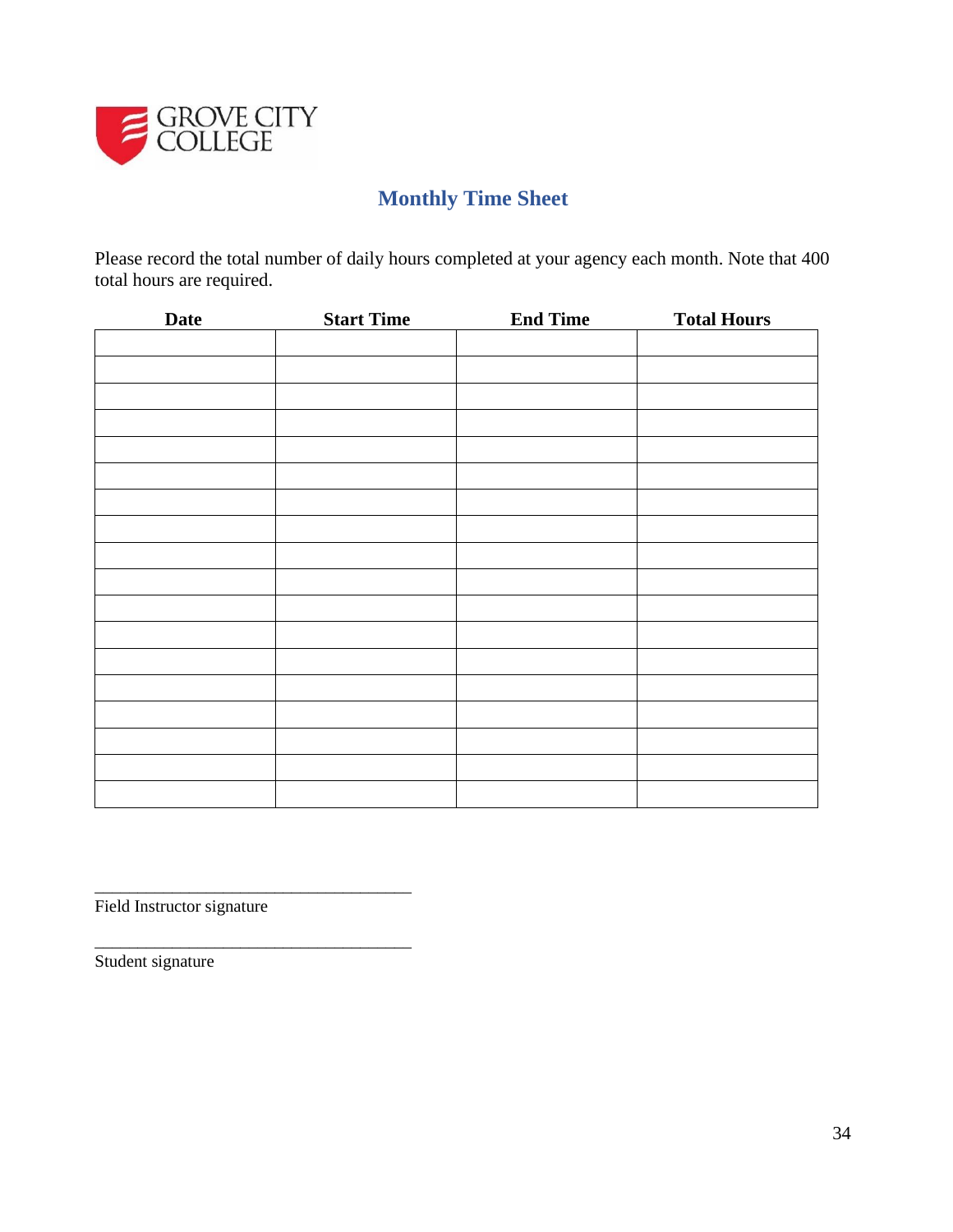GROVE CITY COLLEGE

## Monthly Time Sheet

Please record the total number of daily hours completed at your agency each month. Note that 400 total hours are required.

| Date | Start Time | End Time | Total Hours |
|---|---|---|---|
| | | | |
| | | | |
| | | | |
| | | | |
| | | | |
| | | | |
| | | | |
| | | | |
| | | | |
| | | | |
| | | | |
| | | | |
| | | | |
| | | | |
| | | | |
| | | | |
| | | | |
| | | | |

______________________________________
Field Instructor signature

______________________________________
Student signature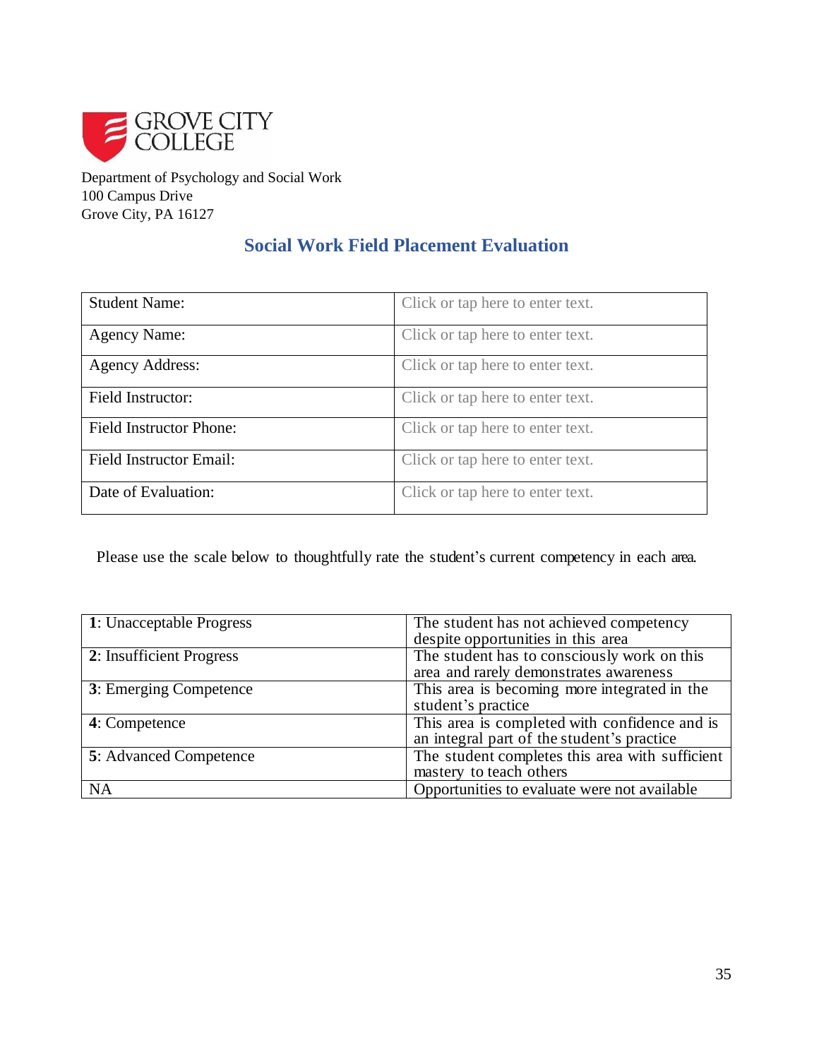GROVE CITY COLLEGE

Department of Psychology and Social Work
100 Campus Drive
Grove City, PA 16127

## Social Work Field Placement Evaluation

| Student Name: | Click or tap here to enter text. |
|---|---|
| Agency Name: | Click or tap here to enter text. |
| Agency Address: | Click or tap here to enter text. |
| Field Instructor: | Click or tap here to enter text. |
| Field Instructor Phone: | Click or tap here to enter text. |
| Field Instructor Email: | Click or tap here to enter text. |
| Date of Evaluation: | Click or tap here to enter text. |

Please use the scale below to thoughtfully rate the student's current competency in each area.

| Rating | Description |
|---|---|
| **1**: Unacceptable Progress | The student has not achieved competency despite opportunities in this area |
| **2**: Insufficient Progress | The student has to consciously work on this area and rarely demonstrates awareness |
| **3**: Emerging Competence | This area is becoming more integrated in the student's practice |
| **4**: Competence | This area is completed with confidence and is an integral part of the student's practice |
| **5**: Advanced Competence | The student completes this area with sufficient mastery to teach others |
| NA | Opportunities to evaluate were not available |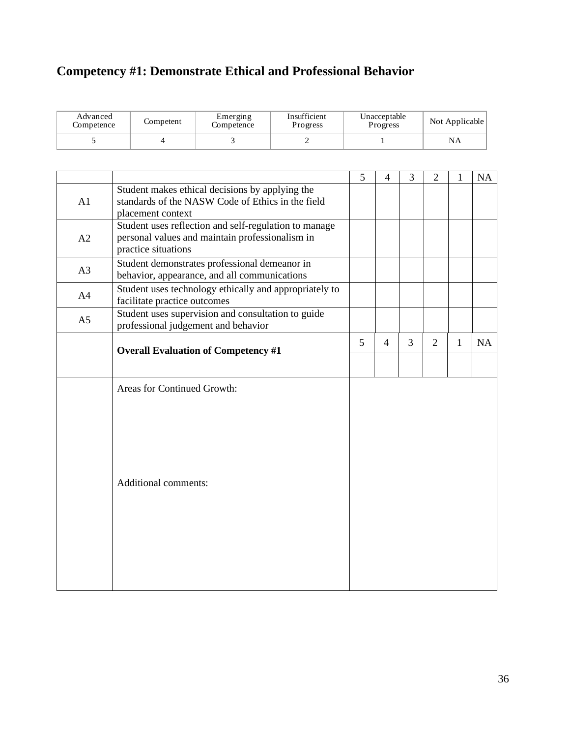# Competency #1: Demonstrate Ethical and Professional Behavior

| Advanced Competence | Competent | Emerging Competence | Insufficient Progress | Unacceptable Progress | Not Applicable |
|---|---|---|---|---|---|
| 5 | 4 | 3 | 2 | 1 | NA |

| | | 5 | 4 | 3 | 2 | 1 | NA |
|---|---|---|---|---|---|---|---|
| A1 | Student makes ethical decisions by applying the standards of the NASW Code of Ethics in the field placement context | | | | | | |
| A2 | Student uses reflection and self-regulation to manage personal values and maintain professionalism in practice situations | | | | | | |
| A3 | Student demonstrates professional demeanor in behavior, appearance, and all communications | | | | | | |
| A4 | Student uses technology ethically and appropriately to facilitate practice outcomes | | | | | | |
| A5 | Student uses supervision and consultation to guide professional judgement and behavior | | | | | | |
| | **Overall Evaluation of Competency #1** | 5 | 4 | 3 | 2 | 1 | NA |
| | | | | | | | |
| | Areas for Continued Growth:<br><br>Additional comments: | | | | | | |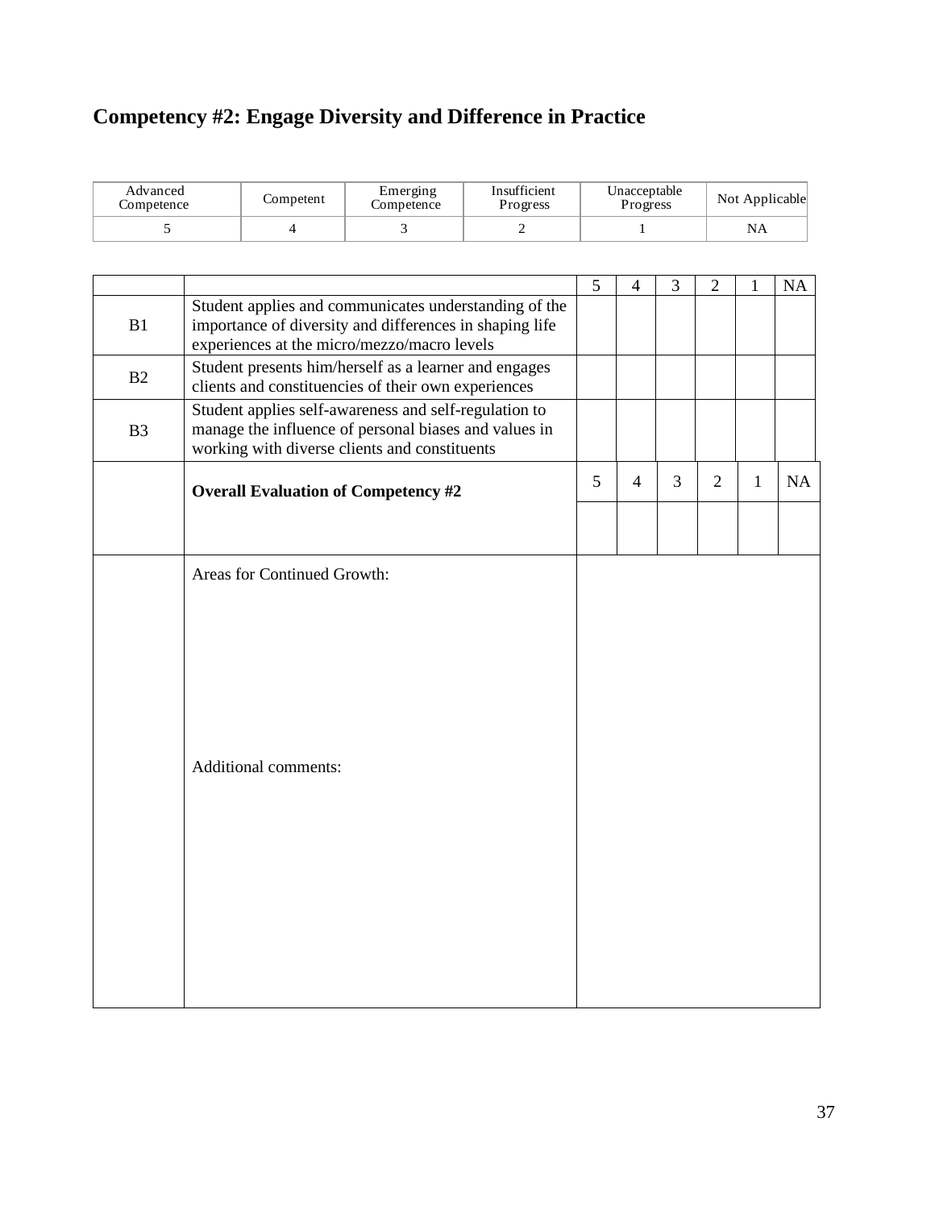# Competency #2: Engage Diversity and Difference in Practice

| Advanced Competence | Competent | Emerging Competence | Insufficient Progress | Unacceptable Progress | Not Applicable |
|---|---|---|---|---|---|
| 5 | 4 | 3 | 2 | 1 | NA |

| | | 5 | 4 | 3 | 2 | 1 | NA |
|---|---|---|---|---|---|---|---|
| B1 | Student applies and communicates understanding of the importance of diversity and differences in shaping life experiences at the micro/mezzo/macro levels | | | | | | |
| B2 | Student presents him/herself as a learner and engages clients and constituencies of their own experiences | | | | | | |
| B3 | Student applies self-awareness and self-regulation to manage the influence of personal biases and values in working with diverse clients and constituents | | | | | | |
| | **Overall Evaluation of Competency #2** | 5 | 4 | 3 | 2 | 1 | NA |
| | | | | | | | |
| | Areas for Continued Growth:<br><br>Additional comments: | | | | | | |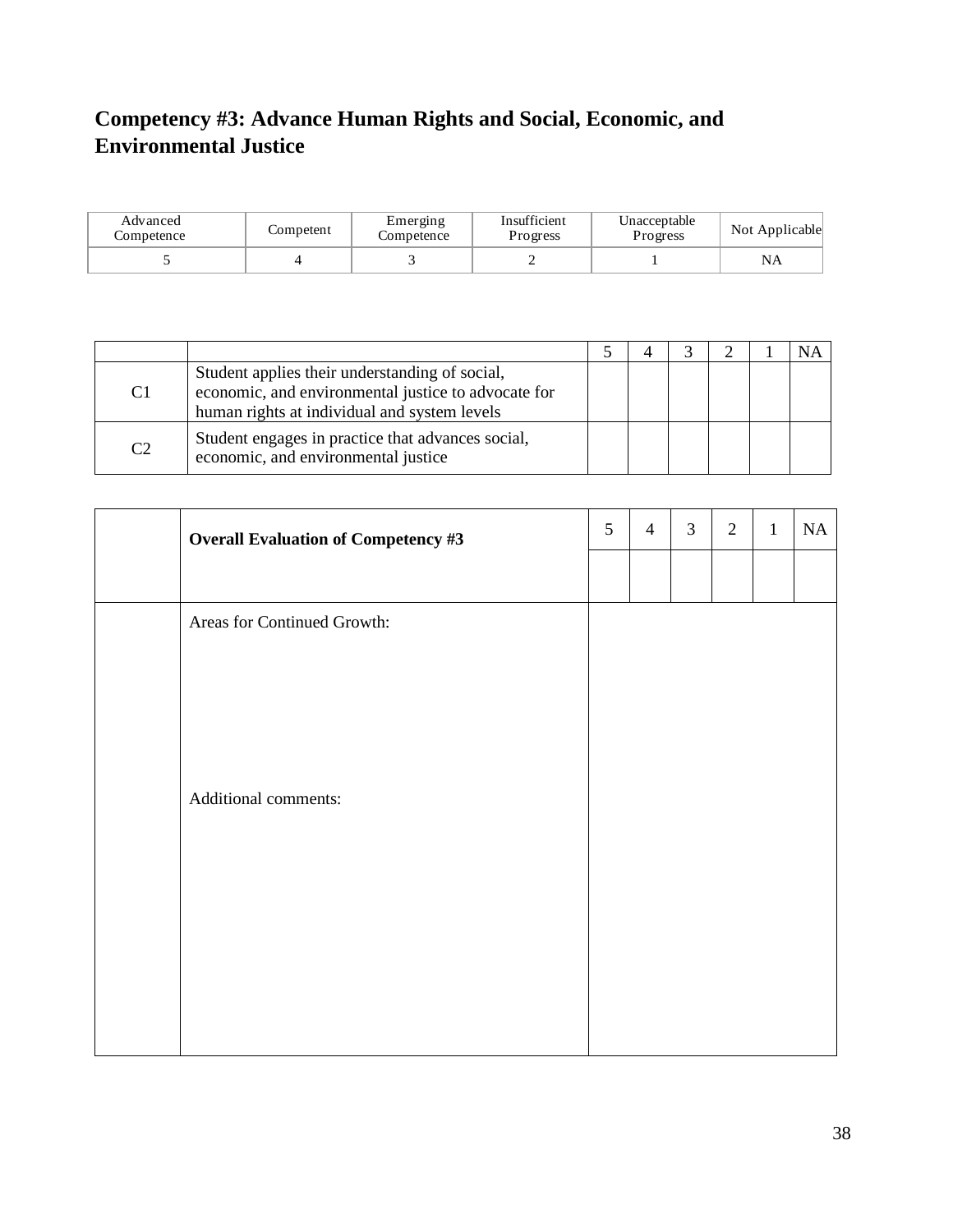## Competency #3: Advance Human Rights and Social, Economic, and Environmental Justice

| Advanced Competence | Competent | Emerging Competence | Insufficient Progress | Unacceptable Progress | Not Applicable |
|---|---|---|---|---|---|
| 5 | 4 | 3 | 2 | 1 | NA |

| | | 5 | 4 | 3 | 2 | 1 | NA |
|---|---|---|---|---|---|---|---|
| C1 | Student applies their understanding of social, economic, and environmental justice to advocate for human rights at individual and system levels | | | | | | |
| C2 | Student engages in practice that advances social, economic, and environmental justice | | | | | | |

| | **Overall Evaluation of Competency #3** | 5 | 4 | 3 | 2 | 1 | NA |
|---|---|---|---|---|---|---|---|
| | | | | | | | |
| | Areas for Continued Growth:<br><br>Additional comments: | | | | | | |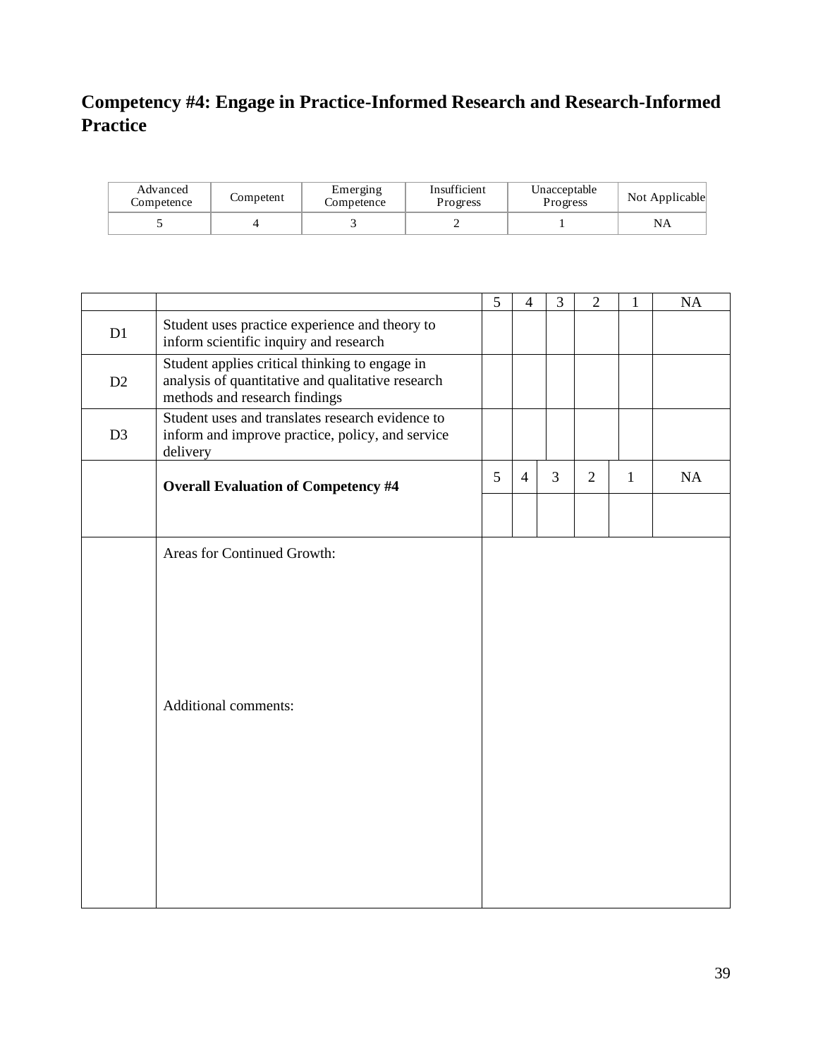## Competency #4: Engage in Practice-Informed Research and Research-Informed Practice

| Advanced Competence | Competent | Emerging Competence | Insufficient Progress | Unacceptable Progress | Not Applicable |
|---|---|---|---|---|---|
| 5 | 4 | 3 | 2 | 1 | NA |

| | | 5 | 4 | 3 | 2 | 1 | NA |
|---|---|---|---|---|---|---|---|
| D1 | Student uses practice experience and theory to inform scientific inquiry and research | | | | | | |
| D2 | Student applies critical thinking to engage in analysis of quantitative and qualitative research methods and research findings | | | | | | |
| D3 | Student uses and translates research evidence to inform and improve practice, policy, and service delivery | | | | | | |
| | **Overall Evaluation of Competency #4** | 5 | 4 | 3 | 2 | 1 | NA |
| | | | | | | | |
| | Areas for Continued Growth:<br><br>Additional comments: | | | | | | |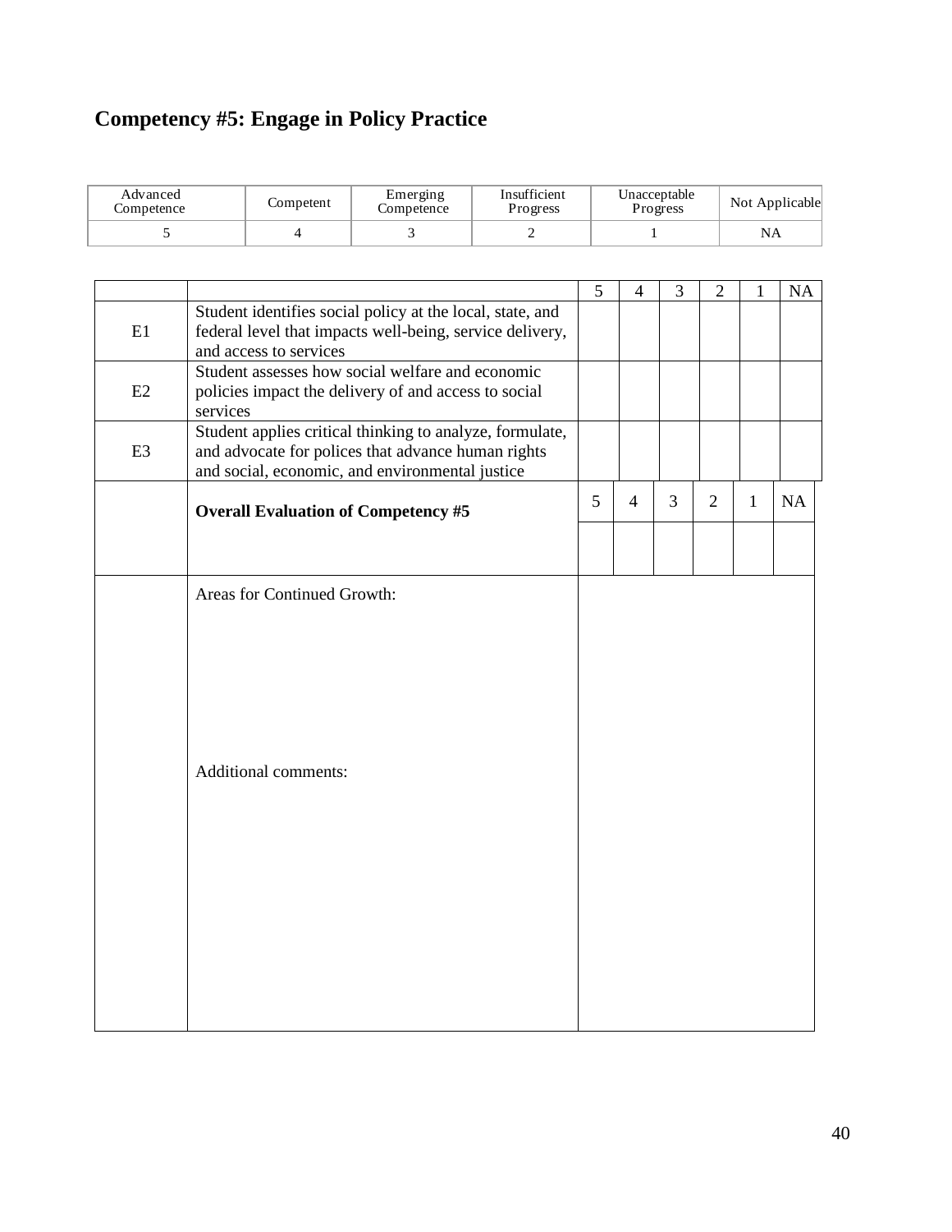## Competency #5: Engage in Policy Practice

| Advanced Competence | Competent | Emerging Competence | Insufficient Progress | Unacceptable Progress | Not Applicable |
|---|---|---|---|---|---|
| 5 | 4 | 3 | 2 | 1 | NA |

| | | 5 | 4 | 3 | 2 | 1 | NA |
|---|---|---|---|---|---|---|---|
| E1 | Student identifies social policy at the local, state, and federal level that impacts well-being, service delivery, and access to services | | | | | | |
| E2 | Student assesses how social welfare and economic policies impact the delivery of and access to social services | | | | | | |
| E3 | Student applies critical thinking to analyze, formulate, and advocate for polices that advance human rights and social, economic, and environmental justice | | | | | | |
| | **Overall Evaluation of Competency #5** | 5 | 4 | 3 | 2 | 1 | NA |
| | | | | | | | |
| | Areas for Continued Growth:<br><br>Additional comments: | | | | | | |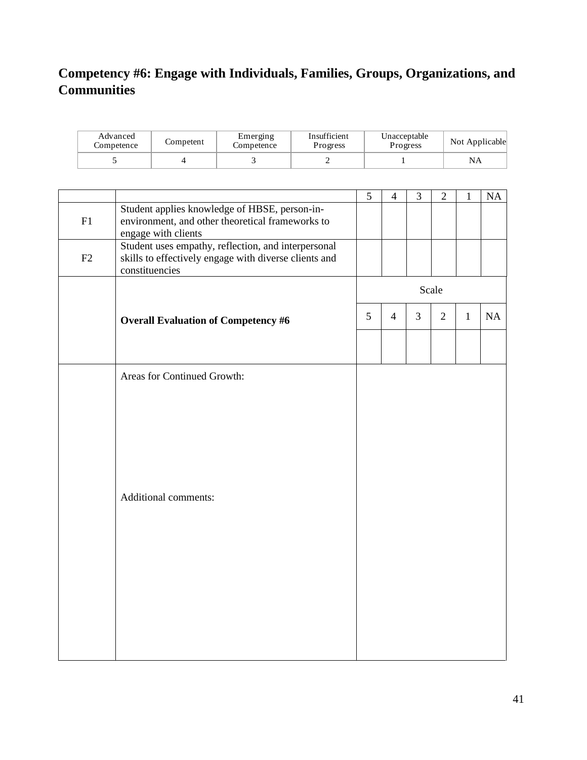## Competency #6: Engage with Individuals, Families, Groups, Organizations, and Communities

| Advanced Competence | Competent | Emerging Competence | Insufficient Progress | Unacceptable Progress | Not Applicable |
|---|---|---|---|---|---|
| 5 | 4 | 3 | 2 | 1 | NA |

| | | 5 | 4 | 3 | 2 | 1 | NA |
|---|---|---|---|---|---|---|---|
| F1 | Student applies knowledge of HBSE, person-in-environment, and other theoretical frameworks to engage with clients | | | | | | |
| F2 | Student uses empathy, reflection, and interpersonal skills to effectively engage with diverse clients and constituencies | | | | | | |
| | | Scale | | | | | |
| | **Overall Evaluation of Competency #6** | 5 | 4 | 3 | 2 | 1 | NA |
| | | | | | | | |
| | Areas for Continued Growth: | | | | | | |
| | Additional comments: | | | | | | |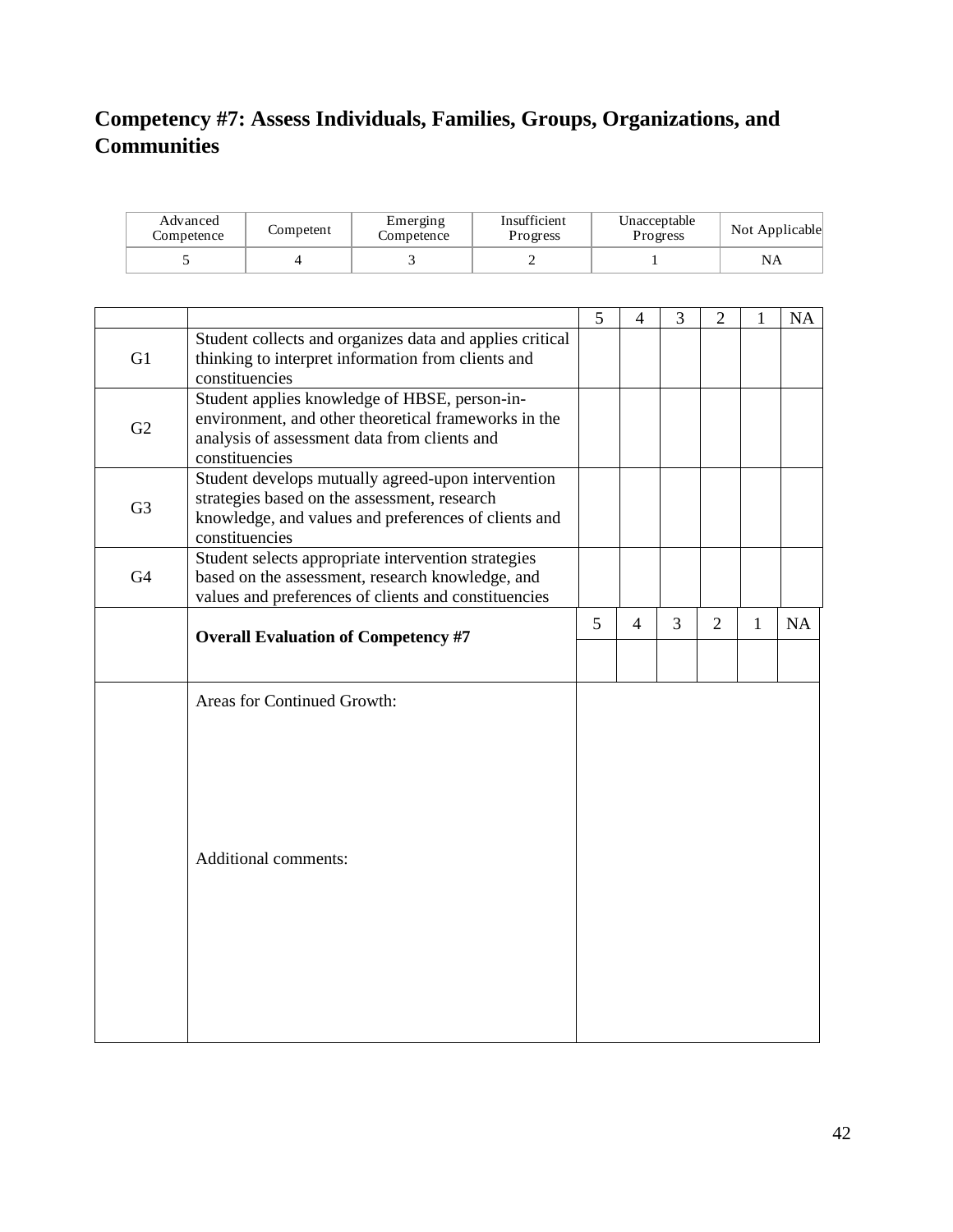## Competency #7: Assess Individuals, Families, Groups, Organizations, and Communities

| Advanced Competence | Competent | Emerging Competence | Insufficient Progress | Unacceptable Progress | Not Applicable |
|---|---|---|---|---|---|
| 5 | 4 | 3 | 2 | 1 | NA |

| | | 5 | 4 | 3 | 2 | 1 | NA |
|---|---|---|---|---|---|---|---|
| G1 | Student collects and organizes data and applies critical thinking to interpret information from clients and constituencies | | | | | | |
| G2 | Student applies knowledge of HBSE, person-in-environment, and other theoretical frameworks in the analysis of assessment data from clients and constituencies | | | | | | |
| G3 | Student develops mutually agreed-upon intervention strategies based on the assessment, research knowledge, and values and preferences of clients and constituencies | | | | | | |
| G4 | Student selects appropriate intervention strategies based on the assessment, research knowledge, and values and preferences of clients and constituencies | | | | | | |
| | **Overall Evaluation of Competency #7** | 5 | 4 | 3 | 2 | 1 | NA |
| | | | | | | | |
| | Areas for Continued Growth:<br><br>Additional comments: | | | | | | |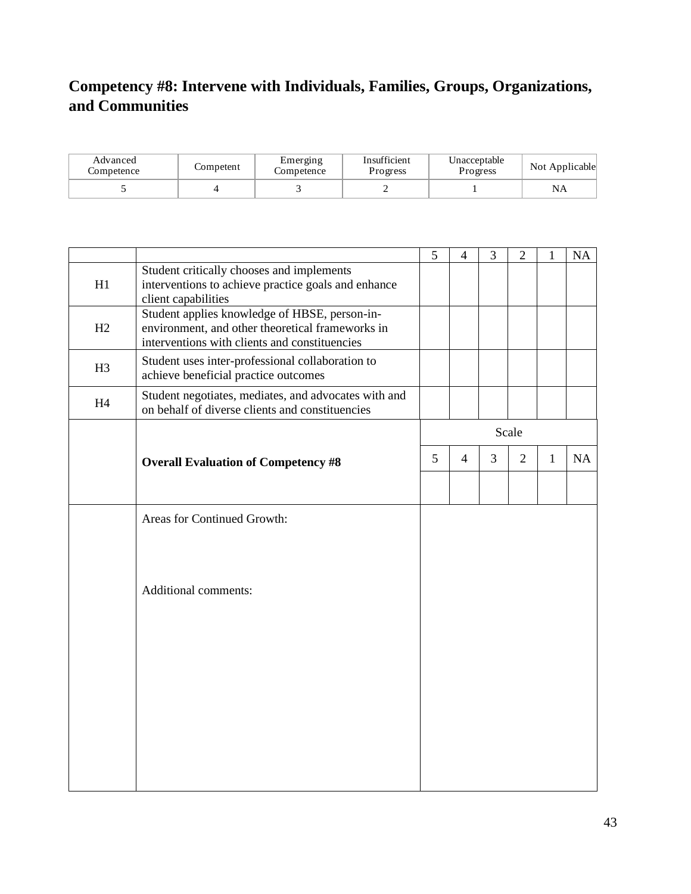## Competency #8: Intervene with Individuals, Families, Groups, Organizations, and Communities

| Advanced Competence | Competent | Emerging Competence | Insufficient Progress | Unacceptable Progress | Not Applicable |
|---|---|---|---|---|---|
| 5 | 4 | 3 | 2 | 1 | NA |

| | | 5 | 4 | 3 | 2 | 1 | NA |
|---|---|---|---|---|---|---|---|
| H1 | Student critically chooses and implements interventions to achieve practice goals and enhance client capabilities | | | | | | |
| H2 | Student applies knowledge of HBSE, person-in-environment, and other theoretical frameworks in interventions with clients and constituencies | | | | | | |
| H3 | Student uses inter-professional collaboration to achieve beneficial practice outcomes | | | | | | |
| H4 | Student negotiates, mediates, and advocates with and on behalf of diverse clients and constituencies | | | | | | |
| | | Scale | | | | | |
| | **Overall Evaluation of Competency #8** | 5 | 4 | 3 | 2 | 1 | NA |
| | | | | | | | |
| | Areas for Continued Growth:<br><br>Additional comments: | | | | | | |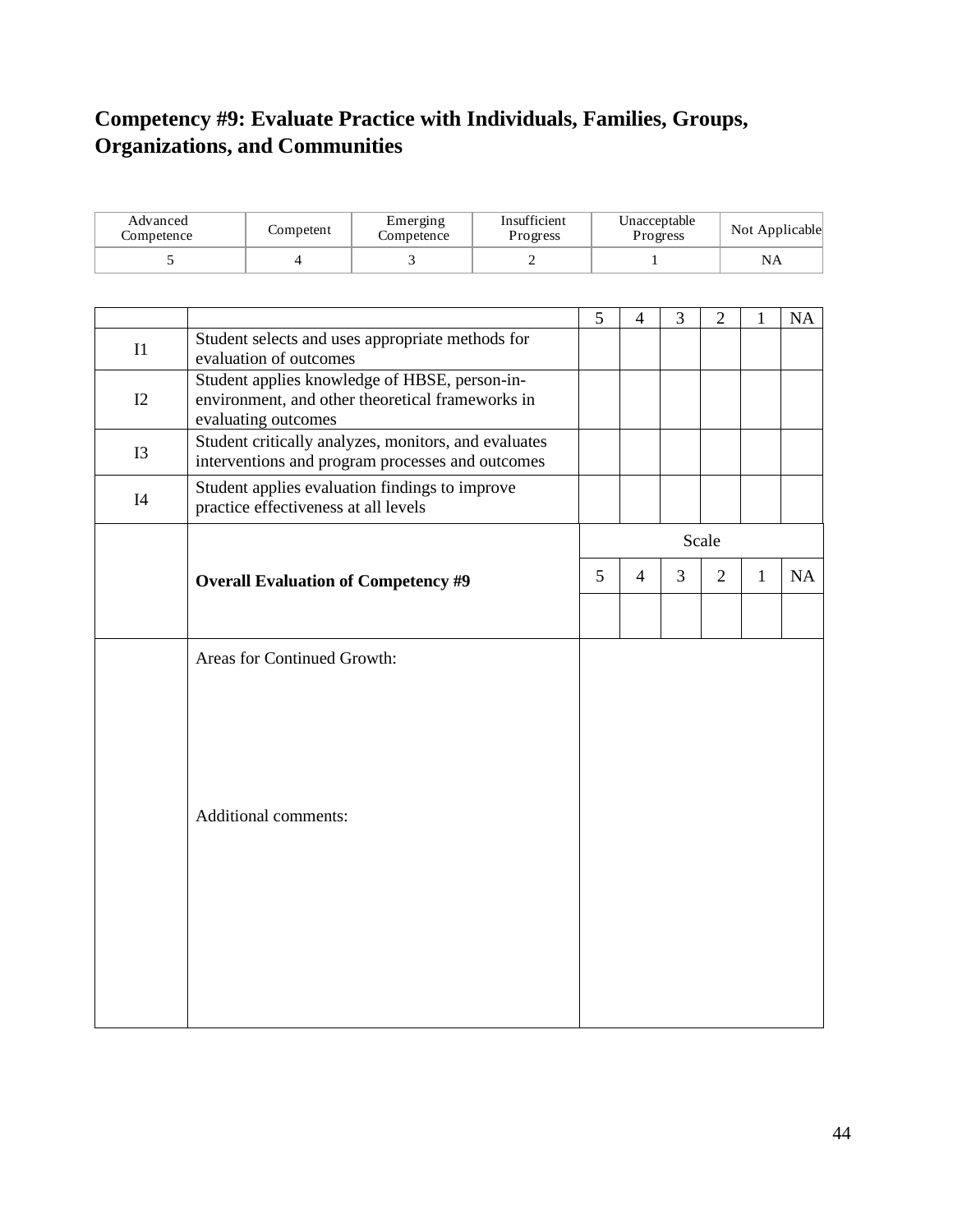## Competency #9: Evaluate Practice with Individuals, Families, Groups, Organizations, and Communities

| Advanced Competence | Competent | Emerging Competence | Insufficient Progress | Unacceptable Progress | Not Applicable |
|---|---|---|---|---|---|
| 5 | 4 | 3 | 2 | 1 | NA |

| | | 5 | 4 | 3 | 2 | 1 | NA |
|---|---|---|---|---|---|---|---|
| I1 | Student selects and uses appropriate methods for evaluation of outcomes | | | | | | |
| I2 | Student applies knowledge of HBSE, person-in-environment, and other theoretical frameworks in evaluating outcomes | | | | | | |
| I3 | Student critically analyzes, monitors, and evaluates interventions and program processes and outcomes | | | | | | |
| I4 | Student applies evaluation findings to improve practice effectiveness at all levels | | | | | | |
| | | Scale | | | | | |
| | **Overall Evaluation of Competency #9** | 5 | 4 | 3 | 2 | 1 | NA |
| | | | | | | | |
| | Areas for Continued Growth:<br><br>Additional comments: | | | | | | |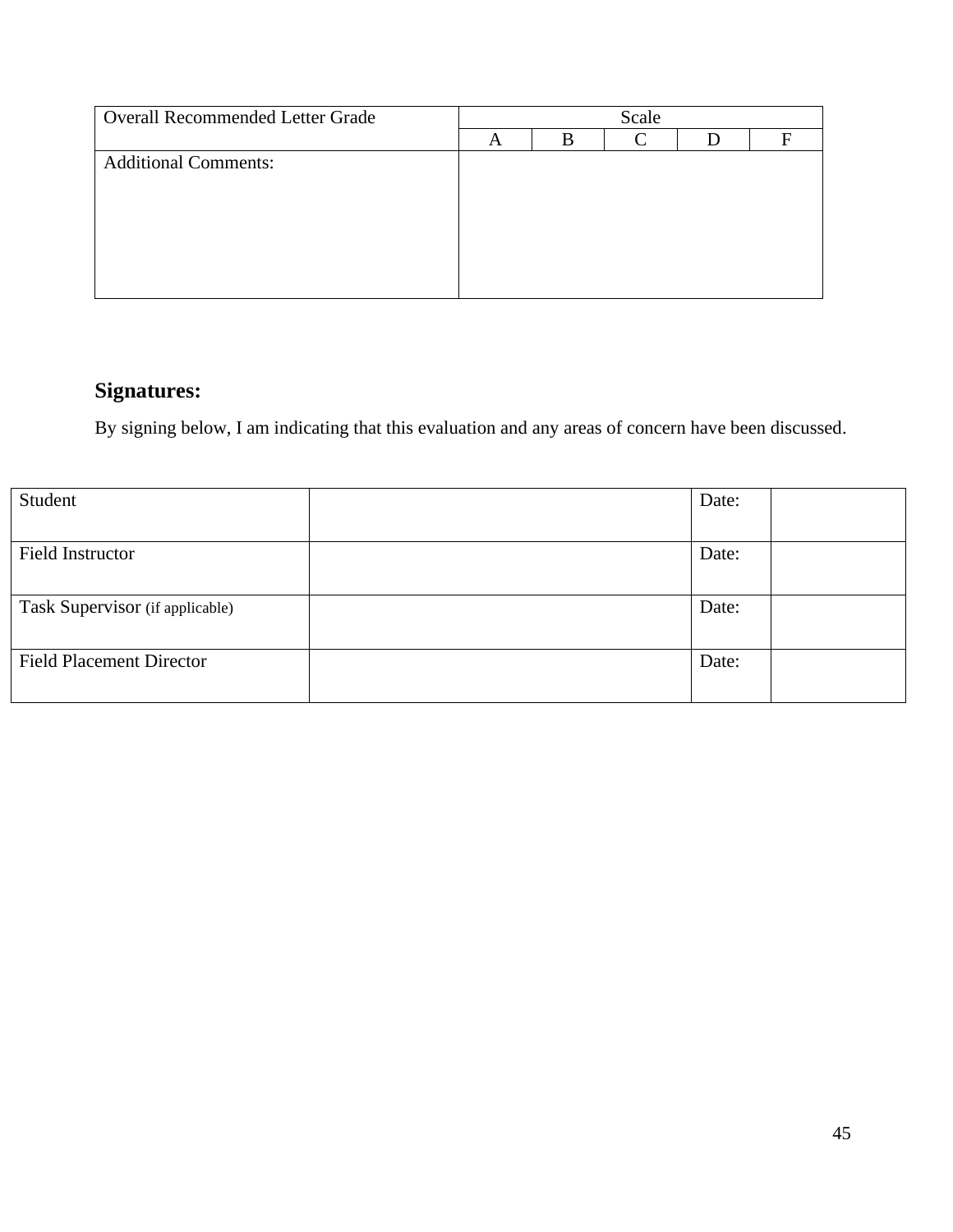| Overall Recommended Letter Grade | Scale | | | | |
|---|---|---|---|---|---|
| | A | B | C | D | F |
| Additional Comments: | | | | | |

## Signatures:

By signing below, I am indicating that this evaluation and any areas of concern have been discussed.

| | | | |
|---|---|---|---|
| Student | | Date: | |
| Field Instructor | | Date: | |
| Task Supervisor (if applicable) | | Date: | |
| Field Placement Director | | Date: | |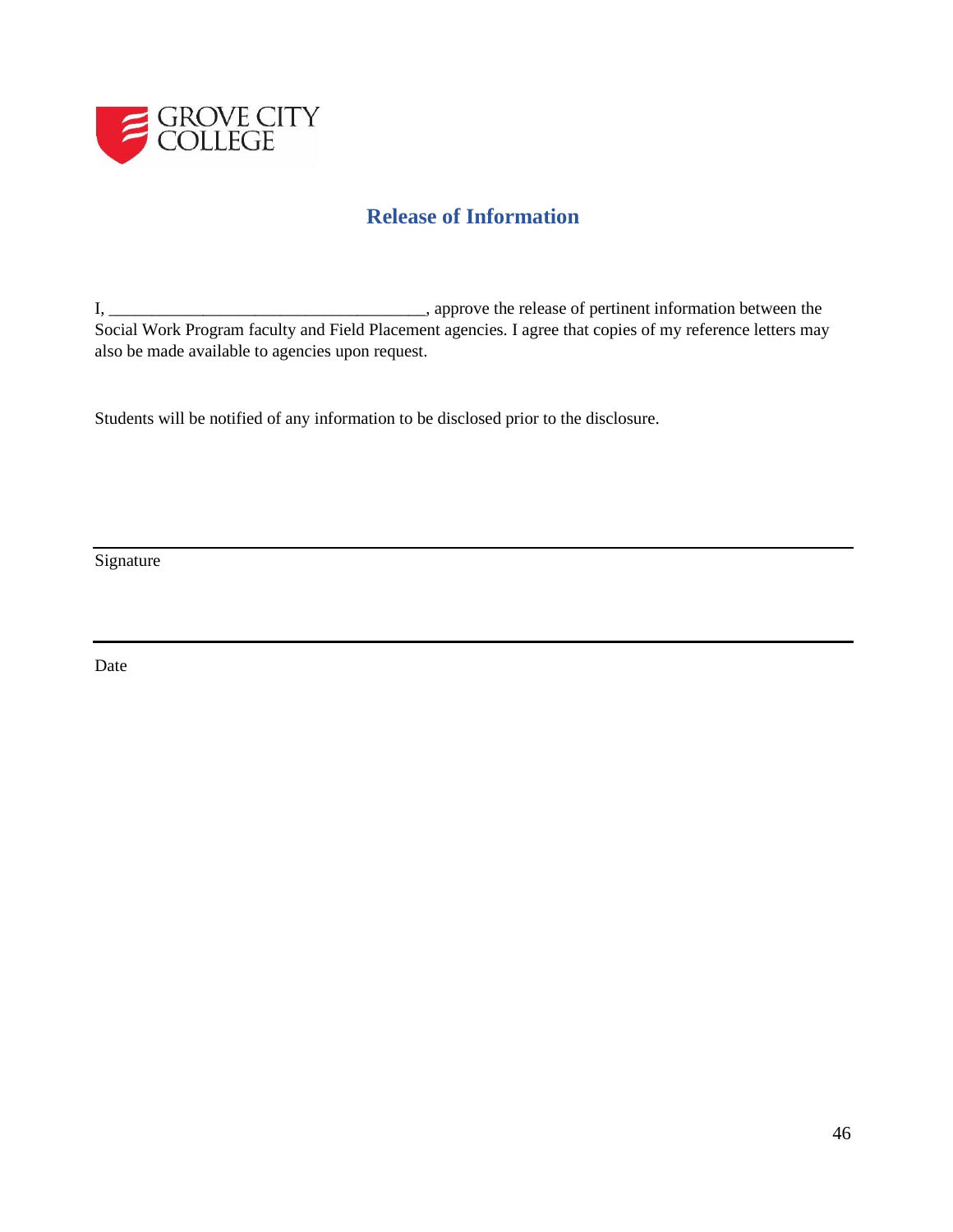GROVE CITY COLLEGE

## Release of Information

I, ______________________________________, approve the release of pertinent information between the Social Work Program faculty and Field Placement agencies. I agree that copies of my reference letters may also be made available to agencies upon request.

Students will be notified of any information to be disclosed prior to the disclosure.

______________________________________________________________________

Signature

______________________________________________________________________

Date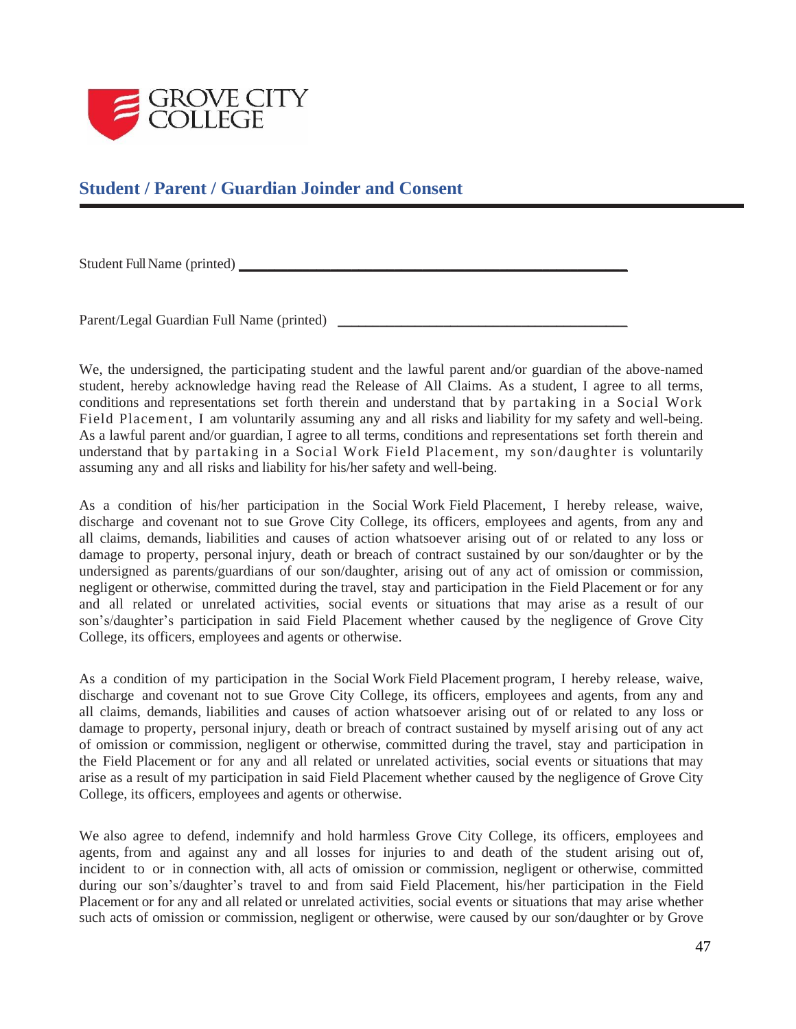GROVE CITY COLLEGE

## Student / Parent / Guardian Joinder and Consent

Student Full Name (printed) ___________________________________________

Parent/Legal Guardian Full Name (printed) ________________________________

We, the undersigned, the participating student and the lawful parent and/or guardian of the above-named student, hereby acknowledge having read the Release of All Claims. As a student, I agree to all terms, conditions and representations set forth therein and understand that by partaking in a Social Work Field Placement, I am voluntarily assuming any and all risks and liability for my safety and well-being. As a lawful parent and/or guardian, I agree to all terms, conditions and representations set forth therein and understand that by partaking in a Social Work Field Placement, my son/daughter is voluntarily assuming any and all risks and liability for his/her safety and well-being.

As a condition of his/her participation in the Social Work Field Placement, I hereby release, waive, discharge and covenant not to sue Grove City College, its officers, employees and agents, from any and all claims, demands, liabilities and causes of action whatsoever arising out of or related to any loss or damage to property, personal injury, death or breach of contract sustained by our son/daughter or by the undersigned as parents/guardians of our son/daughter, arising out of any act of omission or commission, negligent or otherwise, committed during the travel, stay and participation in the Field Placement or for any and all related or unrelated activities, social events or situations that may arise as a result of our son's/daughter's participation in said Field Placement whether caused by the negligence of Grove City College, its officers, employees and agents or otherwise.

As a condition of my participation in the Social Work Field Placement program, I hereby release, waive, discharge and covenant not to sue Grove City College, its officers, employees and agents, from any and all claims, demands, liabilities and causes of action whatsoever arising out of or related to any loss or damage to property, personal injury, death or breach of contract sustained by myself arising out of any act of omission or commission, negligent or otherwise, committed during the travel, stay and participation in the Field Placement or for any and all related or unrelated activities, social events or situations that may arise as a result of my participation in said Field Placement whether caused by the negligence of Grove City College, its officers, employees and agents or otherwise.

We also agree to defend, indemnify and hold harmless Grove City College, its officers, employees and agents, from and against any and all losses for injuries to and death of the student arising out of, incident to or in connection with, all acts of omission or commission, negligent or otherwise, committed during our son's/daughter's travel to and from said Field Placement, his/her participation in the Field Placement or for any and all related or unrelated activities, social events or situations that may arise whether such acts of omission or commission, negligent or otherwise, were caused by our son/daughter or by Grove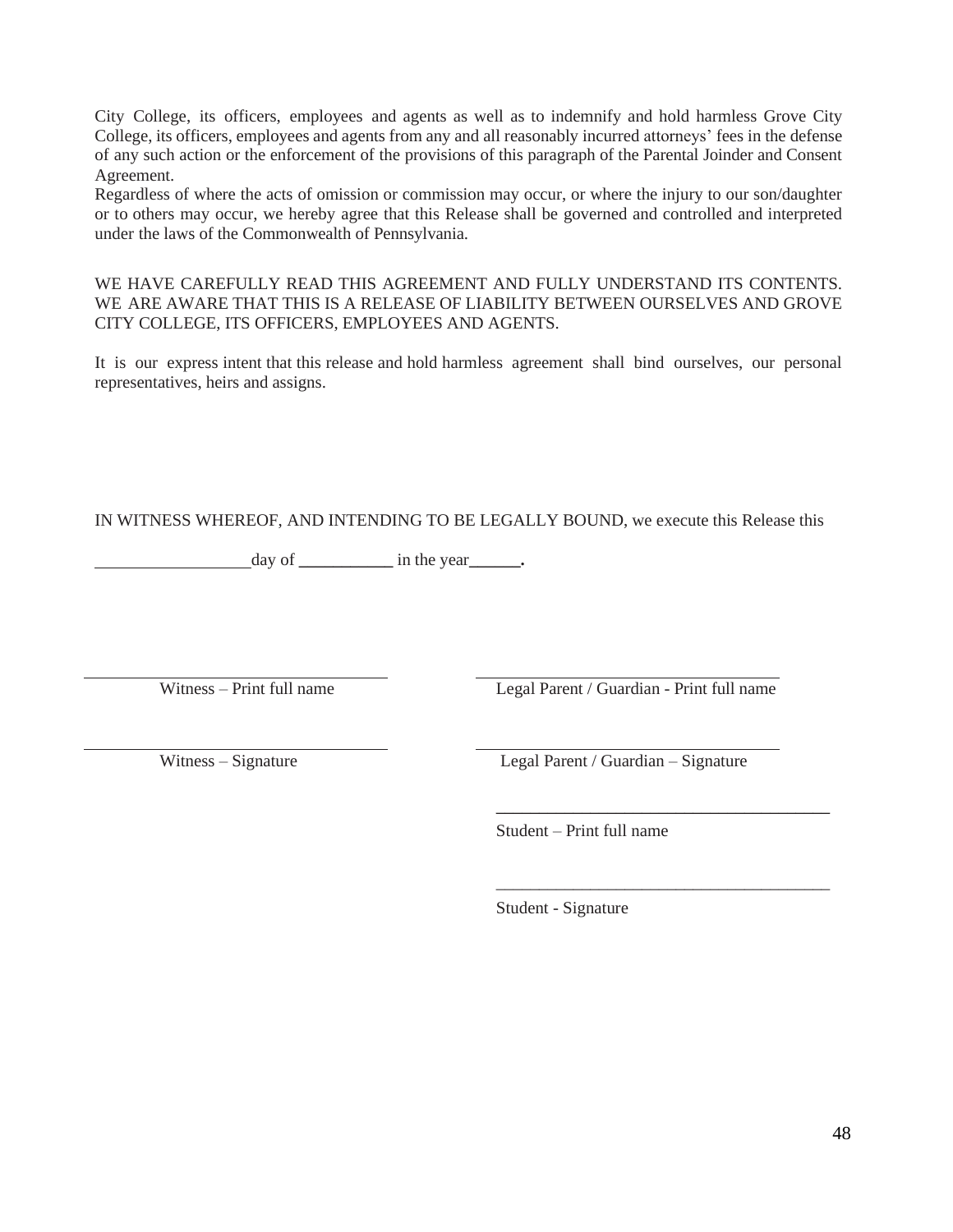City College, its officers, employees and agents as well as to indemnify and hold harmless Grove City College, its officers, employees and agents from any and all reasonably incurred attorneys' fees in the defense of any such action or the enforcement of the provisions of this paragraph of the Parental Joinder and Consent Agreement.

Regardless of where the acts of omission or commission may occur, or where the injury to our son/daughter or to others may occur, we hereby agree that this Release shall be governed and controlled and interpreted under the laws of the Commonwealth of Pennsylvania.

WE HAVE CAREFULLY READ THIS AGREEMENT AND FULLY UNDERSTAND ITS CONTENTS. WE ARE AWARE THAT THIS IS A RELEASE OF LIABILITY BETWEEN OURSELVES AND GROVE CITY COLLEGE, ITS OFFICERS, EMPLOYEES AND AGENTS.

It is our express intent that this release and hold harmless agreement shall bind ourselves, our personal representatives, heirs and assigns.

IN WITNESS WHEREOF, AND INTENDING TO BE LEGALLY BOUND, we execute this Release this

__________________day of ___________ in the year______.

| | |
|---|---|
| ______________________________ | ______________________________ |
| Witness – Print full name | Legal Parent / Guardian - Print full name |
| ______________________________ | ______________________________ |
| Witness – Signature | Legal Parent / Guardian – Signature |
| | ______________________________ |
| | Student – Print full name |
| | ______________________________ |
| | Student - Signature |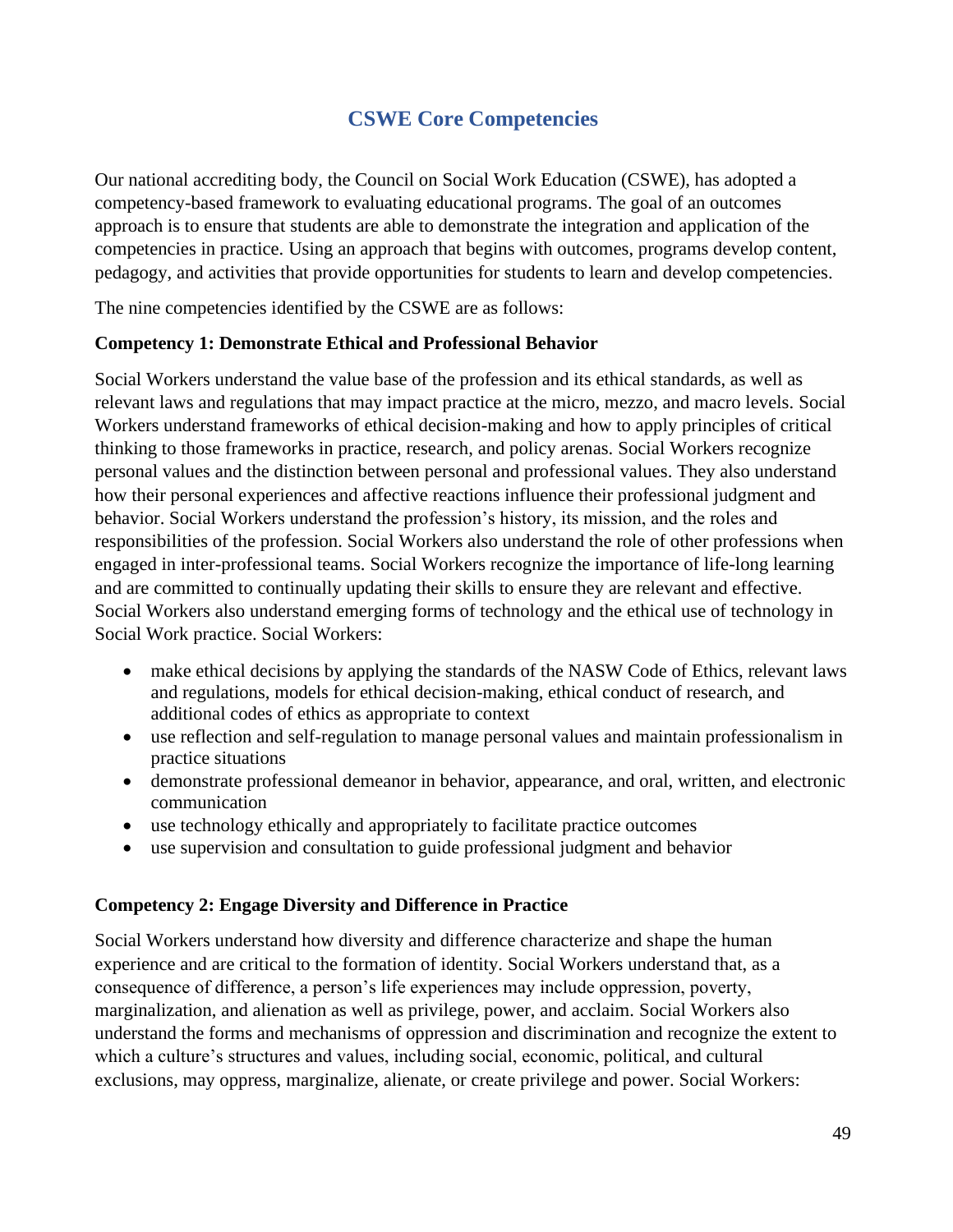## CSWE Core Competencies

Our national accrediting body, the Council on Social Work Education (CSWE), has adopted a competency-based framework to evaluating educational programs. The goal of an outcomes approach is to ensure that students are able to demonstrate the integration and application of the competencies in practice. Using an approach that begins with outcomes, programs develop content, pedagogy, and activities that provide opportunities for students to learn and develop competencies.

The nine competencies identified by the CSWE are as follows:

**Competency 1: Demonstrate Ethical and Professional Behavior**

Social Workers understand the value base of the profession and its ethical standards, as well as relevant laws and regulations that may impact practice at the micro, mezzo, and macro levels. Social Workers understand frameworks of ethical decision-making and how to apply principles of critical thinking to those frameworks in practice, research, and policy arenas. Social Workers recognize personal values and the distinction between personal and professional values. They also understand how their personal experiences and affective reactions influence their professional judgment and behavior. Social Workers understand the profession's history, its mission, and the roles and responsibilities of the profession. Social Workers also understand the role of other professions when engaged in inter-professional teams. Social Workers recognize the importance of life-long learning and are committed to continually updating their skills to ensure they are relevant and effective. Social Workers also understand emerging forms of technology and the ethical use of technology in Social Work practice. Social Workers:

- make ethical decisions by applying the standards of the NASW Code of Ethics, relevant laws and regulations, models for ethical decision-making, ethical conduct of research, and additional codes of ethics as appropriate to context
- use reflection and self-regulation to manage personal values and maintain professionalism in practice situations
- demonstrate professional demeanor in behavior, appearance, and oral, written, and electronic communication
- use technology ethically and appropriately to facilitate practice outcomes
- use supervision and consultation to guide professional judgment and behavior

**Competency 2: Engage Diversity and Difference in Practice**

Social Workers understand how diversity and difference characterize and shape the human experience and are critical to the formation of identity. Social Workers understand that, as a consequence of difference, a person's life experiences may include oppression, poverty, marginalization, and alienation as well as privilege, power, and acclaim. Social Workers also understand the forms and mechanisms of oppression and discrimination and recognize the extent to which a culture's structures and values, including social, economic, political, and cultural exclusions, may oppress, marginalize, alienate, or create privilege and power. Social Workers: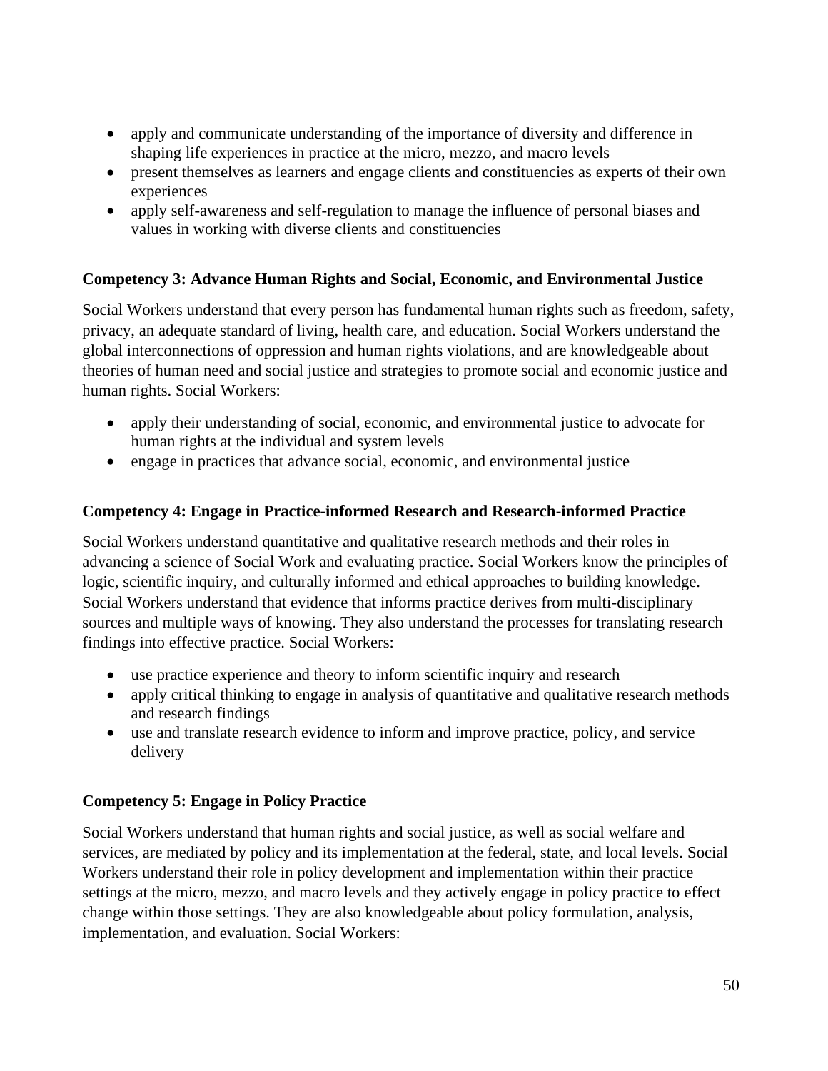- apply and communicate understanding of the importance of diversity and difference in shaping life experiences in practice at the micro, mezzo, and macro levels
- present themselves as learners and engage clients and constituencies as experts of their own experiences
- apply self-awareness and self-regulation to manage the influence of personal biases and values in working with diverse clients and constituencies

**Competency 3: Advance Human Rights and Social, Economic, and Environmental Justice**

Social Workers understand that every person has fundamental human rights such as freedom, safety, privacy, an adequate standard of living, health care, and education. Social Workers understand the global interconnections of oppression and human rights violations, and are knowledgeable about theories of human need and social justice and strategies to promote social and economic justice and human rights. Social Workers:

- apply their understanding of social, economic, and environmental justice to advocate for human rights at the individual and system levels
- engage in practices that advance social, economic, and environmental justice

**Competency 4: Engage in Practice-informed Research and Research-informed Practice**

Social Workers understand quantitative and qualitative research methods and their roles in advancing a science of Social Work and evaluating practice. Social Workers know the principles of logic, scientific inquiry, and culturally informed and ethical approaches to building knowledge. Social Workers understand that evidence that informs practice derives from multi-disciplinary sources and multiple ways of knowing. They also understand the processes for translating research findings into effective practice. Social Workers:

- use practice experience and theory to inform scientific inquiry and research
- apply critical thinking to engage in analysis of quantitative and qualitative research methods and research findings
- use and translate research evidence to inform and improve practice, policy, and service delivery

**Competency 5: Engage in Policy Practice**

Social Workers understand that human rights and social justice, as well as social welfare and services, are mediated by policy and its implementation at the federal, state, and local levels. Social Workers understand their role in policy development and implementation within their practice settings at the micro, mezzo, and macro levels and they actively engage in policy practice to effect change within those settings. They are also knowledgeable about policy formulation, analysis, implementation, and evaluation. Social Workers: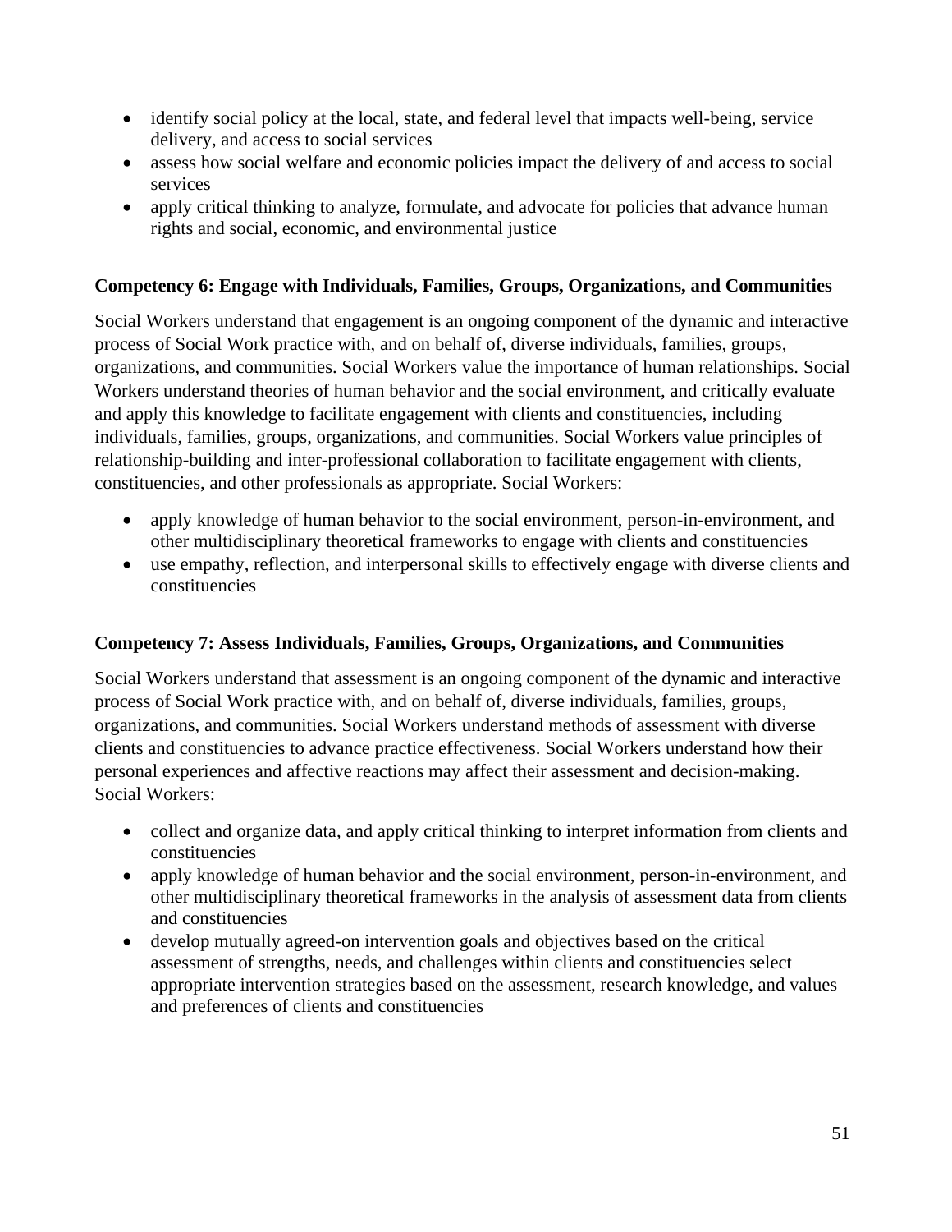- identify social policy at the local, state, and federal level that impacts well-being, service delivery, and access to social services
- assess how social welfare and economic policies impact the delivery of and access to social services
- apply critical thinking to analyze, formulate, and advocate for policies that advance human rights and social, economic, and environmental justice

**Competency 6: Engage with Individuals, Families, Groups, Organizations, and Communities**

Social Workers understand that engagement is an ongoing component of the dynamic and interactive process of Social Work practice with, and on behalf of, diverse individuals, families, groups, organizations, and communities. Social Workers value the importance of human relationships. Social Workers understand theories of human behavior and the social environment, and critically evaluate and apply this knowledge to facilitate engagement with clients and constituencies, including individuals, families, groups, organizations, and communities. Social Workers value principles of relationship-building and inter-professional collaboration to facilitate engagement with clients, constituencies, and other professionals as appropriate. Social Workers:

- apply knowledge of human behavior to the social environment, person-in-environment, and other multidisciplinary theoretical frameworks to engage with clients and constituencies
- use empathy, reflection, and interpersonal skills to effectively engage with diverse clients and constituencies

**Competency 7: Assess Individuals, Families, Groups, Organizations, and Communities**

Social Workers understand that assessment is an ongoing component of the dynamic and interactive process of Social Work practice with, and on behalf of, diverse individuals, families, groups, organizations, and communities. Social Workers understand methods of assessment with diverse clients and constituencies to advance practice effectiveness. Social Workers understand how their personal experiences and affective reactions may affect their assessment and decision-making. Social Workers:

- collect and organize data, and apply critical thinking to interpret information from clients and constituencies
- apply knowledge of human behavior and the social environment, person-in-environment, and other multidisciplinary theoretical frameworks in the analysis of assessment data from clients and constituencies
- develop mutually agreed-on intervention goals and objectives based on the critical assessment of strengths, needs, and challenges within clients and constituencies select appropriate intervention strategies based on the assessment, research knowledge, and values and preferences of clients and constituencies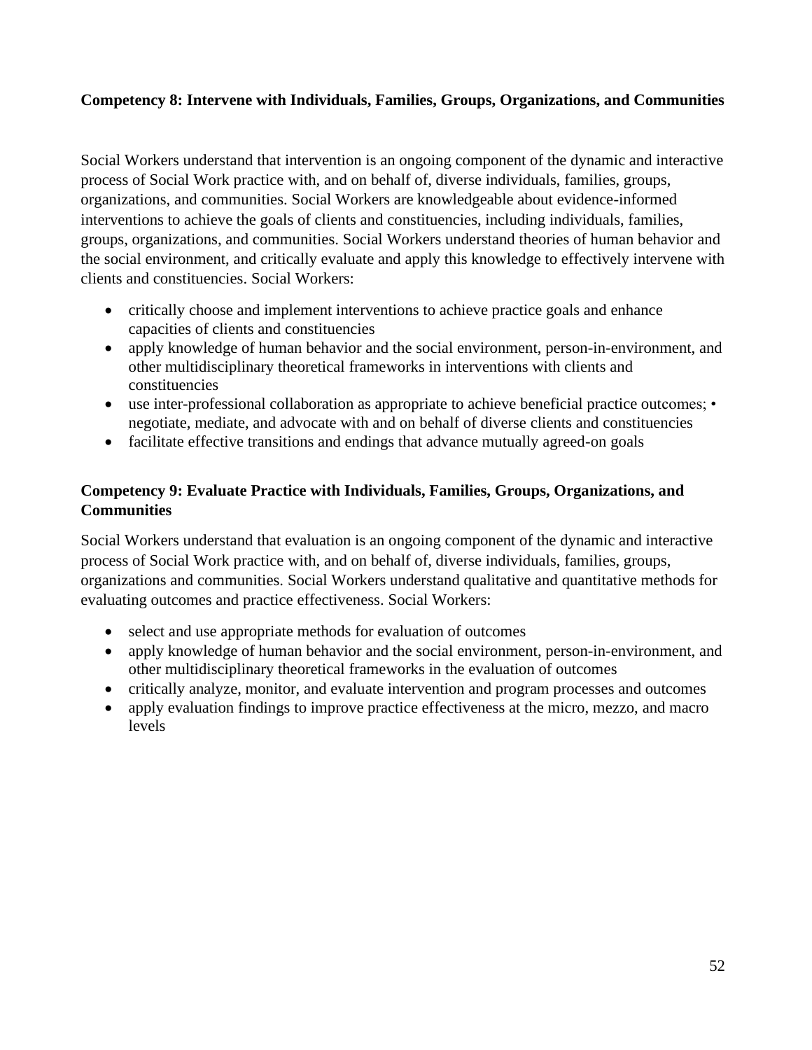**Competency 8: Intervene with Individuals, Families, Groups, Organizations, and Communities**

Social Workers understand that intervention is an ongoing component of the dynamic and interactive process of Social Work practice with, and on behalf of, diverse individuals, families, groups, organizations, and communities. Social Workers are knowledgeable about evidence-informed interventions to achieve the goals of clients and constituencies, including individuals, families, groups, organizations, and communities. Social Workers understand theories of human behavior and the social environment, and critically evaluate and apply this knowledge to effectively intervene with clients and constituencies. Social Workers:

- critically choose and implement interventions to achieve practice goals and enhance capacities of clients and constituencies
- apply knowledge of human behavior and the social environment, person-in-environment, and other multidisciplinary theoretical frameworks in interventions with clients and constituencies
- use inter-professional collaboration as appropriate to achieve beneficial practice outcomes; • negotiate, mediate, and advocate with and on behalf of diverse clients and constituencies
- facilitate effective transitions and endings that advance mutually agreed-on goals

**Competency 9: Evaluate Practice with Individuals, Families, Groups, Organizations, and Communities**

Social Workers understand that evaluation is an ongoing component of the dynamic and interactive process of Social Work practice with, and on behalf of, diverse individuals, families, groups, organizations and communities. Social Workers understand qualitative and quantitative methods for evaluating outcomes and practice effectiveness. Social Workers:

- select and use appropriate methods for evaluation of outcomes
- apply knowledge of human behavior and the social environment, person-in-environment, and other multidisciplinary theoretical frameworks in the evaluation of outcomes
- critically analyze, monitor, and evaluate intervention and program processes and outcomes
- apply evaluation findings to improve practice effectiveness at the micro, mezzo, and macro levels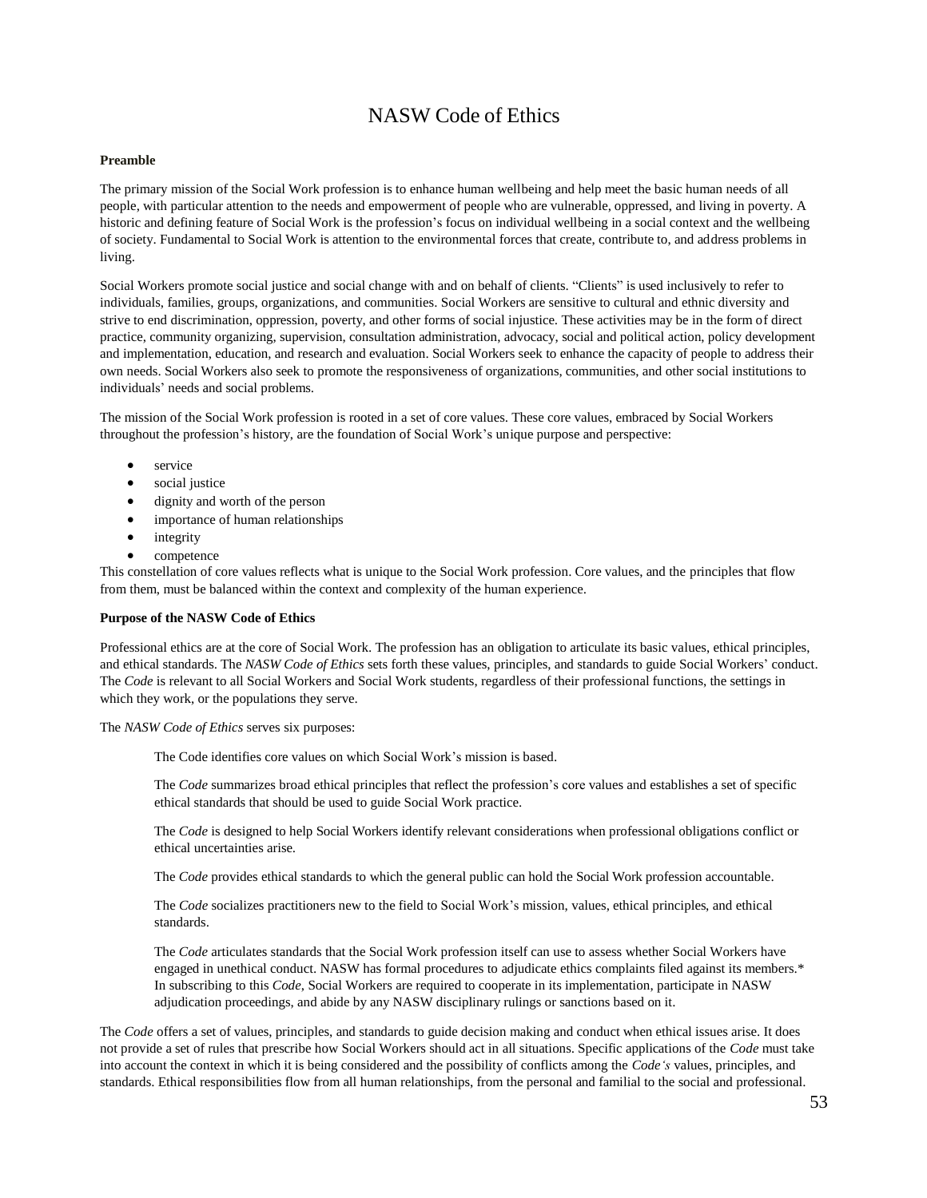# NASW Code of Ethics

**Preamble**

The primary mission of the Social Work profession is to enhance human wellbeing and help meet the basic human needs of all people, with particular attention to the needs and empowerment of people who are vulnerable, oppressed, and living in poverty. A historic and defining feature of Social Work is the profession's focus on individual wellbeing in a social context and the wellbeing of society. Fundamental to Social Work is attention to the environmental forces that create, contribute to, and address problems in living.

Social Workers promote social justice and social change with and on behalf of clients. "Clients" is used inclusively to refer to individuals, families, groups, organizations, and communities. Social Workers are sensitive to cultural and ethnic diversity and strive to end discrimination, oppression, poverty, and other forms of social injustice. These activities may be in the form of direct practice, community organizing, supervision, consultation administration, advocacy, social and political action, policy development and implementation, education, and research and evaluation. Social Workers seek to enhance the capacity of people to address their own needs. Social Workers also seek to promote the responsiveness of organizations, communities, and other social institutions to individuals' needs and social problems.

The mission of the Social Work profession is rooted in a set of core values. These core values, embraced by Social Workers throughout the profession's history, are the foundation of Social Work's unique purpose and perspective:

- service
- social justice
- dignity and worth of the person
- importance of human relationships
- integrity
- competence

This constellation of core values reflects what is unique to the Social Work profession. Core values, and the principles that flow from them, must be balanced within the context and complexity of the human experience.

**Purpose of the NASW Code of Ethics**

Professional ethics are at the core of Social Work. The profession has an obligation to articulate its basic values, ethical principles, and ethical standards. The *NASW Code of Ethics* sets forth these values, principles, and standards to guide Social Workers' conduct. The *Code* is relevant to all Social Workers and Social Work students, regardless of their professional functions, the settings in which they work, or the populations they serve.

The *NASW Code of Ethics* serves six purposes:

> The Code identifies core values on which Social Work's mission is based.
>
> The *Code* summarizes broad ethical principles that reflect the profession's core values and establishes a set of specific ethical standards that should be used to guide Social Work practice.
>
> The *Code* is designed to help Social Workers identify relevant considerations when professional obligations conflict or ethical uncertainties arise.
>
> The *Code* provides ethical standards to which the general public can hold the Social Work profession accountable.
>
> The *Code* socializes practitioners new to the field to Social Work's mission, values, ethical principles, and ethical standards.
>
> The *Code* articulates standards that the Social Work profession itself can use to assess whether Social Workers have engaged in unethical conduct. NASW has formal procedures to adjudicate ethics complaints filed against its members.* In subscribing to this *Code*, Social Workers are required to cooperate in its implementation, participate in NASW adjudication proceedings, and abide by any NASW disciplinary rulings or sanctions based on it.

The *Code* offers a set of values, principles, and standards to guide decision making and conduct when ethical issues arise. It does not provide a set of rules that prescribe how Social Workers should act in all situations. Specific applications of the *Code* must take into account the context in which it is being considered and the possibility of conflicts among the *Code's* values, principles, and standards. Ethical responsibilities flow from all human relationships, from the personal and familial to the social and professional.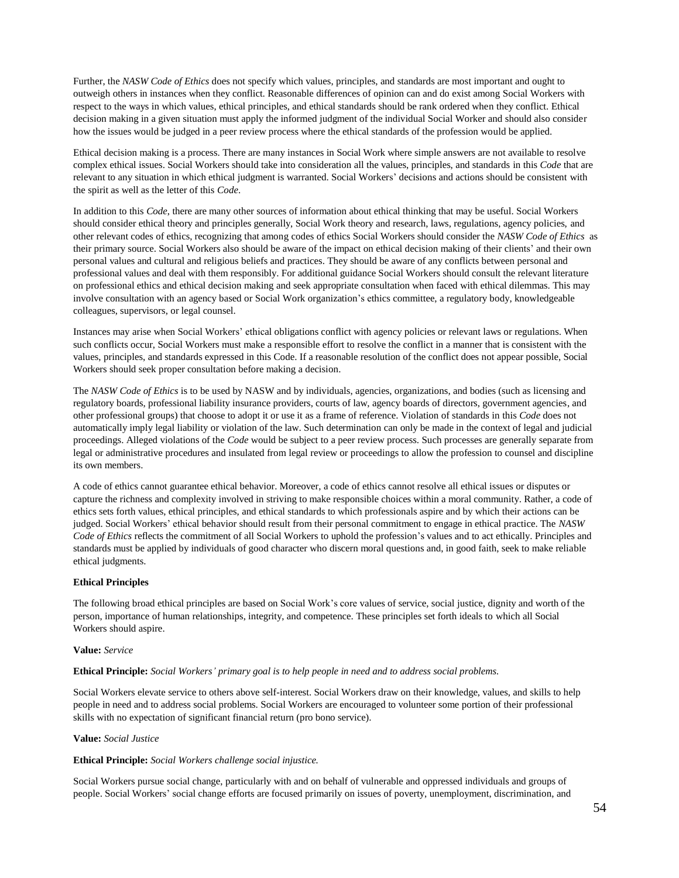Further, the *NASW Code of Ethics* does not specify which values, principles, and standards are most important and ought to outweigh others in instances when they conflict. Reasonable differences of opinion can and do exist among Social Workers with respect to the ways in which values, ethical principles, and ethical standards should be rank ordered when they conflict. Ethical decision making in a given situation must apply the informed judgment of the individual Social Worker and should also consider how the issues would be judged in a peer review process where the ethical standards of the profession would be applied.

Ethical decision making is a process. There are many instances in Social Work where simple answers are not available to resolve complex ethical issues. Social Workers should take into consideration all the values, principles, and standards in this *Code* that are relevant to any situation in which ethical judgment is warranted. Social Workers' decisions and actions should be consistent with the spirit as well as the letter of this *Code*.

In addition to this *Code*, there are many other sources of information about ethical thinking that may be useful. Social Workers should consider ethical theory and principles generally, Social Work theory and research, laws, regulations, agency policies, and other relevant codes of ethics, recognizing that among codes of ethics Social Workers should consider the *NASW Code of Ethics* as their primary source. Social Workers also should be aware of the impact on ethical decision making of their clients' and their own personal values and cultural and religious beliefs and practices. They should be aware of any conflicts between personal and professional values and deal with them responsibly. For additional guidance Social Workers should consult the relevant literature on professional ethics and ethical decision making and seek appropriate consultation when faced with ethical dilemmas. This may involve consultation with an agency based or Social Work organization's ethics committee, a regulatory body, knowledgeable colleagues, supervisors, or legal counsel.

Instances may arise when Social Workers' ethical obligations conflict with agency policies or relevant laws or regulations. When such conflicts occur, Social Workers must make a responsible effort to resolve the conflict in a manner that is consistent with the values, principles, and standards expressed in this Code. If a reasonable resolution of the conflict does not appear possible, Social Workers should seek proper consultation before making a decision.

The *NASW Code of Ethics* is to be used by NASW and by individuals, agencies, organizations, and bodies (such as licensing and regulatory boards, professional liability insurance providers, courts of law, agency boards of directors, government agencies, and other professional groups) that choose to adopt it or use it as a frame of reference. Violation of standards in this *Code* does not automatically imply legal liability or violation of the law. Such determination can only be made in the context of legal and judicial proceedings. Alleged violations of the *Code* would be subject to a peer review process. Such processes are generally separate from legal or administrative procedures and insulated from legal review or proceedings to allow the profession to counsel and discipline its own members.

A code of ethics cannot guarantee ethical behavior. Moreover, a code of ethics cannot resolve all ethical issues or disputes or capture the richness and complexity involved in striving to make responsible choices within a moral community. Rather, a code of ethics sets forth values, ethical principles, and ethical standards to which professionals aspire and by which their actions can be judged. Social Workers' ethical behavior should result from their personal commitment to engage in ethical practice. The *NASW Code of Ethics* reflects the commitment of all Social Workers to uphold the profession's values and to act ethically. Principles and standards must be applied by individuals of good character who discern moral questions and, in good faith, seek to make reliable ethical judgments.

**Ethical Principles**

The following broad ethical principles are based on Social Work's core values of service, social justice, dignity and worth of the person, importance of human relationships, integrity, and competence. These principles set forth ideals to which all Social Workers should aspire.

**Value:** *Service*

**Ethical Principle:** *Social Workers' primary goal is to help people in need and to address social problems.*

Social Workers elevate service to others above self-interest. Social Workers draw on their knowledge, values, and skills to help people in need and to address social problems. Social Workers are encouraged to volunteer some portion of their professional skills with no expectation of significant financial return (pro bono service).

**Value:** *Social Justice*

**Ethical Principle:** *Social Workers challenge social injustice.*

Social Workers pursue social change, particularly with and on behalf of vulnerable and oppressed individuals and groups of people. Social Workers' social change efforts are focused primarily on issues of poverty, unemployment, discrimination, and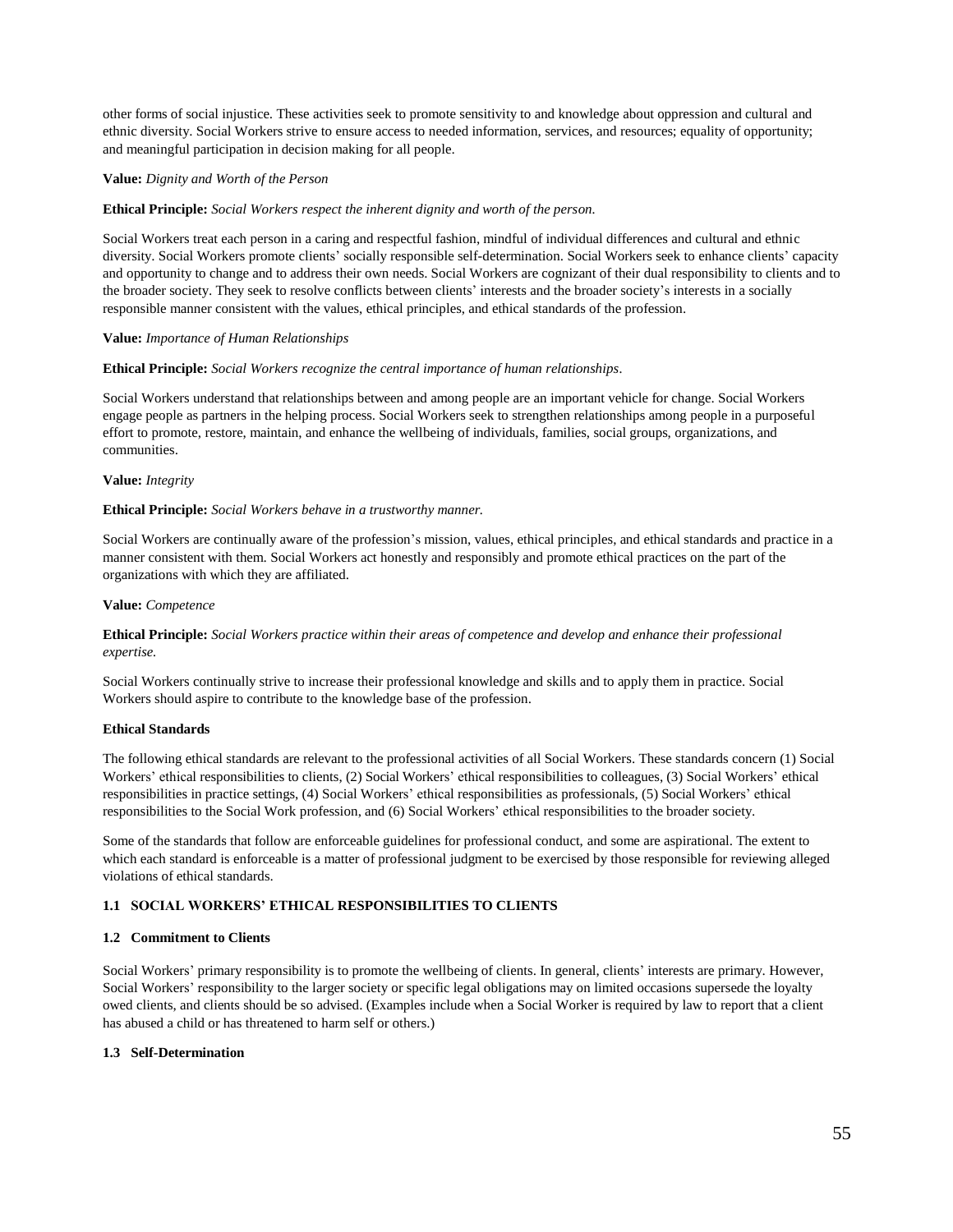other forms of social injustice. These activities seek to promote sensitivity to and knowledge about oppression and cultural and ethnic diversity. Social Workers strive to ensure access to needed information, services, and resources; equality of opportunity; and meaningful participation in decision making for all people.

**Value:** *Dignity and Worth of the Person*

**Ethical Principle:** *Social Workers respect the inherent dignity and worth of the person.*

Social Workers treat each person in a caring and respectful fashion, mindful of individual differences and cultural and ethnic diversity. Social Workers promote clients' socially responsible self-determination. Social Workers seek to enhance clients' capacity and opportunity to change and to address their own needs. Social Workers are cognizant of their dual responsibility to clients and to the broader society. They seek to resolve conflicts between clients' interests and the broader society's interests in a socially responsible manner consistent with the values, ethical principles, and ethical standards of the profession.

**Value:** *Importance of Human Relationships*

**Ethical Principle:** *Social Workers recognize the central importance of human relationships*.

Social Workers understand that relationships between and among people are an important vehicle for change. Social Workers engage people as partners in the helping process. Social Workers seek to strengthen relationships among people in a purposeful effort to promote, restore, maintain, and enhance the wellbeing of individuals, families, social groups, organizations, and communities.

**Value:** *Integrity*

**Ethical Principle:** *Social Workers behave in a trustworthy manner.*

Social Workers are continually aware of the profession's mission, values, ethical principles, and ethical standards and practice in a manner consistent with them. Social Workers act honestly and responsibly and promote ethical practices on the part of the organizations with which they are affiliated.

**Value:** *Competence*

**Ethical Principle:** *Social Workers practice within their areas of competence and develop and enhance their professional expertise.*

Social Workers continually strive to increase their professional knowledge and skills and to apply them in practice. Social Workers should aspire to contribute to the knowledge base of the profession.

**Ethical Standards**

The following ethical standards are relevant to the professional activities of all Social Workers. These standards concern (1) Social Workers' ethical responsibilities to clients, (2) Social Workers' ethical responsibilities to colleagues, (3) Social Workers' ethical responsibilities in practice settings, (4) Social Workers' ethical responsibilities as professionals, (5) Social Workers' ethical responsibilities to the Social Work profession, and (6) Social Workers' ethical responsibilities to the broader society.

Some of the standards that follow are enforceable guidelines for professional conduct, and some are aspirational. The extent to which each standard is enforceable is a matter of professional judgment to be exercised by those responsible for reviewing alleged violations of ethical standards.

**1.1 SOCIAL WORKERS' ETHICAL RESPONSIBILITIES TO CLIENTS**

**1.2 Commitment to Clients**

Social Workers' primary responsibility is to promote the wellbeing of clients. In general, clients' interests are primary. However, Social Workers' responsibility to the larger society or specific legal obligations may on limited occasions supersede the loyalty owed clients, and clients should be so advised. (Examples include when a Social Worker is required by law to report that a client has abused a child or has threatened to harm self or others.)

**1.3 Self-Determination**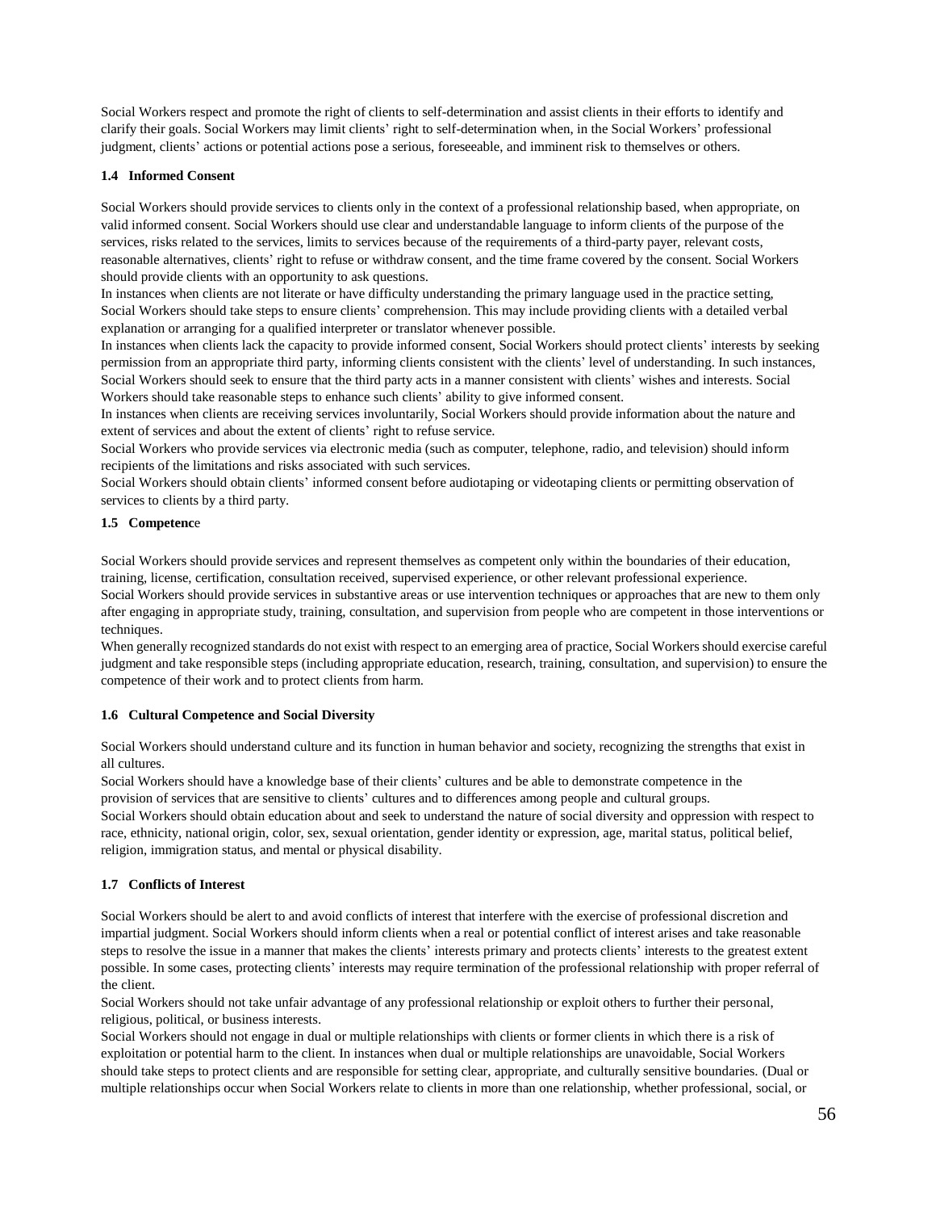Social Workers respect and promote the right of clients to self-determination and assist clients in their efforts to identify and clarify their goals. Social Workers may limit clients' right to self-determination when, in the Social Workers' professional judgment, clients' actions or potential actions pose a serious, foreseeable, and imminent risk to themselves or others.

**1.4 Informed Consent**

Social Workers should provide services to clients only in the context of a professional relationship based, when appropriate, on valid informed consent. Social Workers should use clear and understandable language to inform clients of the purpose of the services, risks related to the services, limits to services because of the requirements of a third-party payer, relevant costs, reasonable alternatives, clients' right to refuse or withdraw consent, and the time frame covered by the consent. Social Workers should provide clients with an opportunity to ask questions.

In instances when clients are not literate or have difficulty understanding the primary language used in the practice setting, Social Workers should take steps to ensure clients' comprehension. This may include providing clients with a detailed verbal explanation or arranging for a qualified interpreter or translator whenever possible.

In instances when clients lack the capacity to provide informed consent, Social Workers should protect clients' interests by seeking permission from an appropriate third party, informing clients consistent with the clients' level of understanding. In such instances, Social Workers should seek to ensure that the third party acts in a manner consistent with clients' wishes and interests. Social Workers should take reasonable steps to enhance such clients' ability to give informed consent.

In instances when clients are receiving services involuntarily, Social Workers should provide information about the nature and extent of services and about the extent of clients' right to refuse service.

Social Workers who provide services via electronic media (such as computer, telephone, radio, and television) should inform recipients of the limitations and risks associated with such services.

Social Workers should obtain clients' informed consent before audiotaping or videotaping clients or permitting observation of services to clients by a third party.

**1.5 Competence**

Social Workers should provide services and represent themselves as competent only within the boundaries of their education, training, license, certification, consultation received, supervised experience, or other relevant professional experience.

Social Workers should provide services in substantive areas or use intervention techniques or approaches that are new to them only after engaging in appropriate study, training, consultation, and supervision from people who are competent in those interventions or techniques.

When generally recognized standards do not exist with respect to an emerging area of practice, Social Workers should exercise careful judgment and take responsible steps (including appropriate education, research, training, consultation, and supervision) to ensure the competence of their work and to protect clients from harm.

**1.6 Cultural Competence and Social Diversity**

Social Workers should understand culture and its function in human behavior and society, recognizing the strengths that exist in all cultures.

Social Workers should have a knowledge base of their clients' cultures and be able to demonstrate competence in the provision of services that are sensitive to clients' cultures and to differences among people and cultural groups.

Social Workers should obtain education about and seek to understand the nature of social diversity and oppression with respect to race, ethnicity, national origin, color, sex, sexual orientation, gender identity or expression, age, marital status, political belief, religion, immigration status, and mental or physical disability.

**1.7 Conflicts of Interest**

Social Workers should be alert to and avoid conflicts of interest that interfere with the exercise of professional discretion and impartial judgment. Social Workers should inform clients when a real or potential conflict of interest arises and take reasonable steps to resolve the issue in a manner that makes the clients' interests primary and protects clients' interests to the greatest extent possible. In some cases, protecting clients' interests may require termination of the professional relationship with proper referral of the client.

Social Workers should not take unfair advantage of any professional relationship or exploit others to further their personal, religious, political, or business interests.

Social Workers should not engage in dual or multiple relationships with clients or former clients in which there is a risk of exploitation or potential harm to the client. In instances when dual or multiple relationships are unavoidable, Social Workers should take steps to protect clients and are responsible for setting clear, appropriate, and culturally sensitive boundaries. (Dual or multiple relationships occur when Social Workers relate to clients in more than one relationship, whether professional, social, or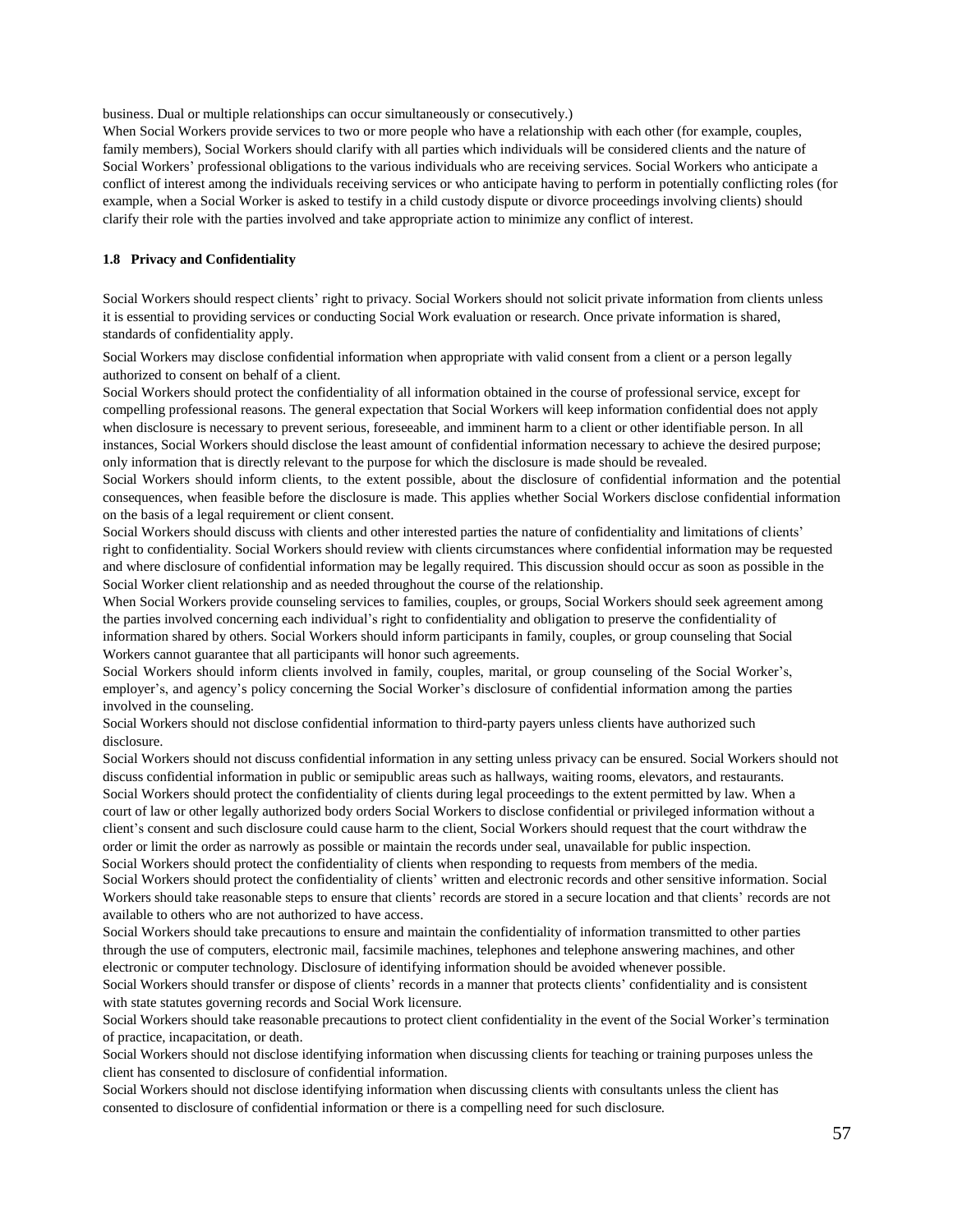business. Dual or multiple relationships can occur simultaneously or consecutively.)

When Social Workers provide services to two or more people who have a relationship with each other (for example, couples, family members), Social Workers should clarify with all parties which individuals will be considered clients and the nature of Social Workers' professional obligations to the various individuals who are receiving services. Social Workers who anticipate a conflict of interest among the individuals receiving services or who anticipate having to perform in potentially conflicting roles (for example, when a Social Worker is asked to testify in a child custody dispute or divorce proceedings involving clients) should clarify their role with the parties involved and take appropriate action to minimize any conflict of interest.

#### 1.8 Privacy and Confidentiality

Social Workers should respect clients' right to privacy. Social Workers should not solicit private information from clients unless it is essential to providing services or conducting Social Work evaluation or research. Once private information is shared, standards of confidentiality apply.

Social Workers may disclose confidential information when appropriate with valid consent from a client or a person legally authorized to consent on behalf of a client.

Social Workers should protect the confidentiality of all information obtained in the course of professional service, except for compelling professional reasons. The general expectation that Social Workers will keep information confidential does not apply when disclosure is necessary to prevent serious, foreseeable, and imminent harm to a client or other identifiable person. In all instances, Social Workers should disclose the least amount of confidential information necessary to achieve the desired purpose; only information that is directly relevant to the purpose for which the disclosure is made should be revealed.

Social Workers should inform clients, to the extent possible, about the disclosure of confidential information and the potential consequences, when feasible before the disclosure is made. This applies whether Social Workers disclose confidential information on the basis of a legal requirement or client consent.

Social Workers should discuss with clients and other interested parties the nature of confidentiality and limitations of clients' right to confidentiality. Social Workers should review with clients circumstances where confidential information may be requested and where disclosure of confidential information may be legally required. This discussion should occur as soon as possible in the Social Worker client relationship and as needed throughout the course of the relationship.

When Social Workers provide counseling services to families, couples, or groups, Social Workers should seek agreement among the parties involved concerning each individual's right to confidentiality and obligation to preserve the confidentiality of information shared by others. Social Workers should inform participants in family, couples, or group counseling that Social Workers cannot guarantee that all participants will honor such agreements.

Social Workers should inform clients involved in family, couples, marital, or group counseling of the Social Worker's, employer's, and agency's policy concerning the Social Worker's disclosure of confidential information among the parties involved in the counseling.

Social Workers should not disclose confidential information to third-party payers unless clients have authorized such disclosure.

Social Workers should not discuss confidential information in any setting unless privacy can be ensured. Social Workers should not discuss confidential information in public or semipublic areas such as hallways, waiting rooms, elevators, and restaurants.

Social Workers should protect the confidentiality of clients during legal proceedings to the extent permitted by law. When a court of law or other legally authorized body orders Social Workers to disclose confidential or privileged information without a client's consent and such disclosure could cause harm to the client, Social Workers should request that the court withdraw the order or limit the order as narrowly as possible or maintain the records under seal, unavailable for public inspection.

Social Workers should protect the confidentiality of clients when responding to requests from members of the media.

Social Workers should protect the confidentiality of clients' written and electronic records and other sensitive information. Social Workers should take reasonable steps to ensure that clients' records are stored in a secure location and that clients' records are not available to others who are not authorized to have access.

Social Workers should take precautions to ensure and maintain the confidentiality of information transmitted to other parties through the use of computers, electronic mail, facsimile machines, telephones and telephone answering machines, and other electronic or computer technology. Disclosure of identifying information should be avoided whenever possible.

Social Workers should transfer or dispose of clients' records in a manner that protects clients' confidentiality and is consistent with state statutes governing records and Social Work licensure.

Social Workers should take reasonable precautions to protect client confidentiality in the event of the Social Worker's termination of practice, incapacitation, or death.

Social Workers should not disclose identifying information when discussing clients for teaching or training purposes unless the client has consented to disclosure of confidential information.

Social Workers should not disclose identifying information when discussing clients with consultants unless the client has consented to disclosure of confidential information or there is a compelling need for such disclosure.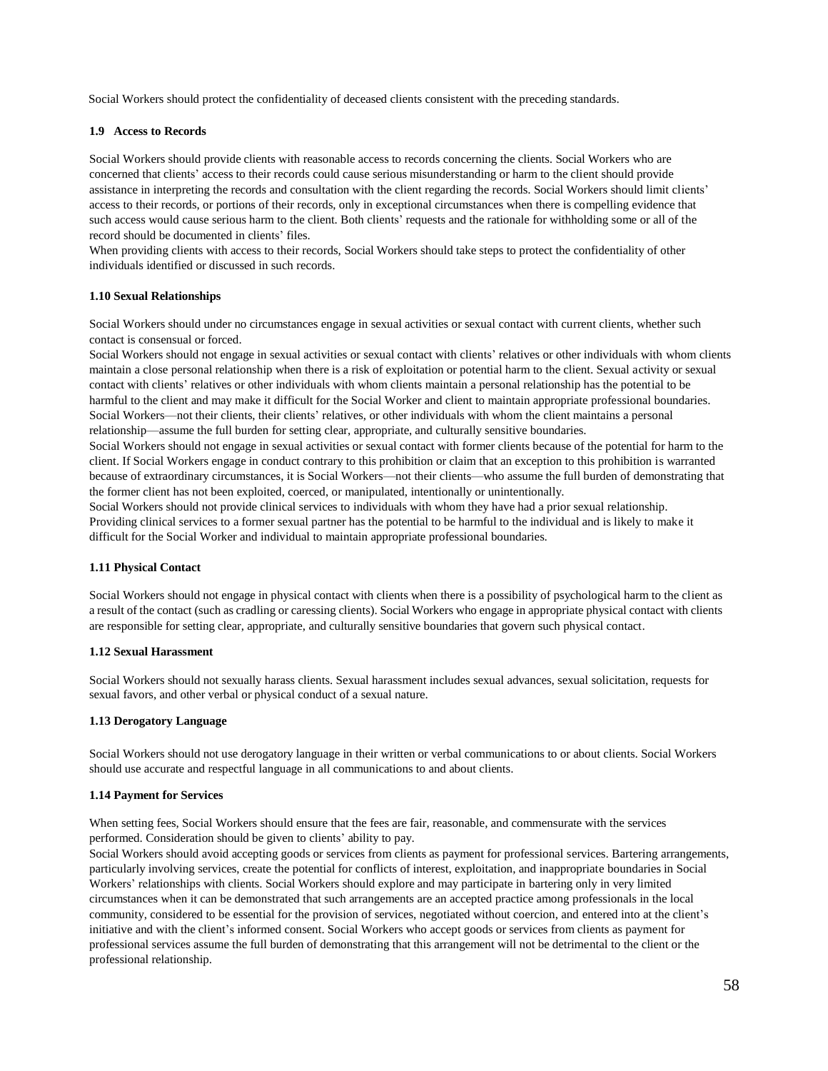Social Workers should protect the confidentiality of deceased clients consistent with the preceding standards.

**1.9 Access to Records**

Social Workers should provide clients with reasonable access to records concerning the clients. Social Workers who are concerned that clients' access to their records could cause serious misunderstanding or harm to the client should provide assistance in interpreting the records and consultation with the client regarding the records. Social Workers should limit clients' access to their records, or portions of their records, only in exceptional circumstances when there is compelling evidence that such access would cause serious harm to the client. Both clients' requests and the rationale for withholding some or all of the record should be documented in clients' files.

When providing clients with access to their records, Social Workers should take steps to protect the confidentiality of other individuals identified or discussed in such records.

**1.10 Sexual Relationships**

Social Workers should under no circumstances engage in sexual activities or sexual contact with current clients, whether such contact is consensual or forced.

Social Workers should not engage in sexual activities or sexual contact with clients' relatives or other individuals with whom clients maintain a close personal relationship when there is a risk of exploitation or potential harm to the client. Sexual activity or sexual contact with clients' relatives or other individuals with whom clients maintain a personal relationship has the potential to be harmful to the client and may make it difficult for the Social Worker and client to maintain appropriate professional boundaries. Social Workers—not their clients, their clients' relatives, or other individuals with whom the client maintains a personal relationship—assume the full burden for setting clear, appropriate, and culturally sensitive boundaries.

Social Workers should not engage in sexual activities or sexual contact with former clients because of the potential for harm to the client. If Social Workers engage in conduct contrary to this prohibition or claim that an exception to this prohibition is warranted because of extraordinary circumstances, it is Social Workers—not their clients—who assume the full burden of demonstrating that the former client has not been exploited, coerced, or manipulated, intentionally or unintentionally.

Social Workers should not provide clinical services to individuals with whom they have had a prior sexual relationship. Providing clinical services to a former sexual partner has the potential to be harmful to the individual and is likely to make it difficult for the Social Worker and individual to maintain appropriate professional boundaries.

**1.11 Physical Contact**

Social Workers should not engage in physical contact with clients when there is a possibility of psychological harm to the client as a result of the contact (such as cradling or caressing clients). Social Workers who engage in appropriate physical contact with clients are responsible for setting clear, appropriate, and culturally sensitive boundaries that govern such physical contact.

**1.12 Sexual Harassment**

Social Workers should not sexually harass clients. Sexual harassment includes sexual advances, sexual solicitation, requests for sexual favors, and other verbal or physical conduct of a sexual nature.

**1.13 Derogatory Language**

Social Workers should not use derogatory language in their written or verbal communications to or about clients. Social Workers should use accurate and respectful language in all communications to and about clients.

**1.14 Payment for Services**

When setting fees, Social Workers should ensure that the fees are fair, reasonable, and commensurate with the services performed. Consideration should be given to clients' ability to pay.

Social Workers should avoid accepting goods or services from clients as payment for professional services. Bartering arrangements, particularly involving services, create the potential for conflicts of interest, exploitation, and inappropriate boundaries in Social Workers' relationships with clients. Social Workers should explore and may participate in bartering only in very limited circumstances when it can be demonstrated that such arrangements are an accepted practice among professionals in the local community, considered to be essential for the provision of services, negotiated without coercion, and entered into at the client's initiative and with the client's informed consent. Social Workers who accept goods or services from clients as payment for professional services assume the full burden of demonstrating that this arrangement will not be detrimental to the client or the professional relationship.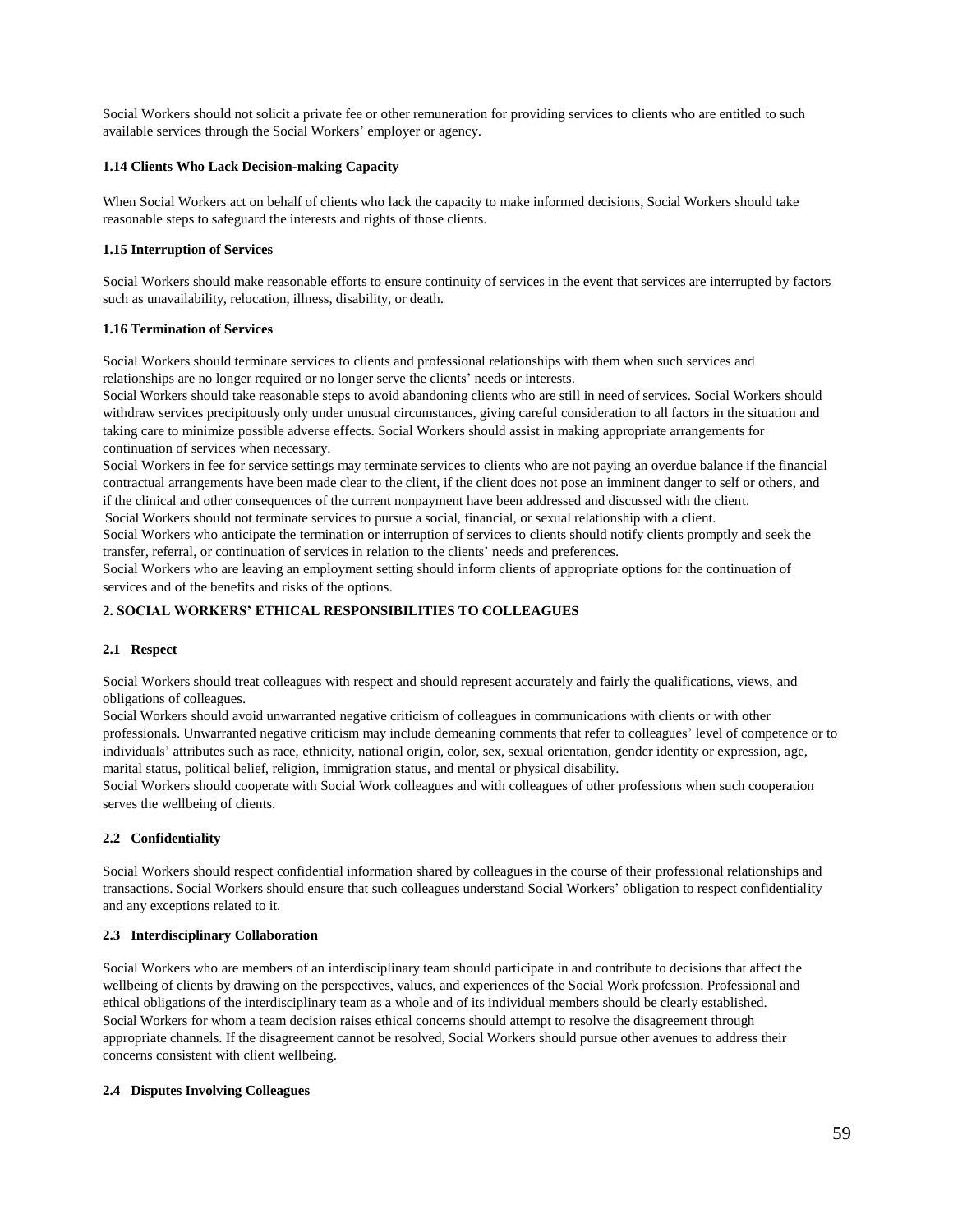Social Workers should not solicit a private fee or other remuneration for providing services to clients who are entitled to such available services through the Social Workers' employer or agency.

### 1.14 Clients Who Lack Decision-making Capacity

When Social Workers act on behalf of clients who lack the capacity to make informed decisions, Social Workers should take reasonable steps to safeguard the interests and rights of those clients.

### 1.15 Interruption of Services

Social Workers should make reasonable efforts to ensure continuity of services in the event that services are interrupted by factors such as unavailability, relocation, illness, disability, or death.

### 1.16 Termination of Services

Social Workers should terminate services to clients and professional relationships with them when such services and relationships are no longer required or no longer serve the clients' needs or interests.

Social Workers should take reasonable steps to avoid abandoning clients who are still in need of services. Social Workers should withdraw services precipitously only under unusual circumstances, giving careful consideration to all factors in the situation and taking care to minimize possible adverse effects. Social Workers should assist in making appropriate arrangements for continuation of services when necessary.

Social Workers in fee for service settings may terminate services to clients who are not paying an overdue balance if the financial contractual arrangements have been made clear to the client, if the client does not pose an imminent danger to self or others, and if the clinical and other consequences of the current nonpayment have been addressed and discussed with the client.

Social Workers should not terminate services to pursue a social, financial, or sexual relationship with a client.

Social Workers who anticipate the termination or interruption of services to clients should notify clients promptly and seek the transfer, referral, or continuation of services in relation to the clients' needs and preferences.

Social Workers who are leaving an employment setting should inform clients of appropriate options for the continuation of services and of the benefits and risks of the options.

## 2. SOCIAL WORKERS' ETHICAL RESPONSIBILITIES TO COLLEAGUES

### 2.1 Respect

Social Workers should treat colleagues with respect and should represent accurately and fairly the qualifications, views, and obligations of colleagues.

Social Workers should avoid unwarranted negative criticism of colleagues in communications with clients or with other professionals. Unwarranted negative criticism may include demeaning comments that refer to colleagues' level of competence or to individuals' attributes such as race, ethnicity, national origin, color, sex, sexual orientation, gender identity or expression, age, marital status, political belief, religion, immigration status, and mental or physical disability.

Social Workers should cooperate with Social Work colleagues and with colleagues of other professions when such cooperation serves the wellbeing of clients.

### 2.2 Confidentiality

Social Workers should respect confidential information shared by colleagues in the course of their professional relationships and transactions. Social Workers should ensure that such colleagues understand Social Workers' obligation to respect confidentiality and any exceptions related to it.

### 2.3 Interdisciplinary Collaboration

Social Workers who are members of an interdisciplinary team should participate in and contribute to decisions that affect the wellbeing of clients by drawing on the perspectives, values, and experiences of the Social Work profession. Professional and ethical obligations of the interdisciplinary team as a whole and of its individual members should be clearly established.

Social Workers for whom a team decision raises ethical concerns should attempt to resolve the disagreement through appropriate channels. If the disagreement cannot be resolved, Social Workers should pursue other avenues to address their concerns consistent with client wellbeing.

### 2.4 Disputes Involving Colleagues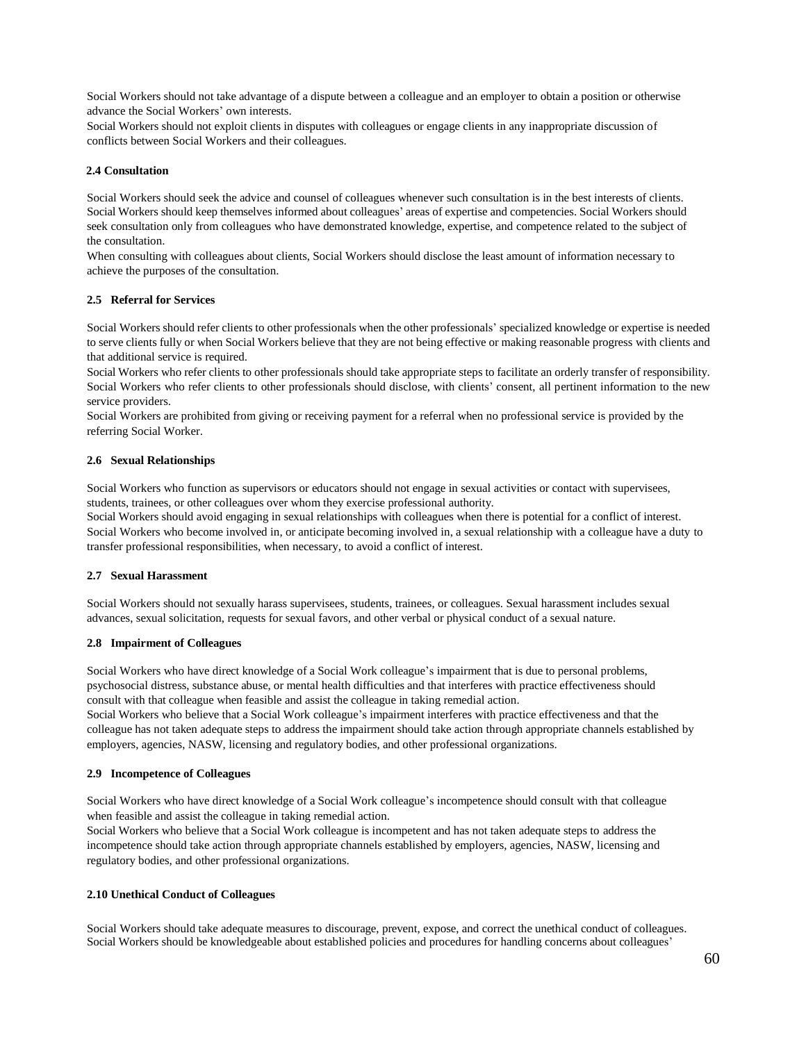Social Workers should not take advantage of a dispute between a colleague and an employer to obtain a position or otherwise advance the Social Workers' own interests.

Social Workers should not exploit clients in disputes with colleagues or engage clients in any inappropriate discussion of conflicts between Social Workers and their colleagues.

#### 2.4 Consultation

Social Workers should seek the advice and counsel of colleagues whenever such consultation is in the best interests of clients. Social Workers should keep themselves informed about colleagues' areas of expertise and competencies. Social Workers should seek consultation only from colleagues who have demonstrated knowledge, expertise, and competence related to the subject of the consultation.

When consulting with colleagues about clients, Social Workers should disclose the least amount of information necessary to achieve the purposes of the consultation.

#### 2.5 Referral for Services

Social Workers should refer clients to other professionals when the other professionals' specialized knowledge or expertise is needed to serve clients fully or when Social Workers believe that they are not being effective or making reasonable progress with clients and that additional service is required.

Social Workers who refer clients to other professionals should take appropriate steps to facilitate an orderly transfer of responsibility. Social Workers who refer clients to other professionals should disclose, with clients' consent, all pertinent information to the new service providers.

Social Workers are prohibited from giving or receiving payment for a referral when no professional service is provided by the referring Social Worker.

#### 2.6 Sexual Relationships

Social Workers who function as supervisors or educators should not engage in sexual activities or contact with supervisees, students, trainees, or other colleagues over whom they exercise professional authority.

Social Workers should avoid engaging in sexual relationships with colleagues when there is potential for a conflict of interest. Social Workers who become involved in, or anticipate becoming involved in, a sexual relationship with a colleague have a duty to transfer professional responsibilities, when necessary, to avoid a conflict of interest.

#### 2.7 Sexual Harassment

Social Workers should not sexually harass supervisees, students, trainees, or colleagues. Sexual harassment includes sexual advances, sexual solicitation, requests for sexual favors, and other verbal or physical conduct of a sexual nature.

#### 2.8 Impairment of Colleagues

Social Workers who have direct knowledge of a Social Work colleague's impairment that is due to personal problems, psychosocial distress, substance abuse, or mental health difficulties and that interferes with practice effectiveness should consult with that colleague when feasible and assist the colleague in taking remedial action.

Social Workers who believe that a Social Work colleague's impairment interferes with practice effectiveness and that the colleague has not taken adequate steps to address the impairment should take action through appropriate channels established by employers, agencies, NASW, licensing and regulatory bodies, and other professional organizations.

#### 2.9 Incompetence of Colleagues

Social Workers who have direct knowledge of a Social Work colleague's incompetence should consult with that colleague when feasible and assist the colleague in taking remedial action.

Social Workers who believe that a Social Work colleague is incompetent and has not taken adequate steps to address the incompetence should take action through appropriate channels established by employers, agencies, NASW, licensing and regulatory bodies, and other professional organizations.

#### 2.10 Unethical Conduct of Colleagues

Social Workers should take adequate measures to discourage, prevent, expose, and correct the unethical conduct of colleagues. Social Workers should be knowledgeable about established policies and procedures for handling concerns about colleagues'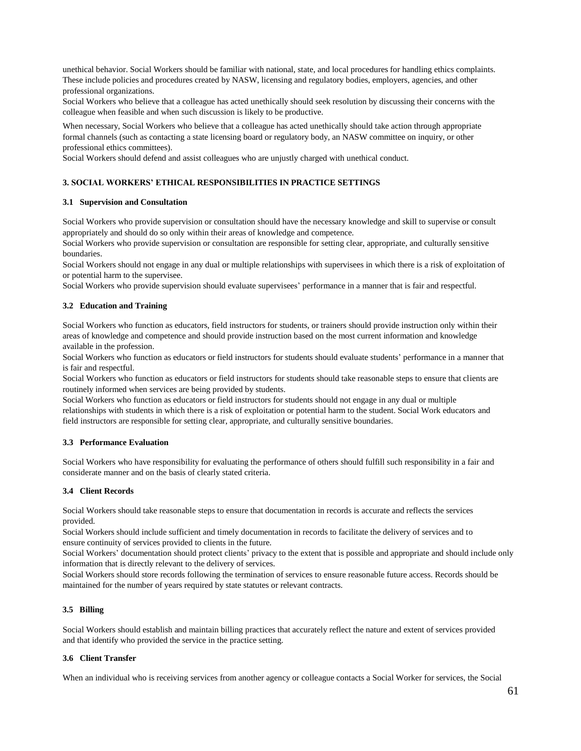unethical behavior. Social Workers should be familiar with national, state, and local procedures for handling ethics complaints. These include policies and procedures created by NASW, licensing and regulatory bodies, employers, agencies, and other professional organizations.

Social Workers who believe that a colleague has acted unethically should seek resolution by discussing their concerns with the colleague when feasible and when such discussion is likely to be productive.

When necessary, Social Workers who believe that a colleague has acted unethically should take action through appropriate formal channels (such as contacting a state licensing board or regulatory body, an NASW committee on inquiry, or other professional ethics committees).

Social Workers should defend and assist colleagues who are unjustly charged with unethical conduct.

## 3. SOCIAL WORKERS' ETHICAL RESPONSIBILITIES IN PRACTICE SETTINGS

### 3.1 Supervision and Consultation

Social Workers who provide supervision or consultation should have the necessary knowledge and skill to supervise or consult appropriately and should do so only within their areas of knowledge and competence.

Social Workers who provide supervision or consultation are responsible for setting clear, appropriate, and culturally sensitive boundaries.

Social Workers should not engage in any dual or multiple relationships with supervisees in which there is a risk of exploitation of or potential harm to the supervisee.

Social Workers who provide supervision should evaluate supervisees' performance in a manner that is fair and respectful.

### 3.2 Education and Training

Social Workers who function as educators, field instructors for students, or trainers should provide instruction only within their areas of knowledge and competence and should provide instruction based on the most current information and knowledge available in the profession.

Social Workers who function as educators or field instructors for students should evaluate students' performance in a manner that is fair and respectful.

Social Workers who function as educators or field instructors for students should take reasonable steps to ensure that clients are routinely informed when services are being provided by students.

Social Workers who function as educators or field instructors for students should not engage in any dual or multiple relationships with students in which there is a risk of exploitation or potential harm to the student. Social Work educators and field instructors are responsible for setting clear, appropriate, and culturally sensitive boundaries.

### 3.3 Performance Evaluation

Social Workers who have responsibility for evaluating the performance of others should fulfill such responsibility in a fair and considerate manner and on the basis of clearly stated criteria.

### 3.4 Client Records

Social Workers should take reasonable steps to ensure that documentation in records is accurate and reflects the services provided.

Social Workers should include sufficient and timely documentation in records to facilitate the delivery of services and to ensure continuity of services provided to clients in the future.

Social Workers' documentation should protect clients' privacy to the extent that is possible and appropriate and should include only information that is directly relevant to the delivery of services.

Social Workers should store records following the termination of services to ensure reasonable future access. Records should be maintained for the number of years required by state statutes or relevant contracts.

### 3.5 Billing

Social Workers should establish and maintain billing practices that accurately reflect the nature and extent of services provided and that identify who provided the service in the practice setting.

### 3.6 Client Transfer

When an individual who is receiving services from another agency or colleague contacts a Social Worker for services, the Social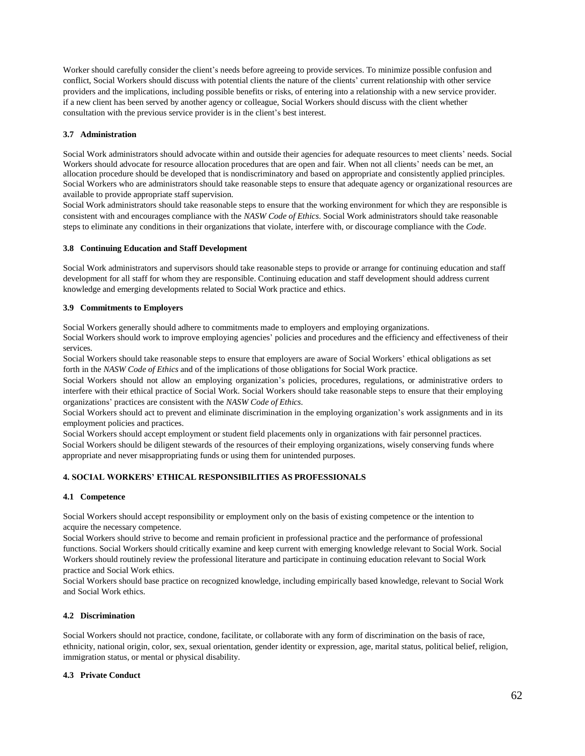Worker should carefully consider the client's needs before agreeing to provide services. To minimize possible confusion and conflict, Social Workers should discuss with potential clients the nature of the clients' current relationship with other service providers and the implications, including possible benefits or risks, of entering into a relationship with a new service provider. if a new client has been served by another agency or colleague, Social Workers should discuss with the client whether consultation with the previous service provider is in the client's best interest.

#### 3.7 Administration

Social Work administrators should advocate within and outside their agencies for adequate resources to meet clients' needs. Social Workers should advocate for resource allocation procedures that are open and fair. When not all clients' needs can be met, an allocation procedure should be developed that is nondiscriminatory and based on appropriate and consistently applied principles. Social Workers who are administrators should take reasonable steps to ensure that adequate agency or organizational resources are available to provide appropriate staff supervision.

Social Work administrators should take reasonable steps to ensure that the working environment for which they are responsible is consistent with and encourages compliance with the *NASW Code of Ethics*. Social Work administrators should take reasonable steps to eliminate any conditions in their organizations that violate, interfere with, or discourage compliance with the *Code*.

#### 3.8 Continuing Education and Staff Development

Social Work administrators and supervisors should take reasonable steps to provide or arrange for continuing education and staff development for all staff for whom they are responsible. Continuing education and staff development should address current knowledge and emerging developments related to Social Work practice and ethics.

#### 3.9 Commitments to Employers

Social Workers generally should adhere to commitments made to employers and employing organizations.

Social Workers should work to improve employing agencies' policies and procedures and the efficiency and effectiveness of their services.

Social Workers should take reasonable steps to ensure that employers are aware of Social Workers' ethical obligations as set forth in the *NASW Code of Ethics* and of the implications of those obligations for Social Work practice.

Social Workers should not allow an employing organization's policies, procedures, regulations, or administrative orders to interfere with their ethical practice of Social Work. Social Workers should take reasonable steps to ensure that their employing organizations' practices are consistent with the *NASW Code of Ethics*.

Social Workers should act to prevent and eliminate discrimination in the employing organization's work assignments and in its employment policies and practices.

Social Workers should accept employment or student field placements only in organizations with fair personnel practices.

Social Workers should be diligent stewards of the resources of their employing organizations, wisely conserving funds where appropriate and never misappropriating funds or using them for unintended purposes.

### 4. SOCIAL WORKERS' ETHICAL RESPONSIBILITIES AS PROFESSIONALS

#### 4.1 Competence

Social Workers should accept responsibility or employment only on the basis of existing competence or the intention to acquire the necessary competence.

Social Workers should strive to become and remain proficient in professional practice and the performance of professional functions. Social Workers should critically examine and keep current with emerging knowledge relevant to Social Work. Social Workers should routinely review the professional literature and participate in continuing education relevant to Social Work practice and Social Work ethics.

Social Workers should base practice on recognized knowledge, including empirically based knowledge, relevant to Social Work and Social Work ethics.

#### 4.2 Discrimination

Social Workers should not practice, condone, facilitate, or collaborate with any form of discrimination on the basis of race, ethnicity, national origin, color, sex, sexual orientation, gender identity or expression, age, marital status, political belief, religion, immigration status, or mental or physical disability.

#### 4.3 Private Conduct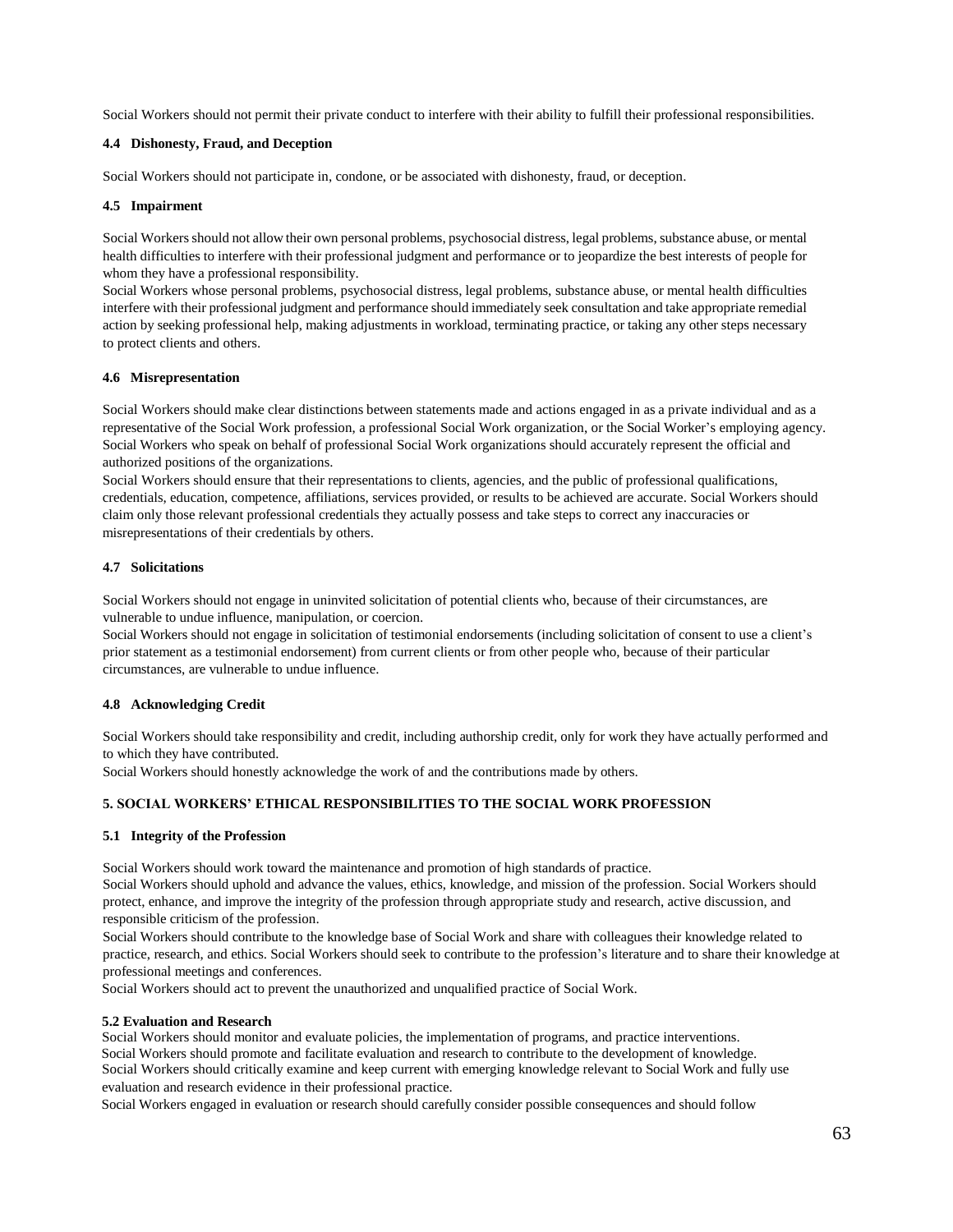Social Workers should not permit their private conduct to interfere with their ability to fulfill their professional responsibilities.

### 4.4 Dishonesty, Fraud, and Deception

Social Workers should not participate in, condone, or be associated with dishonesty, fraud, or deception.

### 4.5 Impairment

Social Workers should not allow their own personal problems, psychosocial distress, legal problems, substance abuse, or mental health difficulties to interfere with their professional judgment and performance or to jeopardize the best interests of people for whom they have a professional responsibility.

Social Workers whose personal problems, psychosocial distress, legal problems, substance abuse, or mental health difficulties interfere with their professional judgment and performance should immediately seek consultation and take appropriate remedial action by seeking professional help, making adjustments in workload, terminating practice, or taking any other steps necessary to protect clients and others.

### 4.6 Misrepresentation

Social Workers should make clear distinctions between statements made and actions engaged in as a private individual and as a representative of the Social Work profession, a professional Social Work organization, or the Social Worker's employing agency. Social Workers who speak on behalf of professional Social Work organizations should accurately represent the official and authorized positions of the organizations.

Social Workers should ensure that their representations to clients, agencies, and the public of professional qualifications, credentials, education, competence, affiliations, services provided, or results to be achieved are accurate. Social Workers should claim only those relevant professional credentials they actually possess and take steps to correct any inaccuracies or misrepresentations of their credentials by others.

### 4.7 Solicitations

Social Workers should not engage in uninvited solicitation of potential clients who, because of their circumstances, are vulnerable to undue influence, manipulation, or coercion.

Social Workers should not engage in solicitation of testimonial endorsements (including solicitation of consent to use a client's prior statement as a testimonial endorsement) from current clients or from other people who, because of their particular circumstances, are vulnerable to undue influence.

### 4.8 Acknowledging Credit

Social Workers should take responsibility and credit, including authorship credit, only for work they have actually performed and to which they have contributed.

Social Workers should honestly acknowledge the work of and the contributions made by others.

## 5. SOCIAL WORKERS' ETHICAL RESPONSIBILITIES TO THE SOCIAL WORK PROFESSION

### 5.1 Integrity of the Profession

Social Workers should work toward the maintenance and promotion of high standards of practice.

Social Workers should uphold and advance the values, ethics, knowledge, and mission of the profession. Social Workers should protect, enhance, and improve the integrity of the profession through appropriate study and research, active discussion, and responsible criticism of the profession.

Social Workers should contribute to the knowledge base of Social Work and share with colleagues their knowledge related to practice, research, and ethics. Social Workers should seek to contribute to the profession's literature and to share their knowledge at professional meetings and conferences.

Social Workers should act to prevent the unauthorized and unqualified practice of Social Work.

### 5.2 Evaluation and Research

Social Workers should monitor and evaluate policies, the implementation of programs, and practice interventions.

Social Workers should promote and facilitate evaluation and research to contribute to the development of knowledge.

Social Workers should critically examine and keep current with emerging knowledge relevant to Social Work and fully use evaluation and research evidence in their professional practice.

Social Workers engaged in evaluation or research should carefully consider possible consequences and should follow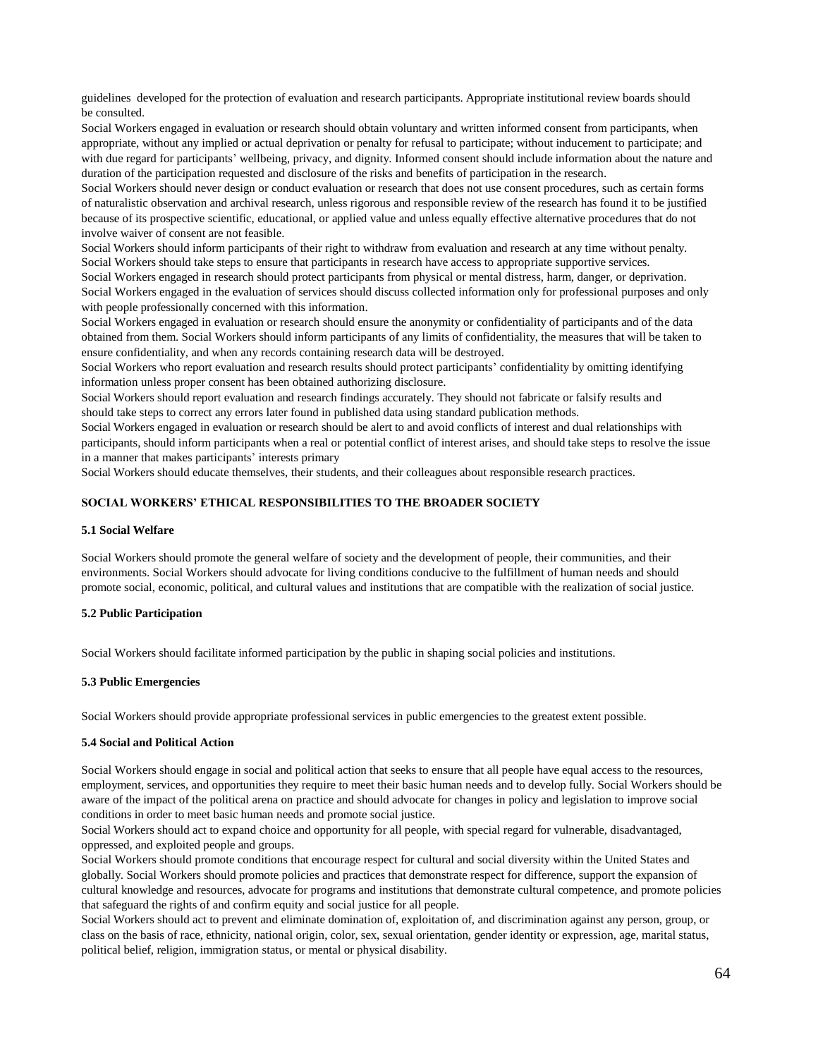guidelines developed for the protection of evaluation and research participants. Appropriate institutional review boards should be consulted.

Social Workers engaged in evaluation or research should obtain voluntary and written informed consent from participants, when appropriate, without any implied or actual deprivation or penalty for refusal to participate; without inducement to participate; and with due regard for participants' wellbeing, privacy, and dignity. Informed consent should include information about the nature and duration of the participation requested and disclosure of the risks and benefits of participation in the research.

Social Workers should never design or conduct evaluation or research that does not use consent procedures, such as certain forms of naturalistic observation and archival research, unless rigorous and responsible review of the research has found it to be justified because of its prospective scientific, educational, or applied value and unless equally effective alternative procedures that do not involve waiver of consent are not feasible.

Social Workers should inform participants of their right to withdraw from evaluation and research at any time without penalty.

Social Workers should take steps to ensure that participants in research have access to appropriate supportive services.

Social Workers engaged in research should protect participants from physical or mental distress, harm, danger, or deprivation.

Social Workers engaged in the evaluation of services should discuss collected information only for professional purposes and only with people professionally concerned with this information.

Social Workers engaged in evaluation or research should ensure the anonymity or confidentiality of participants and of the data obtained from them. Social Workers should inform participants of any limits of confidentiality, the measures that will be taken to ensure confidentiality, and when any records containing research data will be destroyed.

Social Workers who report evaluation and research results should protect participants' confidentiality by omitting identifying information unless proper consent has been obtained authorizing disclosure.

Social Workers should report evaluation and research findings accurately. They should not fabricate or falsify results and should take steps to correct any errors later found in published data using standard publication methods.

Social Workers engaged in evaluation or research should be alert to and avoid conflicts of interest and dual relationships with participants, should inform participants when a real or potential conflict of interest arises, and should take steps to resolve the issue in a manner that makes participants' interests primary

Social Workers should educate themselves, their students, and their colleagues about responsible research practices.

## SOCIAL WORKERS' ETHICAL RESPONSIBILITIES TO THE BROADER SOCIETY

### 5.1 Social Welfare

Social Workers should promote the general welfare of society and the development of people, their communities, and their environments. Social Workers should advocate for living conditions conducive to the fulfillment of human needs and should promote social, economic, political, and cultural values and institutions that are compatible with the realization of social justice.

### 5.2 Public Participation

Social Workers should facilitate informed participation by the public in shaping social policies and institutions.

### 5.3 Public Emergencies

Social Workers should provide appropriate professional services in public emergencies to the greatest extent possible.

### 5.4 Social and Political Action

Social Workers should engage in social and political action that seeks to ensure that all people have equal access to the resources, employment, services, and opportunities they require to meet their basic human needs and to develop fully. Social Workers should be aware of the impact of the political arena on practice and should advocate for changes in policy and legislation to improve social conditions in order to meet basic human needs and promote social justice.

Social Workers should act to expand choice and opportunity for all people, with special regard for vulnerable, disadvantaged, oppressed, and exploited people and groups.

Social Workers should promote conditions that encourage respect for cultural and social diversity within the United States and globally. Social Workers should promote policies and practices that demonstrate respect for difference, support the expansion of cultural knowledge and resources, advocate for programs and institutions that demonstrate cultural competence, and promote policies that safeguard the rights of and confirm equity and social justice for all people.

Social Workers should act to prevent and eliminate domination of, exploitation of, and discrimination against any person, group, or class on the basis of race, ethnicity, national origin, color, sex, sexual orientation, gender identity or expression, age, marital status, political belief, religion, immigration status, or mental or physical disability.